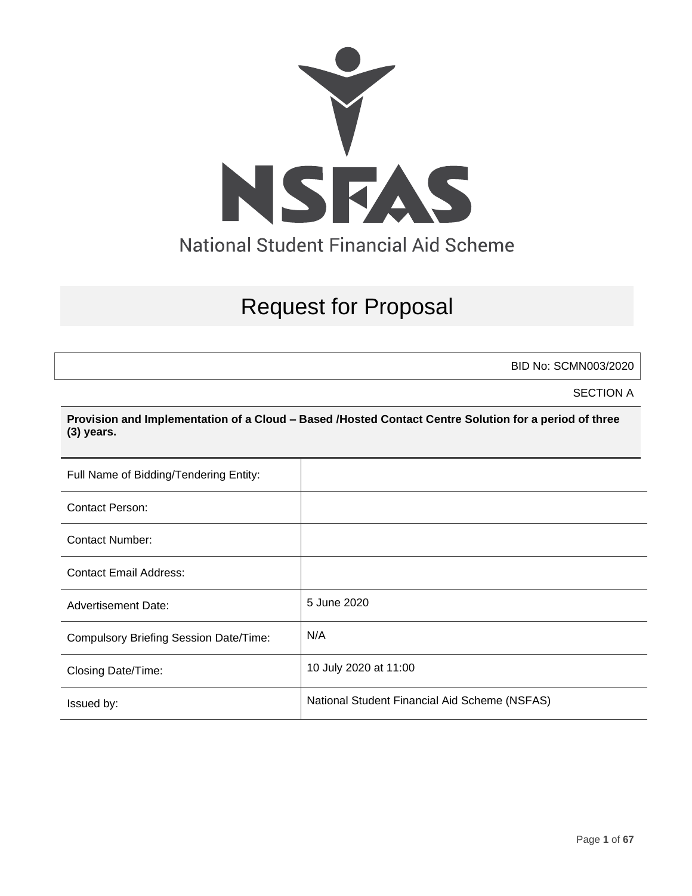NSFAS

National Student Financial Aid Scheme

# Request for Proposal

BID No: SCMN003/2020

SECTION A

**Provision and Implementation of a Cloud – Based /Hosted Contact Centre Solution for a period of three (3) years.**

| | |
|---|---|
| Full Name of Bidding/Tendering Entity: | |
| Contact Person: | |
| Contact Number: | |
| Contact Email Address: | |
| Advertisement Date: | 5 June 2020 |
| Compulsory Briefing Session Date/Time: | N/A |
| Closing Date/Time: | 10 July 2020 at 11:00 |
| Issued by: | National Student Financial Aid Scheme (NSFAS) |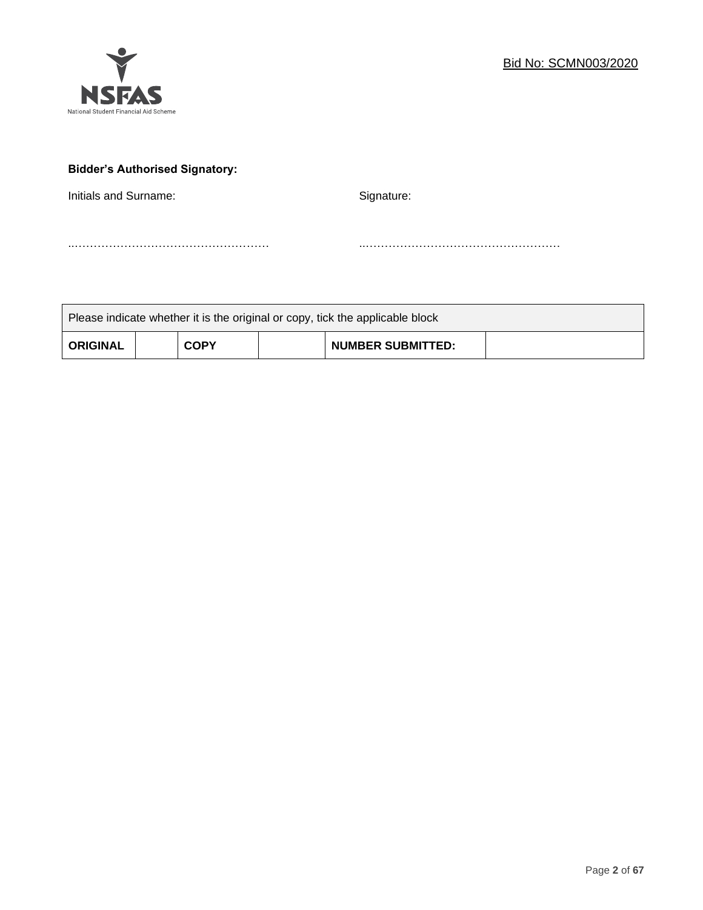Bid No: SCMN003/2020

**Bidder's Authorised Signatory:**

Initials and Surname: Signature:

……………………………………………… ………………………………………………

| Please indicate whether it is the original or copy, tick the applicable block | | | | | |
|---|---|---|---|---|---|
| **ORIGINAL** | | **COPY** | | **NUMBER SUBMITTED:** | |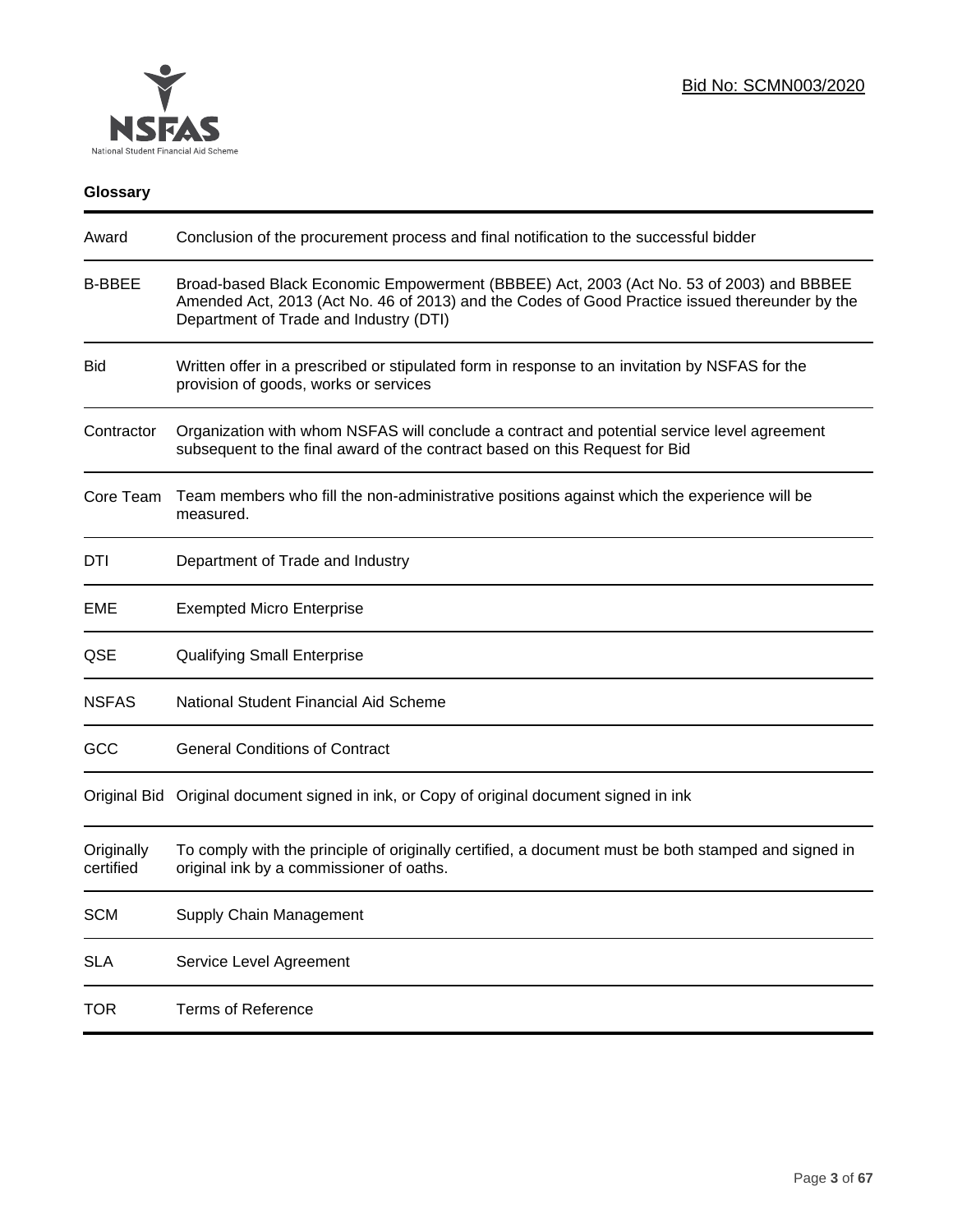**Glossary**

| Term | Definition |
| --- | --- |
| Award | Conclusion of the procurement process and final notification to the successful bidder |
| B-BBEE | Broad-based Black Economic Empowerment (BBBEE) Act, 2003 (Act No. 53 of 2003) and BBBEE Amended Act, 2013 (Act No. 46 of 2013) and the Codes of Good Practice issued thereunder by the Department of Trade and Industry (DTI) |
| Bid | Written offer in a prescribed or stipulated form in response to an invitation by NSFAS for the provision of goods, works or services |
| Contractor | Organization with whom NSFAS will conclude a contract and potential service level agreement subsequent to the final award of the contract based on this Request for Bid |
| Core Team | Team members who fill the non-administrative positions against which the experience will be measured. |
| DTI | Department of Trade and Industry |
| EME | Exempted Micro Enterprise |
| QSE | Qualifying Small Enterprise |
| NSFAS | National Student Financial Aid Scheme |
| GCC | General Conditions of Contract |
| Original Bid | Original document signed in ink, or Copy of original document signed in ink |
| Originally certified | To comply with the principle of originally certified, a document must be both stamped and signed in original ink by a commissioner of oaths. |
| SCM | Supply Chain Management |
| SLA | Service Level Agreement |
| TOR | Terms of Reference |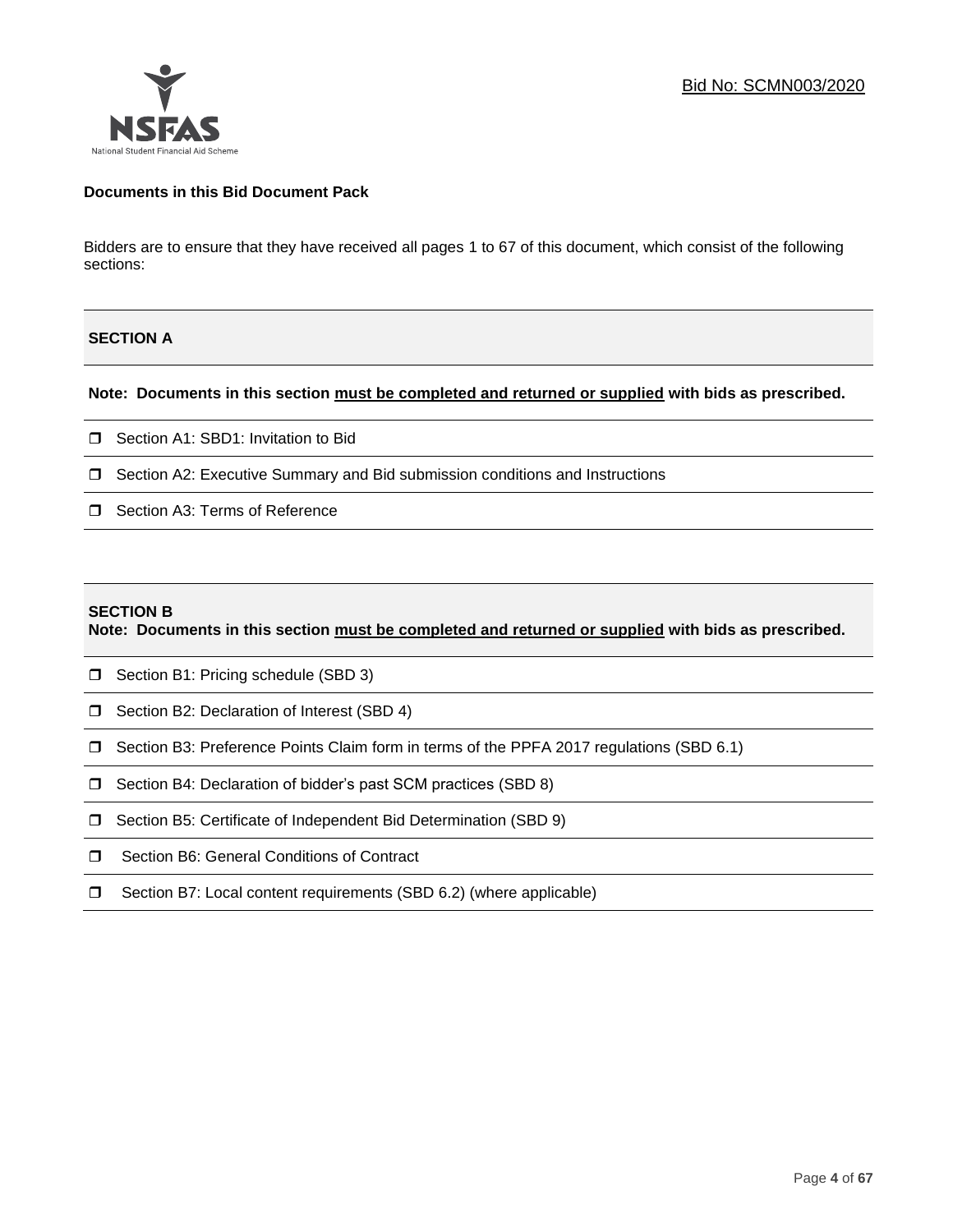Bid No: SCMN003/2020

**Documents in this Bid Document Pack**

Bidders are to ensure that they have received all pages 1 to 67 of this document, which consist of the following sections:

**SECTION A**

**Note: Documents in this section must be completed and returned or supplied with bids as prescribed.**

- ☐ Section A1: SBD1: Invitation to Bid
- ☐ Section A2: Executive Summary and Bid submission conditions and Instructions
- ☐ Section A3: Terms of Reference

**SECTION B**

**Note: Documents in this section must be completed and returned or supplied with bids as prescribed.**

- ☐ Section B1: Pricing schedule (SBD 3)
- ☐ Section B2: Declaration of Interest (SBD 4)
- ☐ Section B3: Preference Points Claim form in terms of the PPFA 2017 regulations (SBD 6.1)
- ☐ Section B4: Declaration of bidder's past SCM practices (SBD 8)
- ☐ Section B5: Certificate of Independent Bid Determination (SBD 9)
- ☐ Section B6: General Conditions of Contract
- ☐ Section B7: Local content requirements (SBD 6.2) (where applicable)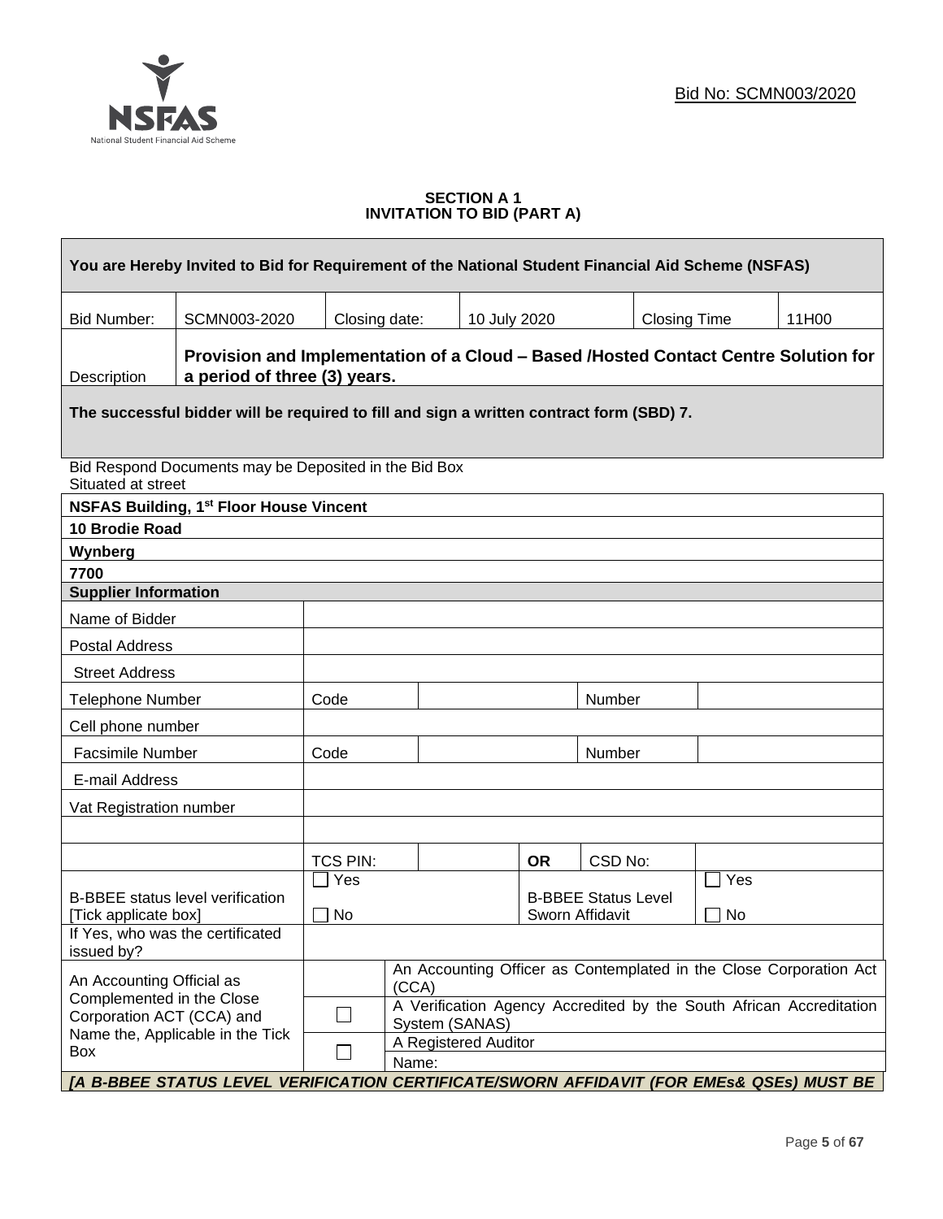Bid No: SCMN003/2020

**SECTION A 1**
**INVITATION TO BID (PART A)**

| **You are Hereby Invited to Bid for Requirement of the National Student Financial Aid Scheme (NSFAS)** | | | | | |
|---|---|---|---|---|---|
| Bid Number: | SCMN003-2020 | Closing date: | 10 July 2020 | Closing Time | 11H00 |
| Description | **Provision and Implementation of a Cloud – Based /Hosted Contact Centre Solution for a period of three (3) years.** | | | | |
| **The successful bidder will be required to fill and sign a written contract form (SBD) 7.** | | | | | |

Bid Respond Documents may be Deposited in the Bid Box
Situated at street

| **NSFAS Building, 1st Floor House Vincent** |
|---|
| **10 Brodie Road** |
| **Wynberg** |
| **7700** |

| **Supplier Information** | | | | | | |
|---|---|---|---|---|---|---|
| Name of Bidder | | | | | | |
| Postal Address | | | | | | |
| Street Address | | | | | | |
| Telephone Number | Code | | | Number | | |
| Cell phone number | | | | | | |
| Facsimile Number | Code | | | Number | | |
| E-mail Address | | | | | | |
| Vat Registration number | | | | | | |
| | | | | | | |
| | TCS PIN: | | OR | CSD No: | | |
| B-BBEE status level verification [Tick applicate box] | ☐ Yes ☐ No | | B-BBEE Status Level Sworn Affidavit | | ☐ Yes ☐ No | |
| If Yes, who was the certificated issued by? | | | | | | |
| An Accounting Official as Complemented in the Close Corporation ACT (CCA) and Name the, Applicable in the Tick Box | | An Accounting Officer as Contemplated in the Close Corporation Act (CCA) | | | | |
| | ☐ | A Verification Agency Accredited by the South African Accreditation System (SANAS) | | | | |
| | ☐ | A Registered Auditor | | | | |
| | | Name: | | | | |

***[A B-BBEE STATUS LEVEL VERIFICATION CERTIFICATE/SWORN AFFIDAVIT (FOR EMEs& QSEs) MUST BE***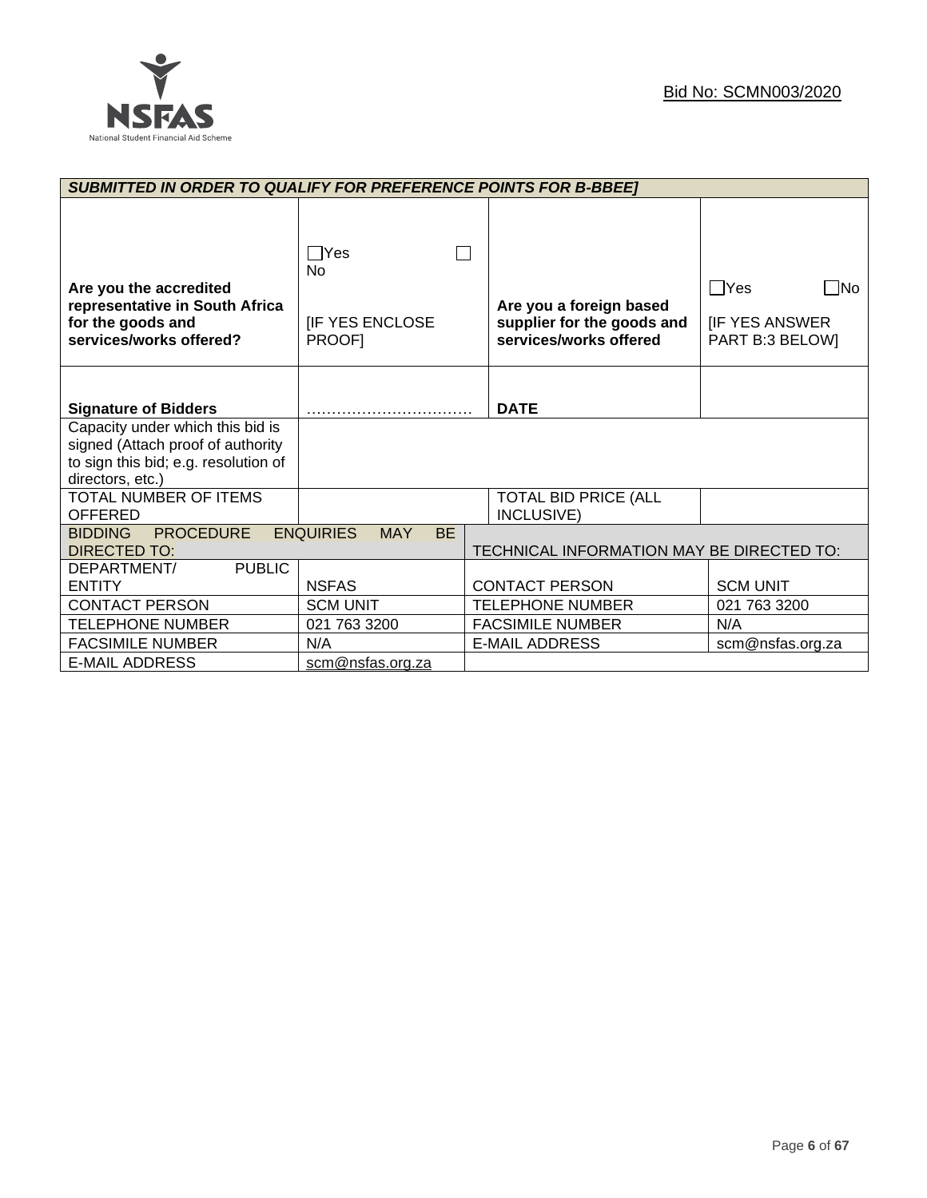Bid No: SCMN003/2020

| ***SUBMITTED IN ORDER TO QUALIFY FOR PREFERENCE POINTS FOR B-BBEE]*** | | | |
|---|---|---|---|
| **Are you the accredited representative in South Africa for the goods and services/works offered?** | ☐Yes ☐ No<br><br>[IF YES ENCLOSE PROOF] | **Are you a foreign based supplier for the goods and services/works offered** | ☐Yes ☐No<br><br>[IF YES ANSWER PART B:3 BELOW] |
| **Signature of Bidders** | …………………………… | **DATE** | |
| Capacity under which this bid is signed (Attach proof of authority to sign this bid; e.g. resolution of directors, etc.) | | | |
| TOTAL NUMBER OF ITEMS OFFERED | | TOTAL BID PRICE (ALL INCLUSIVE) | |

| BIDDING PROCEDURE ENQUIRIES MAY BE DIRECTED TO: | | TECHNICAL INFORMATION MAY BE DIRECTED TO: | |
|---|---|---|---|
| DEPARTMENT/ PUBLIC ENTITY | NSFAS | CONTACT PERSON | SCM UNIT |
| CONTACT PERSON | SCM UNIT | TELEPHONE NUMBER | 021 763 3200 |
| TELEPHONE NUMBER | 021 763 3200 | FACSIMILE NUMBER | N/A |
| FACSIMILE NUMBER | N/A | E-MAIL ADDRESS | scm@nsfas.org.za |
| E-MAIL ADDRESS | scm@nsfas.org.za | | |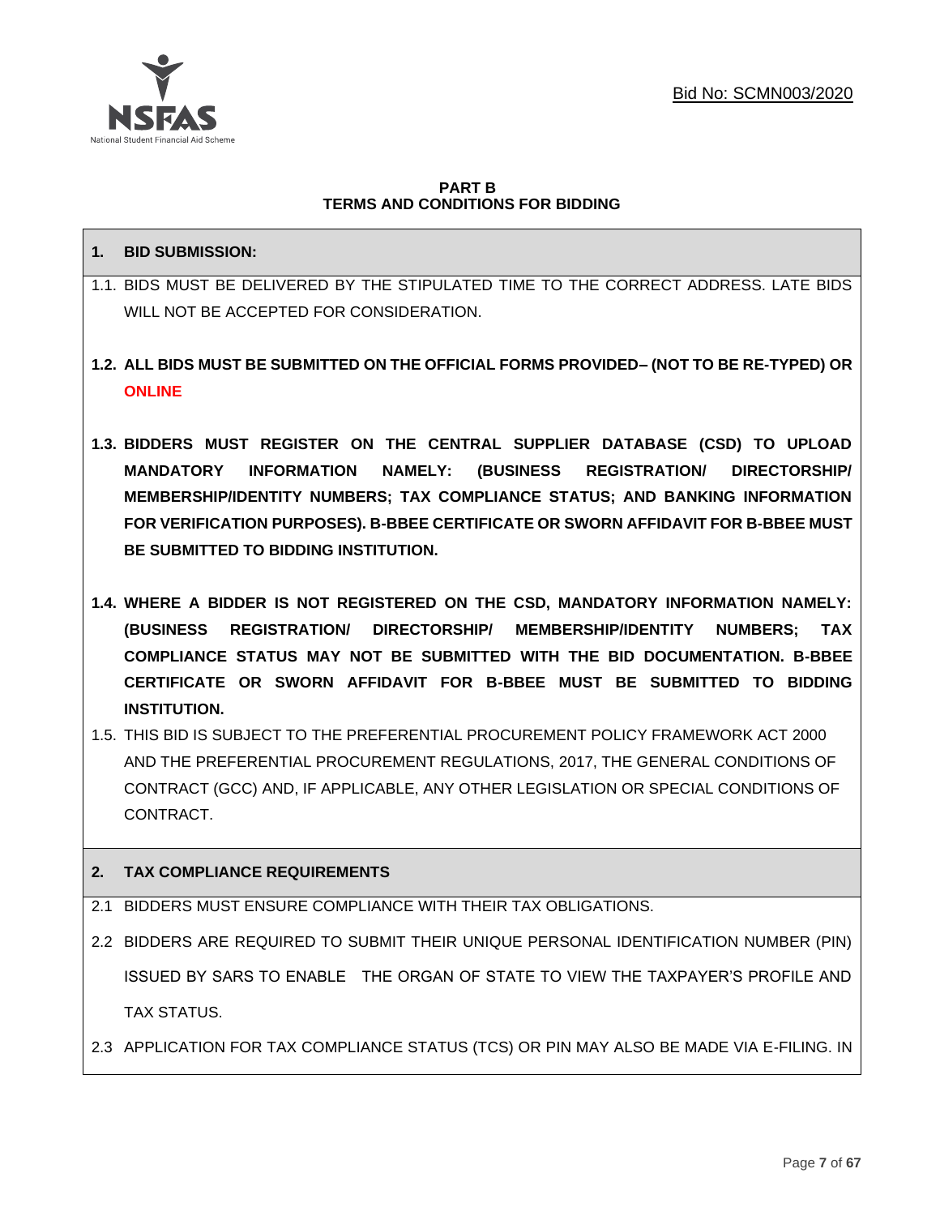Bid No: SCMN003/2020

**PART B**
**TERMS AND CONDITIONS FOR BIDDING**

**1. BID SUBMISSION:**

1.1. BIDS MUST BE DELIVERED BY THE STIPULATED TIME TO THE CORRECT ADDRESS. LATE BIDS WILL NOT BE ACCEPTED FOR CONSIDERATION.

**1.2. ALL BIDS MUST BE SUBMITTED ON THE OFFICIAL FORMS PROVIDED– (NOT TO BE RE-TYPED) OR ONLINE**

**1.3. BIDDERS MUST REGISTER ON THE CENTRAL SUPPLIER DATABASE (CSD) TO UPLOAD MANDATORY INFORMATION NAMELY: (BUSINESS REGISTRATION/ DIRECTORSHIP/ MEMBERSHIP/IDENTITY NUMBERS; TAX COMPLIANCE STATUS; AND BANKING INFORMATION FOR VERIFICATION PURPOSES). B-BBEE CERTIFICATE OR SWORN AFFIDAVIT FOR B-BBEE MUST BE SUBMITTED TO BIDDING INSTITUTION.**

**1.4. WHERE A BIDDER IS NOT REGISTERED ON THE CSD, MANDATORY INFORMATION NAMELY: (BUSINESS REGISTRATION/ DIRECTORSHIP/ MEMBERSHIP/IDENTITY NUMBERS; TAX COMPLIANCE STATUS MAY NOT BE SUBMITTED WITH THE BID DOCUMENTATION. B-BBEE CERTIFICATE OR SWORN AFFIDAVIT FOR B-BBEE MUST BE SUBMITTED TO BIDDING INSTITUTION.**

1.5. THIS BID IS SUBJECT TO THE PREFERENTIAL PROCUREMENT POLICY FRAMEWORK ACT 2000 AND THE PREFERENTIAL PROCUREMENT REGULATIONS, 2017, THE GENERAL CONDITIONS OF CONTRACT (GCC) AND, IF APPLICABLE, ANY OTHER LEGISLATION OR SPECIAL CONDITIONS OF CONTRACT.

**2. TAX COMPLIANCE REQUIREMENTS**

2.1 BIDDERS MUST ENSURE COMPLIANCE WITH THEIR TAX OBLIGATIONS.

2.2 BIDDERS ARE REQUIRED TO SUBMIT THEIR UNIQUE PERSONAL IDENTIFICATION NUMBER (PIN) ISSUED BY SARS TO ENABLE THE ORGAN OF STATE TO VIEW THE TAXPAYER'S PROFILE AND TAX STATUS.

2.3 APPLICATION FOR TAX COMPLIANCE STATUS (TCS) OR PIN MAY ALSO BE MADE VIA E-FILING. IN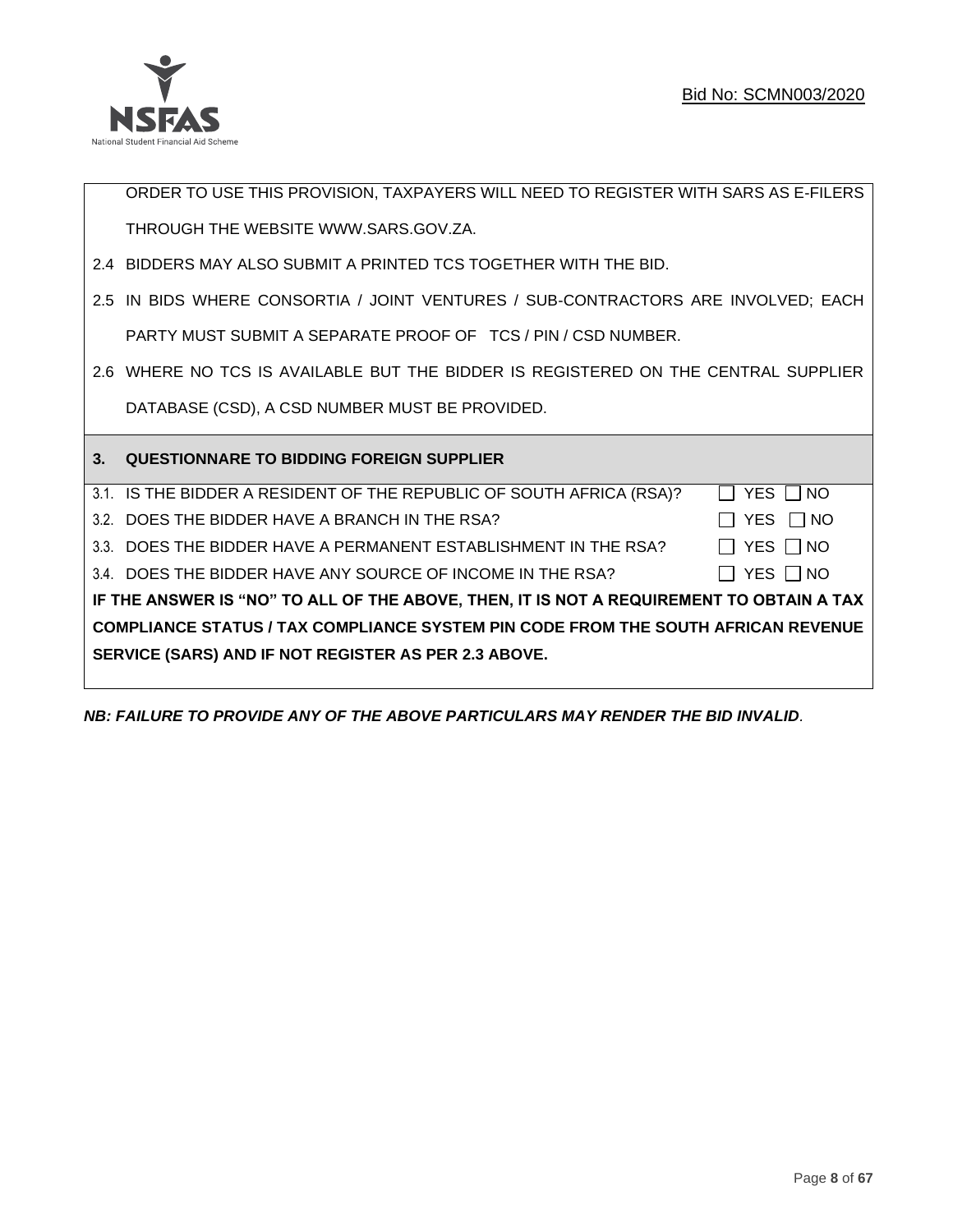ORDER TO USE THIS PROVISION, TAXPAYERS WILL NEED TO REGISTER WITH SARS AS E-FILERS THROUGH THE WEBSITE WWW.SARS.GOV.ZA.

2.4 BIDDERS MAY ALSO SUBMIT A PRINTED TCS TOGETHER WITH THE BID.

2.5 IN BIDS WHERE CONSORTIA / JOINT VENTURES / SUB-CONTRACTORS ARE INVOLVED; EACH PARTY MUST SUBMIT A SEPARATE PROOF OF TCS / PIN / CSD NUMBER.

2.6 WHERE NO TCS IS AVAILABLE BUT THE BIDDER IS REGISTERED ON THE CENTRAL SUPPLIER DATABASE (CSD), A CSD NUMBER MUST BE PROVIDED.

## 3. QUESTIONNARE TO BIDDING FOREIGN SUPPLIER

3.1. IS THE BIDDER A RESIDENT OF THE REPUBLIC OF SOUTH AFRICA (RSA)? ☐ YES ☐ NO

3.2. DOES THE BIDDER HAVE A BRANCH IN THE RSA? ☐ YES ☐ NO

3.3. DOES THE BIDDER HAVE A PERMANENT ESTABLISHMENT IN THE RSA? ☐ YES ☐ NO

3.4. DOES THE BIDDER HAVE ANY SOURCE OF INCOME IN THE RSA? ☐ YES ☐ NO

**IF THE ANSWER IS "NO" TO ALL OF THE ABOVE, THEN, IT IS NOT A REQUIREMENT TO OBTAIN A TAX COMPLIANCE STATUS / TAX COMPLIANCE SYSTEM PIN CODE FROM THE SOUTH AFRICAN REVENUE SERVICE (SARS) AND IF NOT REGISTER AS PER 2.3 ABOVE.**

***NB: FAILURE TO PROVIDE ANY OF THE ABOVE PARTICULARS MAY RENDER THE BID INVALID.***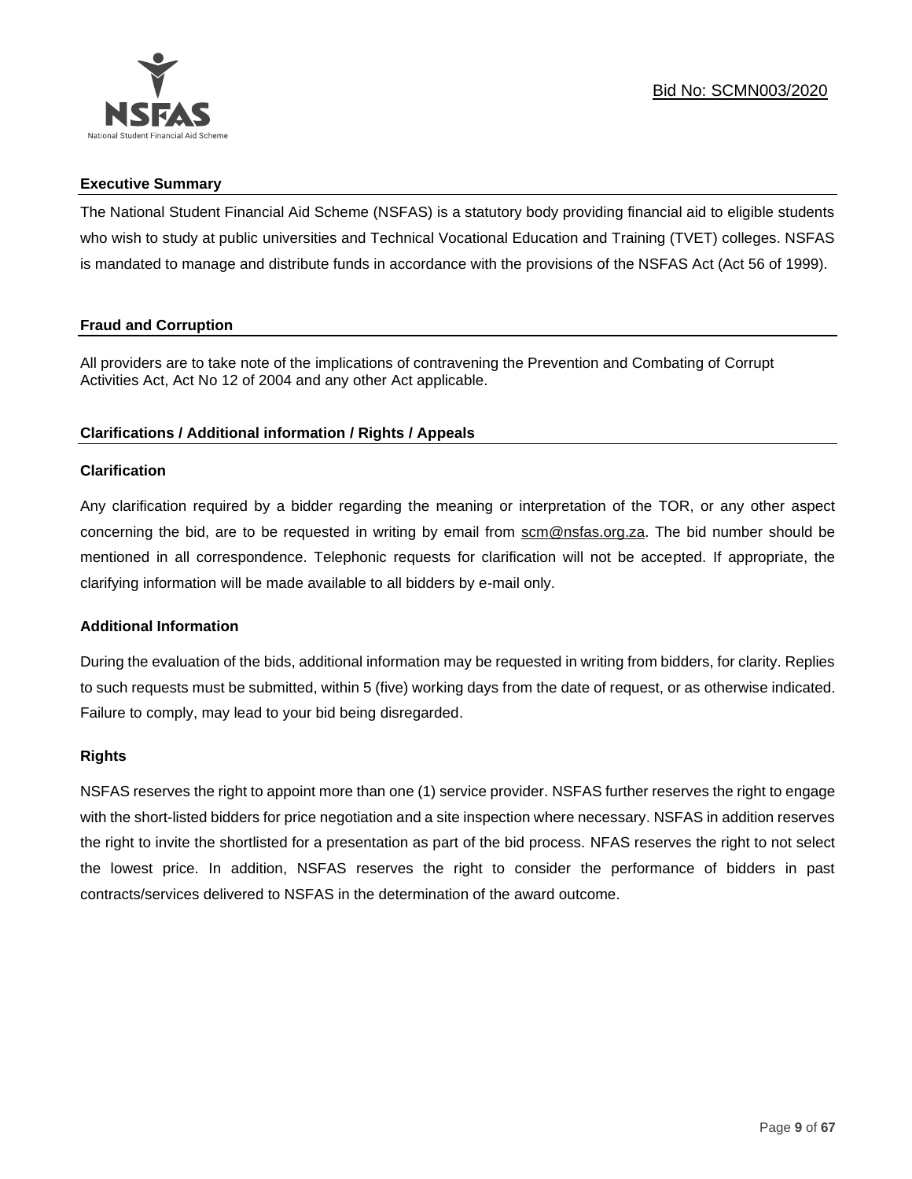## Executive Summary

The National Student Financial Aid Scheme (NSFAS) is a statutory body providing financial aid to eligible students who wish to study at public universities and Technical Vocational Education and Training (TVET) colleges. NSFAS is mandated to manage and distribute funds in accordance with the provisions of the NSFAS Act (Act 56 of 1999).

## Fraud and Corruption

All providers are to take note of the implications of contravening the Prevention and Combating of Corrupt Activities Act, Act No 12 of 2004 and any other Act applicable.

## Clarifications / Additional information / Rights / Appeals

### Clarification

Any clarification required by a bidder regarding the meaning or interpretation of the TOR, or any other aspect concerning the bid, are to be requested in writing by email from scm@nsfas.org.za. The bid number should be mentioned in all correspondence. Telephonic requests for clarification will not be accepted. If appropriate, the clarifying information will be made available to all bidders by e-mail only.

### Additional Information

During the evaluation of the bids, additional information may be requested in writing from bidders, for clarity. Replies to such requests must be submitted, within 5 (five) working days from the date of request, or as otherwise indicated. Failure to comply, may lead to your bid being disregarded.

### Rights

NSFAS reserves the right to appoint more than one (1) service provider. NSFAS further reserves the right to engage with the short-listed bidders for price negotiation and a site inspection where necessary. NSFAS in addition reserves the right to invite the shortlisted for a presentation as part of the bid process. NFAS reserves the right to not select the lowest price. In addition, NSFAS reserves the right to consider the performance of bidders in past contracts/services delivered to NSFAS in the determination of the award outcome.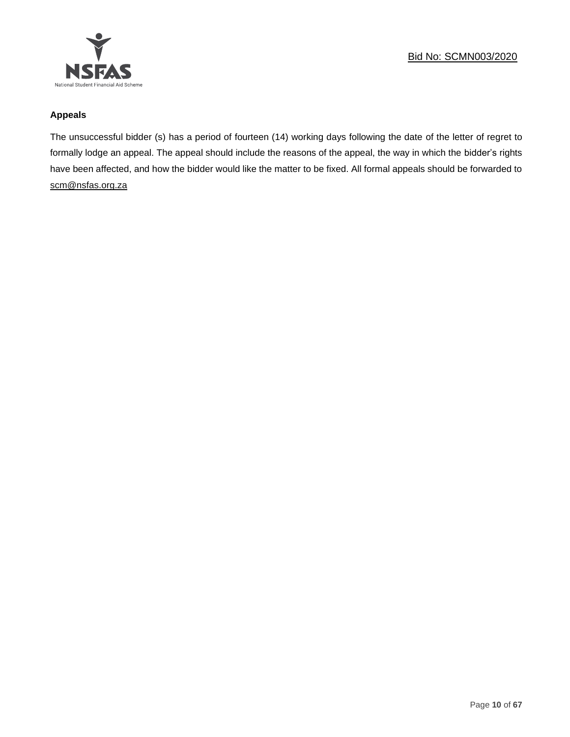**Appeals**

The unsuccessful bidder (s) has a period of fourteen (14) working days following the date of the letter of regret to formally lodge an appeal. The appeal should include the reasons of the appeal, the way in which the bidder's rights have been affected, and how the bidder would like the matter to be fixed. All formal appeals should be forwarded to scm@nsfas.org.za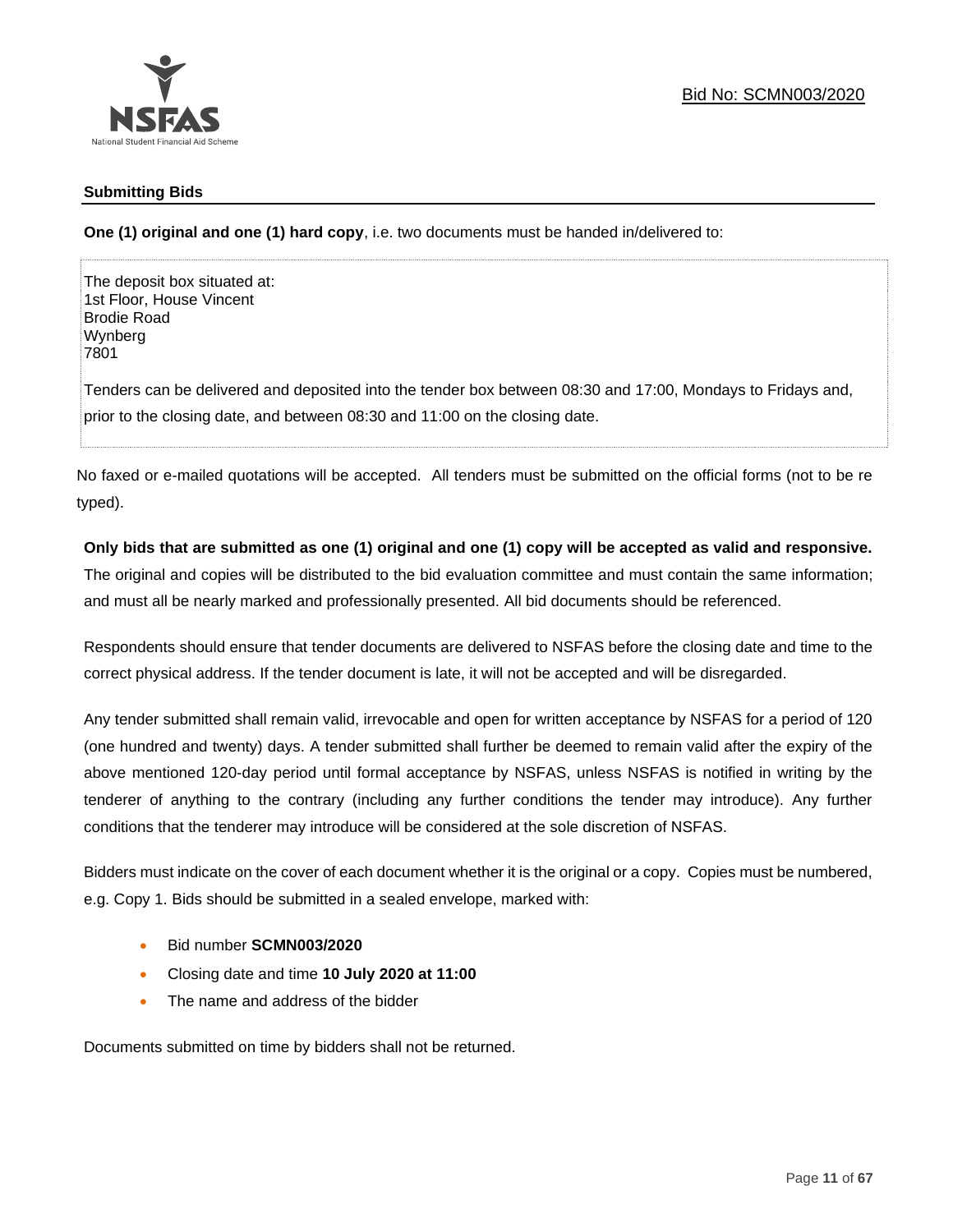Bid No: SCMN003/2020

## Submitting Bids

**One (1) original and one (1) hard copy**, i.e. two documents must be handed in/delivered to:

The deposit box situated at:
1st Floor, House Vincent
Brodie Road
Wynberg
7801

Tenders can be delivered and deposited into the tender box between 08:30 and 17:00, Mondays to Fridays and, prior to the closing date, and between 08:30 and 11:00 on the closing date.

No faxed or e-mailed quotations will be accepted. All tenders must be submitted on the official forms (not to be re typed).

**Only bids that are submitted as one (1) original and one (1) copy will be accepted as valid and responsive.** The original and copies will be distributed to the bid evaluation committee and must contain the same information; and must all be nearly marked and professionally presented. All bid documents should be referenced.

Respondents should ensure that tender documents are delivered to NSFAS before the closing date and time to the correct physical address. If the tender document is late, it will not be accepted and will be disregarded.

Any tender submitted shall remain valid, irrevocable and open for written acceptance by NSFAS for a period of 120 (one hundred and twenty) days. A tender submitted shall further be deemed to remain valid after the expiry of the above mentioned 120-day period until formal acceptance by NSFAS, unless NSFAS is notified in writing by the tenderer of anything to the contrary (including any further conditions the tender may introduce). Any further conditions that the tenderer may introduce will be considered at the sole discretion of NSFAS.

Bidders must indicate on the cover of each document whether it is the original or a copy. Copies must be numbered, e.g. Copy 1. Bids should be submitted in a sealed envelope, marked with:

- Bid number **SCMN003/2020**
- Closing date and time **10 July 2020 at 11:00**
- The name and address of the bidder

Documents submitted on time by bidders shall not be returned.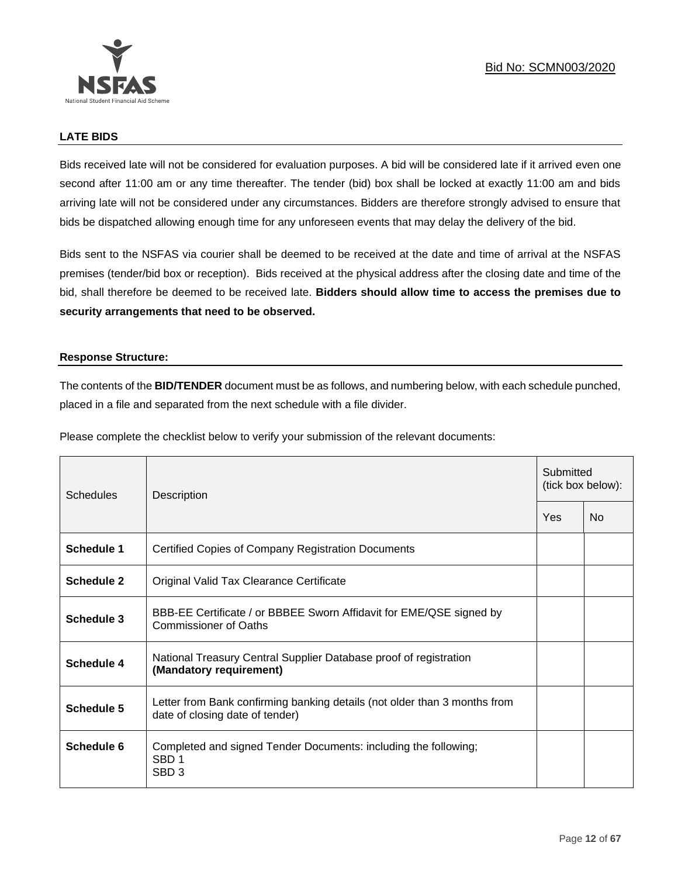## LATE BIDS

Bids received late will not be considered for evaluation purposes. A bid will be considered late if it arrived even one second after 11:00 am or any time thereafter. The tender (bid) box shall be locked at exactly 11:00 am and bids arriving late will not be considered under any circumstances. Bidders are therefore strongly advised to ensure that bids be dispatched allowing enough time for any unforeseen events that may delay the delivery of the bid.

Bids sent to the NSFAS via courier shall be deemed to be received at the date and time of arrival at the NSFAS premises (tender/bid box or reception). Bids received at the physical address after the closing date and time of the bid, shall therefore be deemed to be received late. **Bidders should allow time to access the premises due to security arrangements that need to be observed.**

## Response Structure:

The contents of the **BID/TENDER** document must be as follows, and numbering below, with each schedule punched, placed in a file and separated from the next schedule with a file divider.

Please complete the checklist below to verify your submission of the relevant documents:

| Schedules | Description | Submitted (tick box below): | |
|---|---|---|---|
| | | Yes | No |
| **Schedule 1** | Certified Copies of Company Registration Documents | | |
| **Schedule 2** | Original Valid Tax Clearance Certificate | | |
| **Schedule 3** | BBB-EE Certificate / or BBBEE Sworn Affidavit for EME/QSE signed by Commissioner of Oaths | | |
| **Schedule 4** | National Treasury Central Supplier Database proof of registration **(Mandatory requirement)** | | |
| **Schedule 5** | Letter from Bank confirming banking details (not older than 3 months from date of closing date of tender) | | |
| **Schedule 6** | Completed and signed Tender Documents: including the following; SBD 1 SBD 3 | | |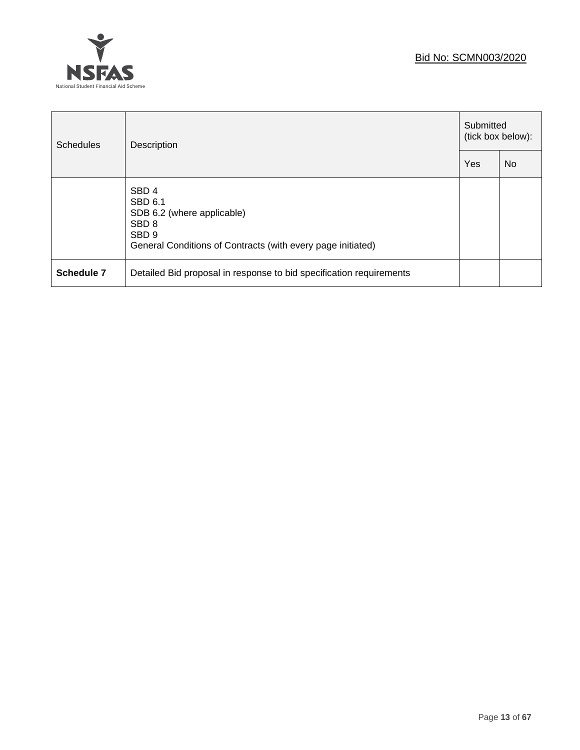| Schedules | Description | Submitted (tick box below): | |
|---|---|---|---|
| | | Yes | No |
| | SBD 4<br>SBD 6.1<br>SDB 6.2 (where applicable)<br>SBD 8<br>SBD 9<br>General Conditions of Contracts (with every page initiated) | | |
| **Schedule 7** | Detailed Bid proposal in response to bid specification requirements | | |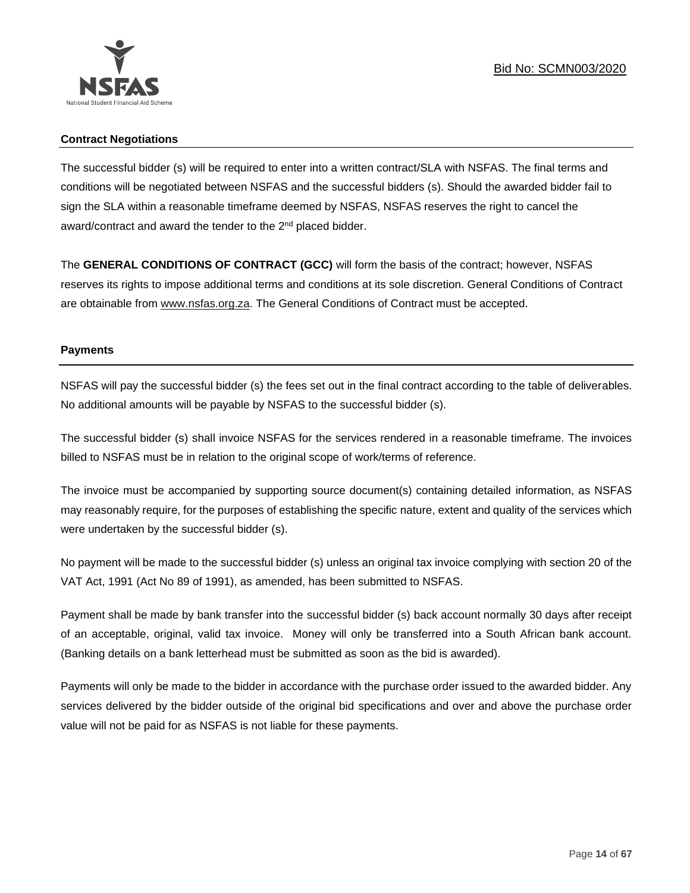### Contract Negotiations

The successful bidder (s) will be required to enter into a written contract/SLA with NSFAS. The final terms and conditions will be negotiated between NSFAS and the successful bidders (s). Should the awarded bidder fail to sign the SLA within a reasonable timeframe deemed by NSFAS, NSFAS reserves the right to cancel the award/contract and award the tender to the 2nd placed bidder.

The **GENERAL CONDITIONS OF CONTRACT (GCC)** will form the basis of the contract; however, NSFAS reserves its rights to impose additional terms and conditions at its sole discretion. General Conditions of Contract are obtainable from www.nsfas.org.za. The General Conditions of Contract must be accepted.

### Payments

NSFAS will pay the successful bidder (s) the fees set out in the final contract according to the table of deliverables. No additional amounts will be payable by NSFAS to the successful bidder (s).

The successful bidder (s) shall invoice NSFAS for the services rendered in a reasonable timeframe. The invoices billed to NSFAS must be in relation to the original scope of work/terms of reference.

The invoice must be accompanied by supporting source document(s) containing detailed information, as NSFAS may reasonably require, for the purposes of establishing the specific nature, extent and quality of the services which were undertaken by the successful bidder (s).

No payment will be made to the successful bidder (s) unless an original tax invoice complying with section 20 of the VAT Act, 1991 (Act No 89 of 1991), as amended, has been submitted to NSFAS.

Payment shall be made by bank transfer into the successful bidder (s) back account normally 30 days after receipt of an acceptable, original, valid tax invoice. Money will only be transferred into a South African bank account. (Banking details on a bank letterhead must be submitted as soon as the bid is awarded).

Payments will only be made to the bidder in accordance with the purchase order issued to the awarded bidder. Any services delivered by the bidder outside of the original bid specifications and over and above the purchase order value will not be paid for as NSFAS is not liable for these payments.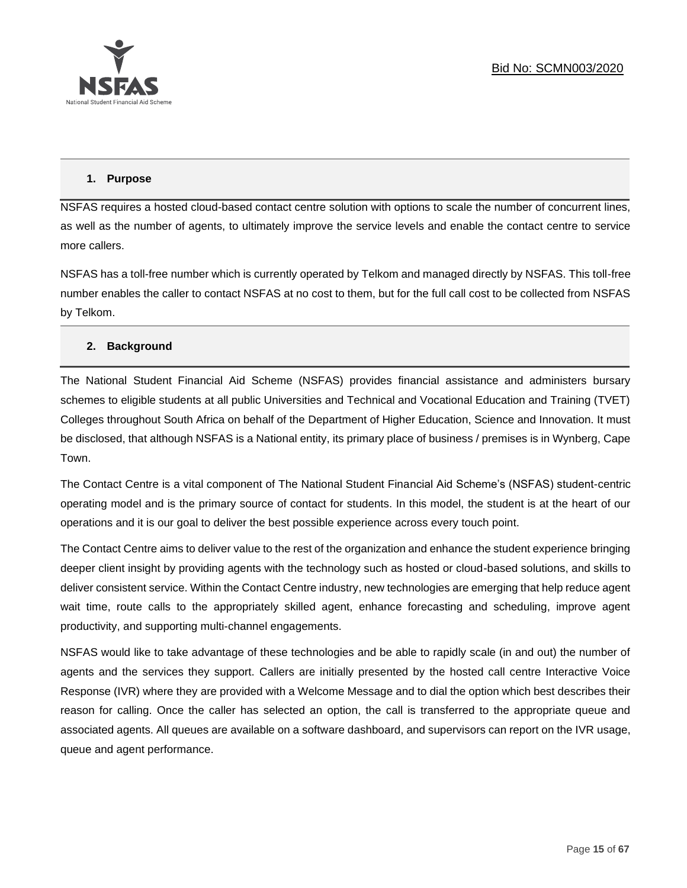## 1. Purpose

NSFAS requires a hosted cloud-based contact centre solution with options to scale the number of concurrent lines, as well as the number of agents, to ultimately improve the service levels and enable the contact centre to service more callers.

NSFAS has a toll-free number which is currently operated by Telkom and managed directly by NSFAS. This toll-free number enables the caller to contact NSFAS at no cost to them, but for the full call cost to be collected from NSFAS by Telkom.

## 2. Background

The National Student Financial Aid Scheme (NSFAS) provides financial assistance and administers bursary schemes to eligible students at all public Universities and Technical and Vocational Education and Training (TVET) Colleges throughout South Africa on behalf of the Department of Higher Education, Science and Innovation. It must be disclosed, that although NSFAS is a National entity, its primary place of business / premises is in Wynberg, Cape Town.

The Contact Centre is a vital component of The National Student Financial Aid Scheme's (NSFAS) student-centric operating model and is the primary source of contact for students. In this model, the student is at the heart of our operations and it is our goal to deliver the best possible experience across every touch point.

The Contact Centre aims to deliver value to the rest of the organization and enhance the student experience bringing deeper client insight by providing agents with the technology such as hosted or cloud-based solutions, and skills to deliver consistent service. Within the Contact Centre industry, new technologies are emerging that help reduce agent wait time, route calls to the appropriately skilled agent, enhance forecasting and scheduling, improve agent productivity, and supporting multi-channel engagements.

NSFAS would like to take advantage of these technologies and be able to rapidly scale (in and out) the number of agents and the services they support. Callers are initially presented by the hosted call centre Interactive Voice Response (IVR) where they are provided with a Welcome Message and to dial the option which best describes their reason for calling. Once the caller has selected an option, the call is transferred to the appropriate queue and associated agents. All queues are available on a software dashboard, and supervisors can report on the IVR usage, queue and agent performance.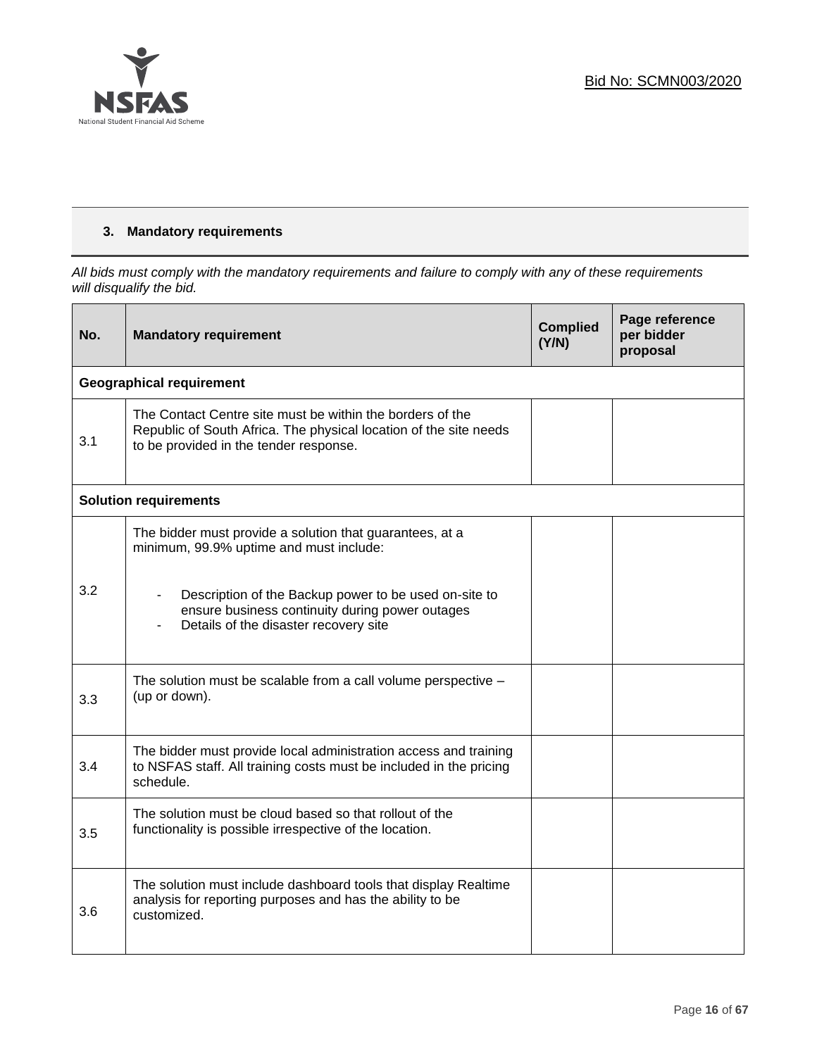Bid No: SCMN003/2020

### 3. Mandatory requirements

*All bids must comply with the mandatory requirements and failure to comply with any of these requirements will disqualify the bid.*

| No. | Mandatory requirement | Complied (Y/N) | Page reference per bidder proposal |
|---|---|---|---|
| **Geographical requirement** | | | |
| 3.1 | The Contact Centre site must be within the borders of the Republic of South Africa. The physical location of the site needs to be provided in the tender response. | | |
| **Solution requirements** | | | |
| 3.2 | The bidder must provide a solution that guarantees, at a minimum, 99.9% uptime and must include:<br><br>- Description of the Backup power to be used on-site to ensure business continuity during power outages<br>- Details of the disaster recovery site | | |
| 3.3 | The solution must be scalable from a call volume perspective – (up or down). | | |
| 3.4 | The bidder must provide local administration access and training to NSFAS staff. All training costs must be included in the pricing schedule. | | |
| 3.5 | The solution must be cloud based so that rollout of the functionality is possible irrespective of the location. | | |
| 3.6 | The solution must include dashboard tools that display Realtime analysis for reporting purposes and has the ability to be customized. | | |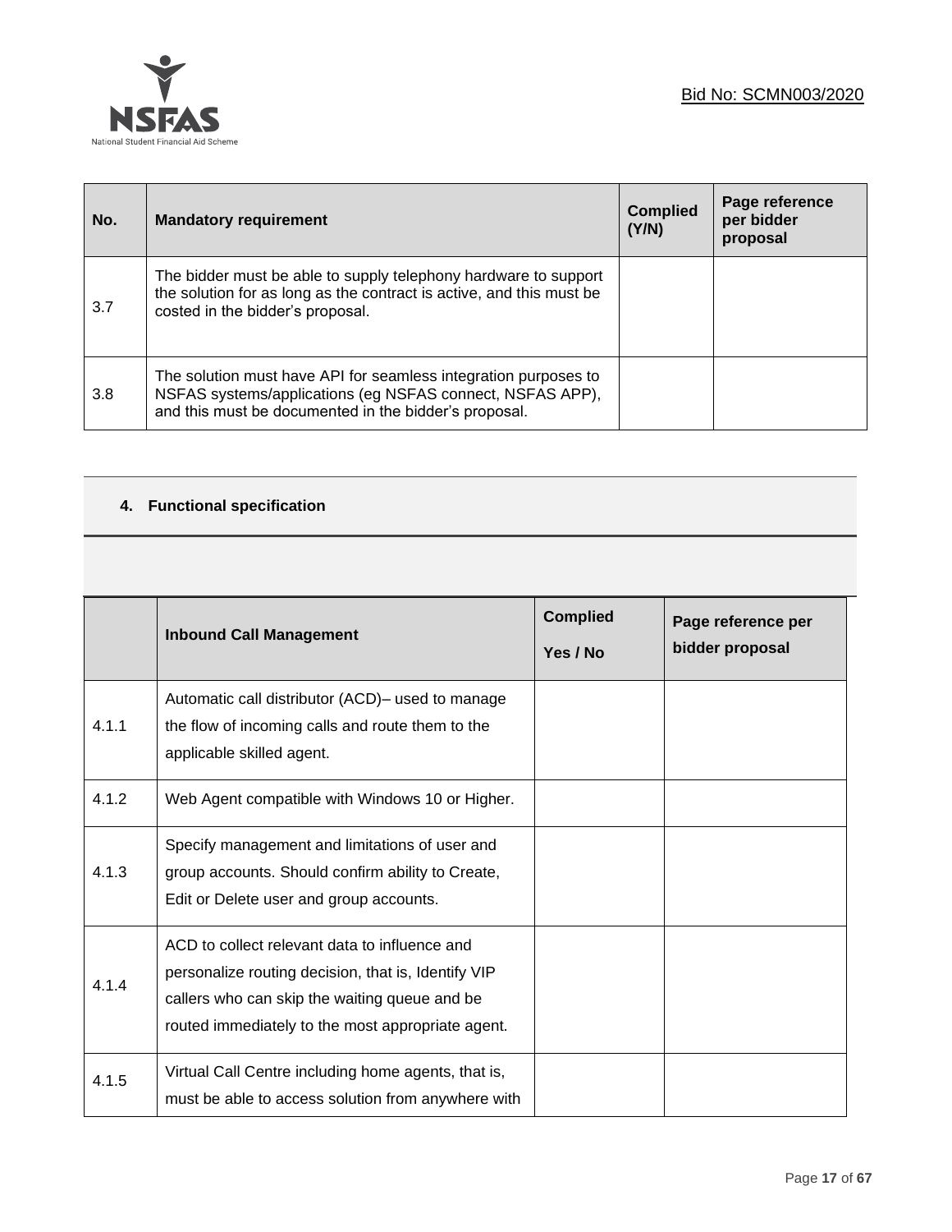| No. | Mandatory requirement | Complied (Y/N) | Page reference per bidder proposal |
|---|---|---|---|
| 3.7 | The bidder must be able to supply telephony hardware to support the solution for as long as the contract is active, and this must be costed in the bidder's proposal. | | |
| 3.8 | The solution must have API for seamless integration purposes to NSFAS systems/applications (eg NSFAS connect, NSFAS APP), and this must be documented in the bidder's proposal. | | |

## 4. Functional specification

| | Inbound Call Management | Complied Yes / No | Page reference per bidder proposal |
|---|---|---|---|
| 4.1.1 | Automatic call distributor (ACD)– used to manage the flow of incoming calls and route them to the applicable skilled agent. | | |
| 4.1.2 | Web Agent compatible with Windows 10 or Higher. | | |
| 4.1.3 | Specify management and limitations of user and group accounts. Should confirm ability to Create, Edit or Delete user and group accounts. | | |
| 4.1.4 | ACD to collect relevant data to influence and personalize routing decision, that is, Identify VIP callers who can skip the waiting queue and be routed immediately to the most appropriate agent. | | |
| 4.1.5 | Virtual Call Centre including home agents, that is, must be able to access solution from anywhere with | | |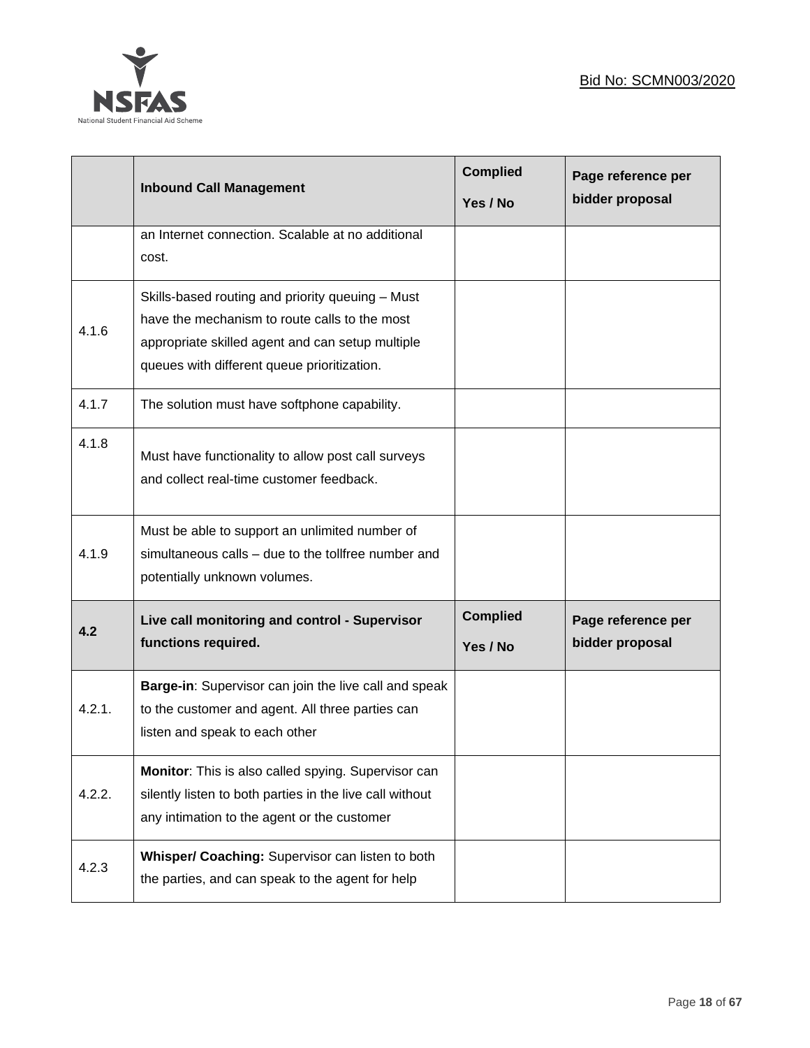| | Inbound Call Management | Complied Yes / No | Page reference per bidder proposal |
|---|---|---|---|
| | an Internet connection. Scalable at no additional cost. | | |
| 4.1.6 | Skills-based routing and priority queuing – Must have the mechanism to route calls to the most appropriate skilled agent and can setup multiple queues with different queue prioritization. | | |
| 4.1.7 | The solution must have softphone capability. | | |
| 4.1.8 | Must have functionality to allow post call surveys and collect real-time customer feedback. | | |
| 4.1.9 | Must be able to support an unlimited number of simultaneous calls – due to the tollfree number and potentially unknown volumes. | | |
| **4.2** | **Live call monitoring and control - Supervisor functions required.** | **Complied Yes / No** | **Page reference per bidder proposal** |
| 4.2.1. | **Barge-in**: Supervisor can join the live call and speak to the customer and agent. All three parties can listen and speak to each other | | |
| 4.2.2. | **Monitor**: This is also called spying. Supervisor can silently listen to both parties in the live call without any intimation to the agent or the customer | | |
| 4.2.3 | **Whisper/ Coaching:** Supervisor can listen to both the parties, and can speak to the agent for help | | |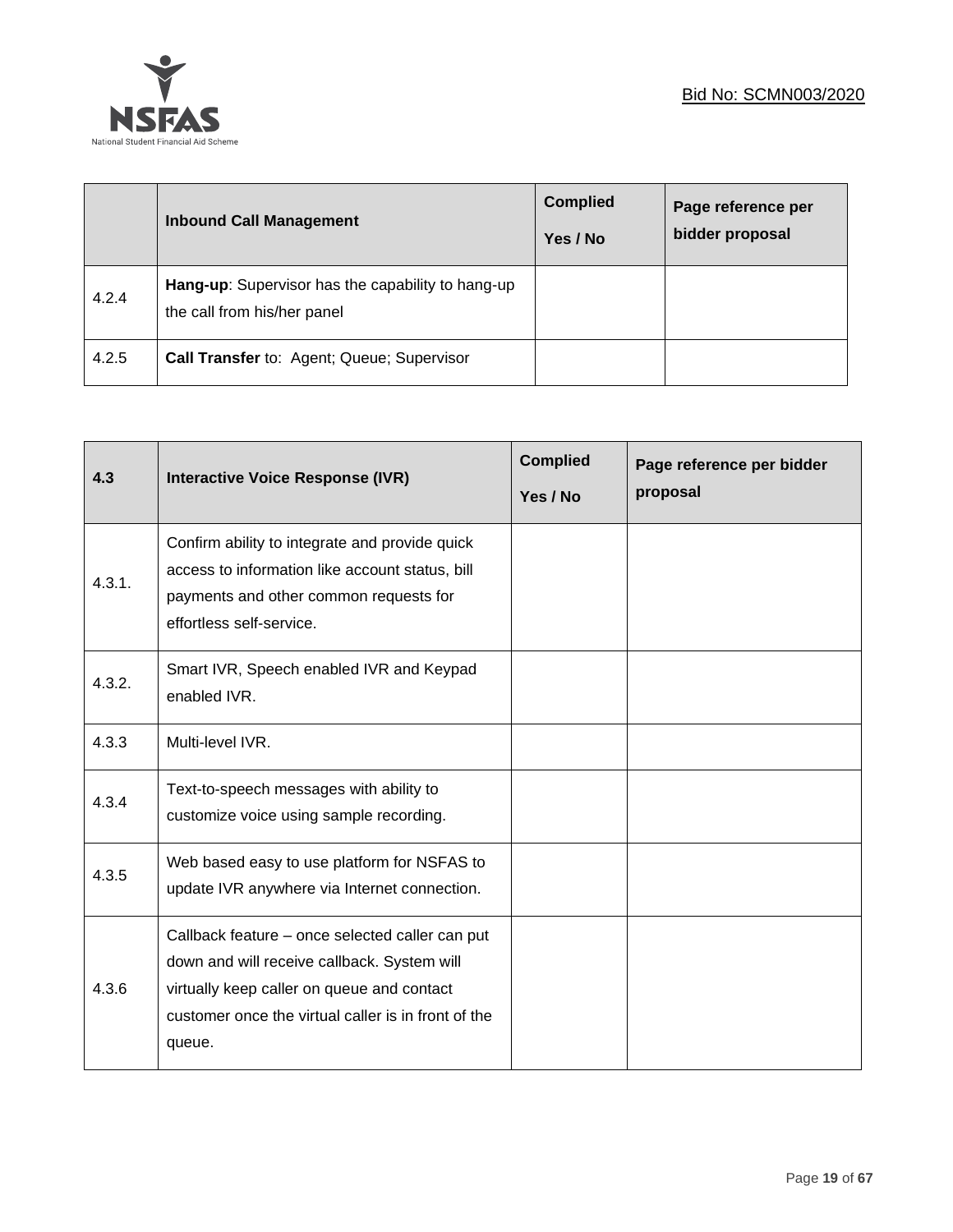| | Inbound Call Management | Complied Yes / No | Page reference per bidder proposal |
|---|---|---|---|
| 4.2.4 | **Hang-up**: Supervisor has the capability to hang-up the call from his/her panel | | |
| 4.2.5 | **Call Transfer** to: Agent; Queue; Supervisor | | |

| 4.3 | Interactive Voice Response (IVR) | Complied Yes / No | Page reference per bidder proposal |
|---|---|---|---|
| 4.3.1. | Confirm ability to integrate and provide quick access to information like account status, bill payments and other common requests for effortless self-service. | | |
| 4.3.2. | Smart IVR, Speech enabled IVR and Keypad enabled IVR. | | |
| 4.3.3 | Multi-level IVR. | | |
| 4.3.4 | Text-to-speech messages with ability to customize voice using sample recording. | | |
| 4.3.5 | Web based easy to use platform for NSFAS to update IVR anywhere via Internet connection. | | |
| 4.3.6 | Callback feature – once selected caller can put down and will receive callback. System will virtually keep caller on queue and contact customer once the virtual caller is in front of the queue. | | |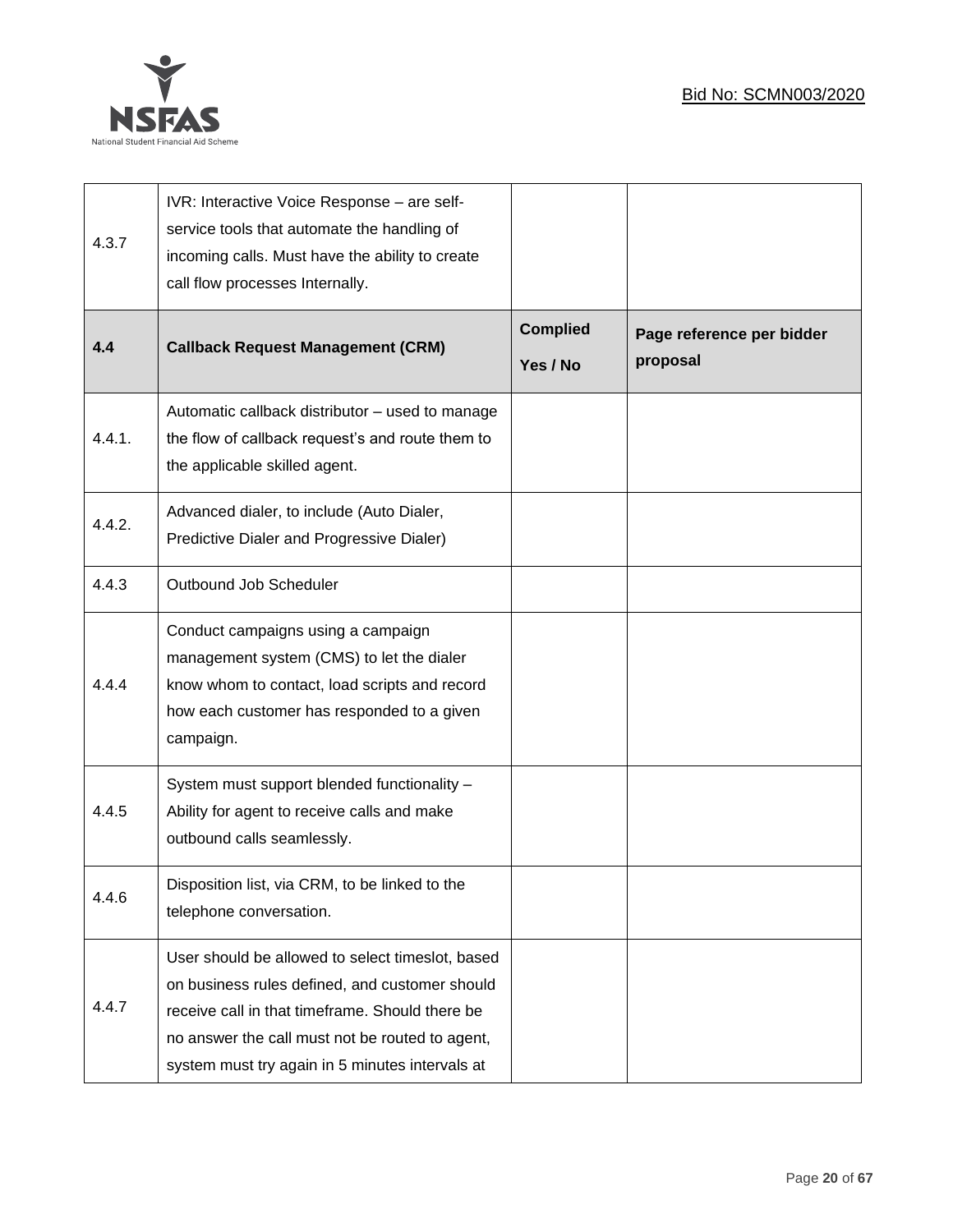| | | | |
|---|---|---|---|
| 4.3.7 | IVR: Interactive Voice Response – are self-service tools that automate the handling of incoming calls. Must have the ability to create call flow processes Internally. | | |
| **4.4** | **Callback Request Management (CRM)** | **Complied Yes / No** | **Page reference per bidder proposal** |
| 4.4.1. | Automatic callback distributor – used to manage the flow of callback request's and route them to the applicable skilled agent. | | |
| 4.4.2. | Advanced dialer, to include (Auto Dialer, Predictive Dialer and Progressive Dialer) | | |
| 4.4.3 | Outbound Job Scheduler | | |
| 4.4.4 | Conduct campaigns using a campaign management system (CMS) to let the dialer know whom to contact, load scripts and record how each customer has responded to a given campaign. | | |
| 4.4.5 | System must support blended functionality – Ability for agent to receive calls and make outbound calls seamlessly. | | |
| 4.4.6 | Disposition list, via CRM, to be linked to the telephone conversation. | | |
| 4.4.7 | User should be allowed to select timeslot, based on business rules defined, and customer should receive call in that timeframe. Should there be no answer the call must not be routed to agent, system must try again in 5 minutes intervals at | | |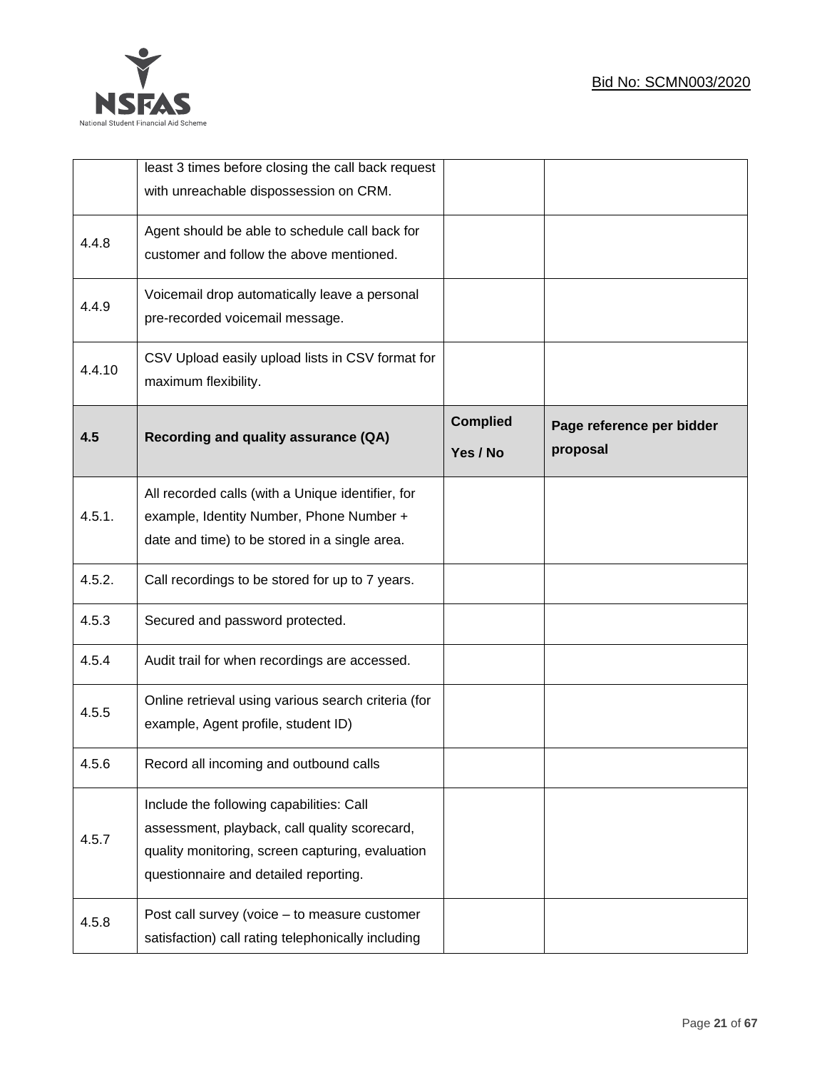| | least 3 times before closing the call back request with unreachable dispossession on CRM. | | |
|---|---|---|---|
| 4.4.8 | Agent should be able to schedule call back for customer and follow the above mentioned. | | |
| 4.4.9 | Voicemail drop automatically leave a personal pre-recorded voicemail message. | | |
| 4.4.10 | CSV Upload easily upload lists in CSV format for maximum flexibility. | | |
| **4.5** | **Recording and quality assurance (QA)** | **Complied Yes / No** | **Page reference per bidder proposal** |
| 4.5.1. | All recorded calls (with a Unique identifier, for example, Identity Number, Phone Number + date and time) to be stored in a single area. | | |
| 4.5.2. | Call recordings to be stored for up to 7 years. | | |
| 4.5.3 | Secured and password protected. | | |
| 4.5.4 | Audit trail for when recordings are accessed. | | |
| 4.5.5 | Online retrieval using various search criteria (for example, Agent profile, student ID) | | |
| 4.5.6 | Record all incoming and outbound calls | | |
| 4.5.7 | Include the following capabilities: Call assessment, playback, call quality scorecard, quality monitoring, screen capturing, evaluation questionnaire and detailed reporting. | | |
| 4.5.8 | Post call survey (voice – to measure customer satisfaction) call rating telephonically including | | |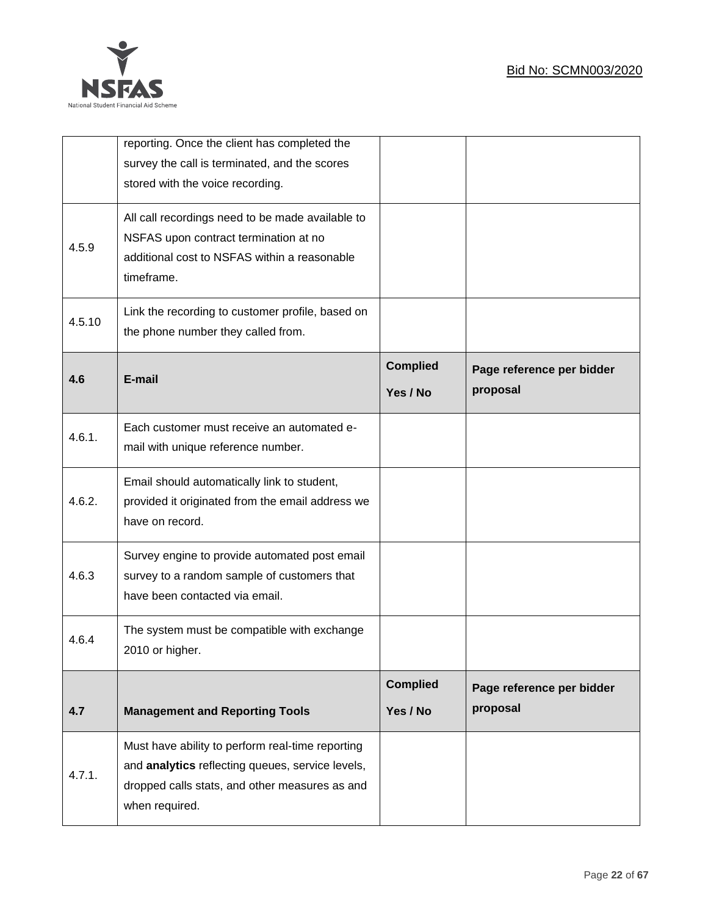|  | reporting. Once the client has completed the survey the call is terminated, and the scores stored with the voice recording. |  |  |
|---|---|---|---|
| 4.5.9 | All call recordings need to be made available to NSFAS upon contract termination at no additional cost to NSFAS within a reasonable timeframe. |  |  |
| 4.5.10 | Link the recording to customer profile, based on the phone number they called from. |  |  |
| **4.6** | **E-mail** | **Complied Yes / No** | **Page reference per bidder proposal** |
| 4.6.1. | Each customer must receive an automated e-mail with unique reference number. |  |  |
| 4.6.2. | Email should automatically link to student, provided it originated from the email address we have on record. |  |  |
| 4.6.3 | Survey engine to provide automated post email survey to a random sample of customers that have been contacted via email. |  |  |
| 4.6.4 | The system must be compatible with exchange 2010 or higher. |  |  |
| **4.7** | **Management and Reporting Tools** | **Complied Yes / No** | **Page reference per bidder proposal** |
| 4.7.1. | Must have ability to perform real-time reporting and **analytics** reflecting queues, service levels, dropped calls stats, and other measures as and when required. |  |  |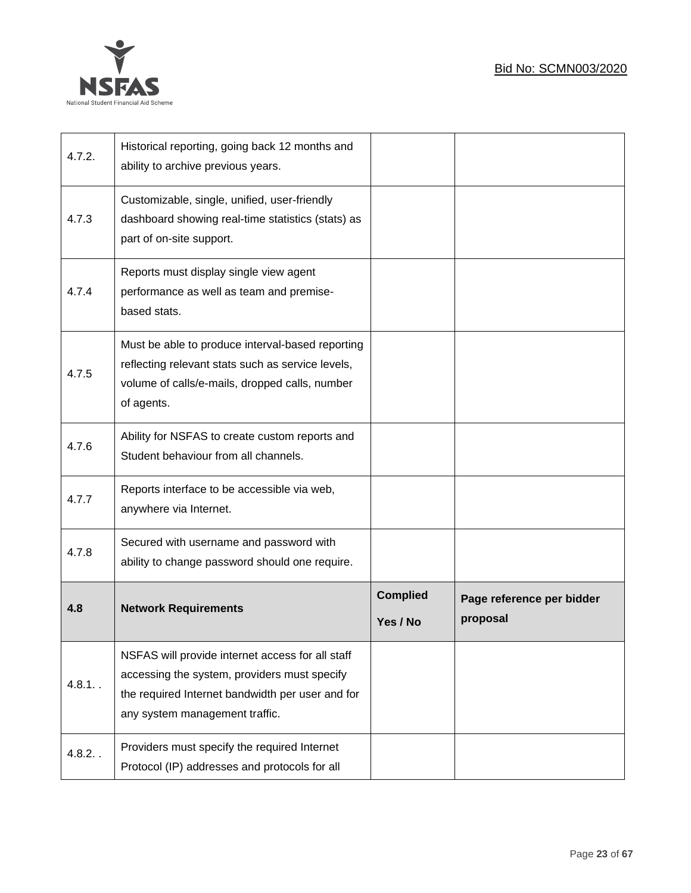| | | | |
|---|---|---|---|
| 4.7.2. | Historical reporting, going back 12 months and ability to archive previous years. | | |
| 4.7.3 | Customizable, single, unified, user-friendly dashboard showing real-time statistics (stats) as part of on-site support. | | |
| 4.7.4 | Reports must display single view agent performance as well as team and premise-based stats. | | |
| 4.7.5 | Must be able to produce interval-based reporting reflecting relevant stats such as service levels, volume of calls/e-mails, dropped calls, number of agents. | | |
| 4.7.6 | Ability for NSFAS to create custom reports and Student behaviour from all channels. | | |
| 4.7.7 | Reports interface to be accessible via web, anywhere via Internet. | | |
| 4.7.8 | Secured with username and password with ability to change password should one require. | | |
| **4.8** | **Network Requirements** | **Complied Yes / No** | **Page reference per bidder proposal** |
| 4.8.1. . | NSFAS will provide internet access for all staff accessing the system, providers must specify the required Internet bandwidth per user and for any system management traffic. | | |
| 4.8.2. . | Providers must specify the required Internet Protocol (IP) addresses and protocols for all | | |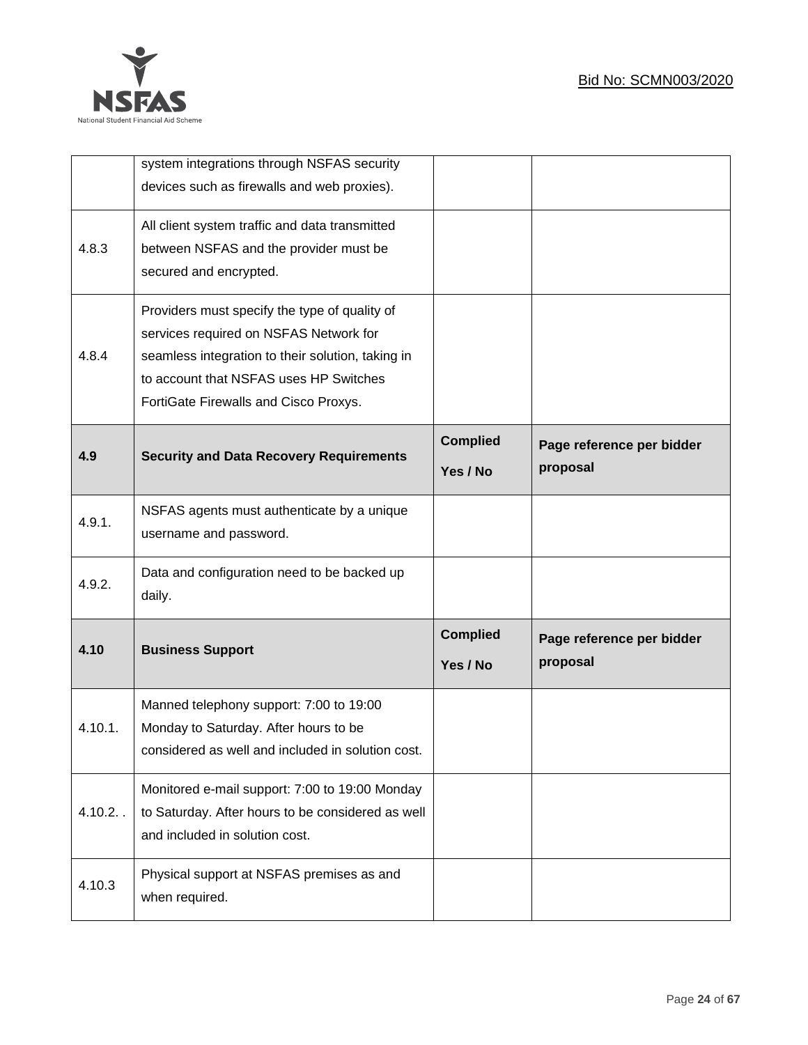| | | | |
|---|---|---|---|
| | system integrations through NSFAS security devices such as firewalls and web proxies). | | |
| 4.8.3 | All client system traffic and data transmitted between NSFAS and the provider must be secured and encrypted. | | |
| 4.8.4 | Providers must specify the type of quality of services required on NSFAS Network for seamless integration to their solution, taking in to account that NSFAS uses HP Switches FortiGate Firewalls and Cisco Proxys. | | |
| **4.9** | **Security and Data Recovery Requirements** | **Complied Yes / No** | **Page reference per bidder proposal** |
| 4.9.1. | NSFAS agents must authenticate by a unique username and password. | | |
| 4.9.2. | Data and configuration need to be backed up daily. | | |
| **4.10** | **Business Support** | **Complied Yes / No** | **Page reference per bidder proposal** |
| 4.10.1. | Manned telephony support: 7:00 to 19:00 Monday to Saturday. After hours to be considered as well and included in solution cost. | | |
| 4.10.2. . | Monitored e-mail support: 7:00 to 19:00 Monday to Saturday. After hours to be considered as well and included in solution cost. | | |
| 4.10.3 | Physical support at NSFAS premises as and when required. | | |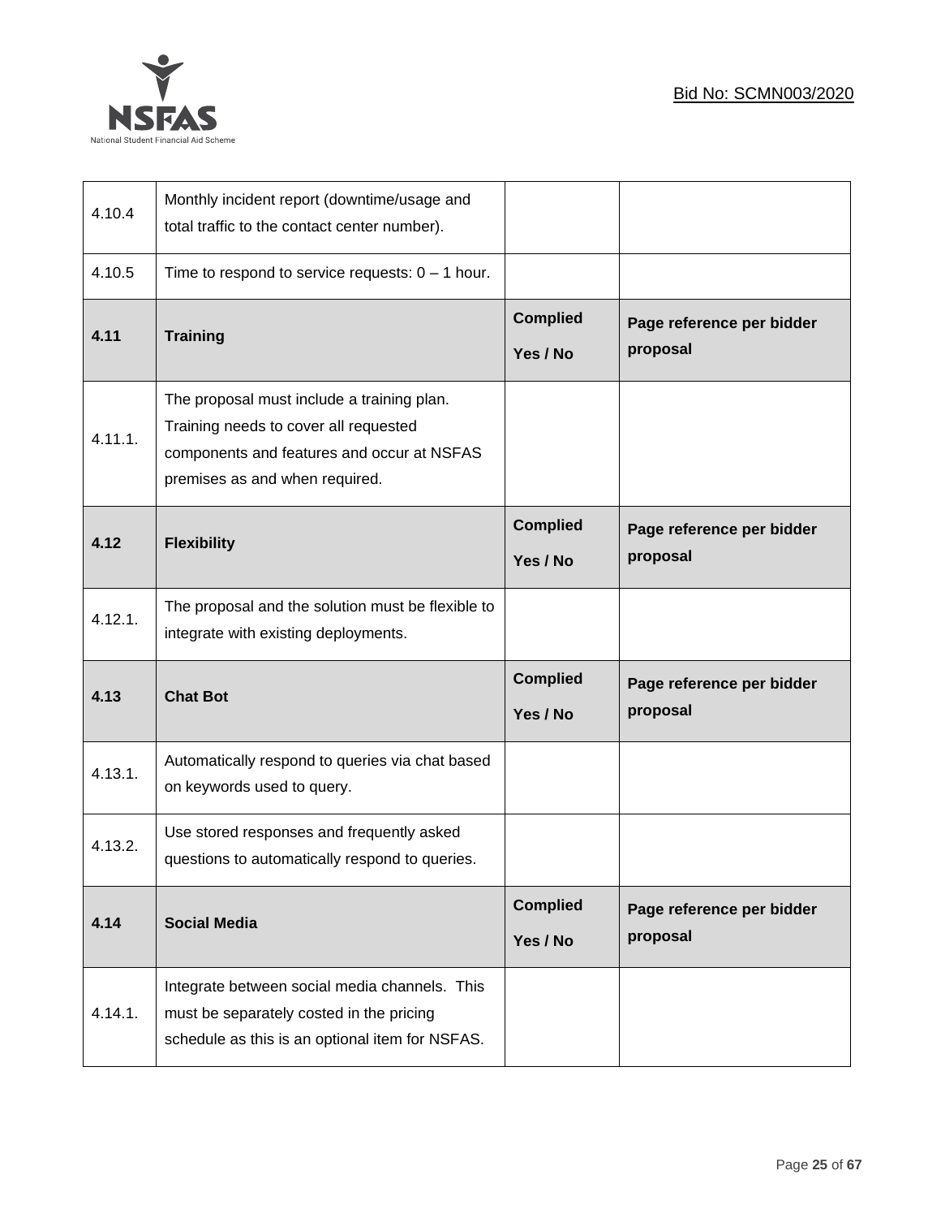Bid No: SCMN003/2020

| | | | |
|---|---|---|---|
| 4.10.4 | Monthly incident report (downtime/usage and total traffic to the contact center number). | | |
| 4.10.5 | Time to respond to service requests: 0 – 1 hour. | | |
| **4.11** | **Training** | **Complied Yes / No** | **Page reference per bidder proposal** |
| 4.11.1. | The proposal must include a training plan. Training needs to cover all requested components and features and occur at NSFAS premises as and when required. | | |
| **4.12** | **Flexibility** | **Complied Yes / No** | **Page reference per bidder proposal** |
| 4.12.1. | The proposal and the solution must be flexible to integrate with existing deployments. | | |
| **4.13** | **Chat Bot** | **Complied Yes / No** | **Page reference per bidder proposal** |
| 4.13.1. | Automatically respond to queries via chat based on keywords used to query. | | |
| 4.13.2. | Use stored responses and frequently asked questions to automatically respond to queries. | | |
| **4.14** | **Social Media** | **Complied Yes / No** | **Page reference per bidder proposal** |
| 4.14.1. | Integrate between social media channels. This must be separately costed in the pricing schedule as this is an optional item for NSFAS. | | |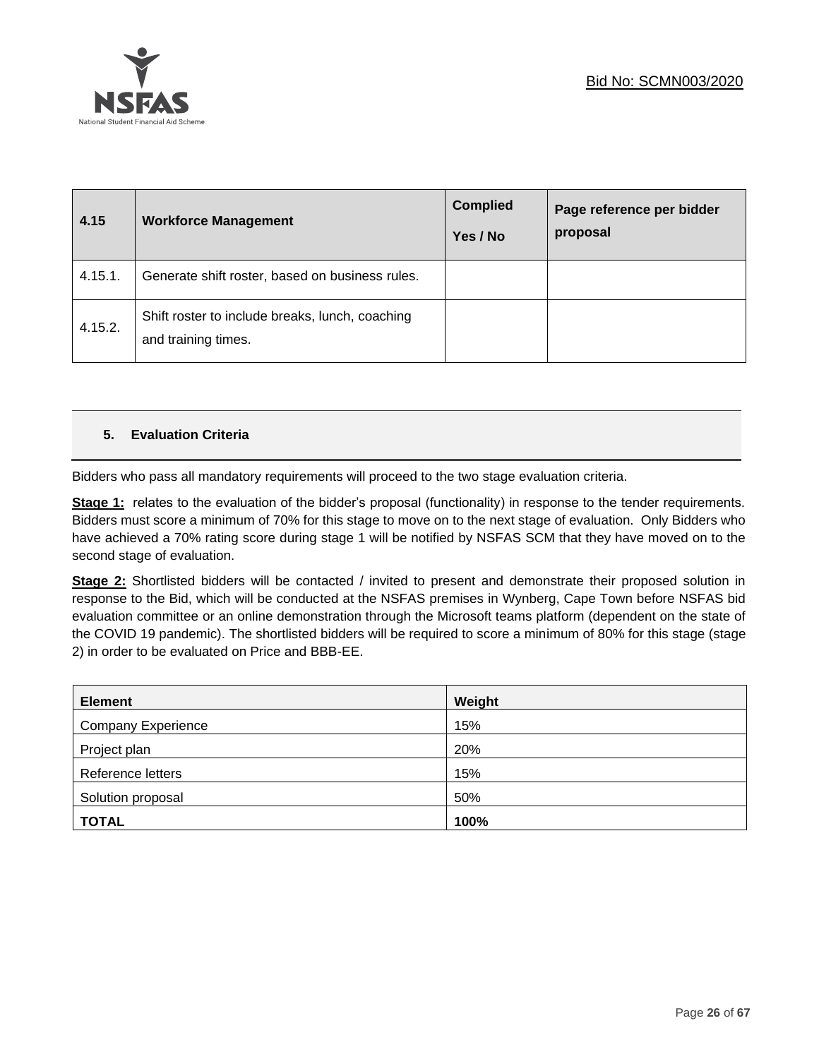| 4.15 | Workforce Management | Complied Yes / No | Page reference per bidder proposal |
|---|---|---|---|
| 4.15.1. | Generate shift roster, based on business rules. | | |
| 4.15.2. | Shift roster to include breaks, lunch, coaching and training times. | | |

## 5. Evaluation Criteria

Bidders who pass all mandatory requirements will proceed to the two stage evaluation criteria.

**Stage 1:** relates to the evaluation of the bidder's proposal (functionality) in response to the tender requirements. Bidders must score a minimum of 70% for this stage to move on to the next stage of evaluation. Only Bidders who have achieved a 70% rating score during stage 1 will be notified by NSFAS SCM that they have moved on to the second stage of evaluation.

**Stage 2:** Shortlisted bidders will be contacted / invited to present and demonstrate their proposed solution in response to the Bid, which will be conducted at the NSFAS premises in Wynberg, Cape Town before NSFAS bid evaluation committee or an online demonstration through the Microsoft teams platform (dependent on the state of the COVID 19 pandemic). The shortlisted bidders will be required to score a minimum of 80% for this stage (stage 2) in order to be evaluated on Price and BBB-EE.

| Element | Weight |
|---|---|
| Company Experience | 15% |
| Project plan | 20% |
| Reference letters | 15% |
| Solution proposal | 50% |
| **TOTAL** | **100%** |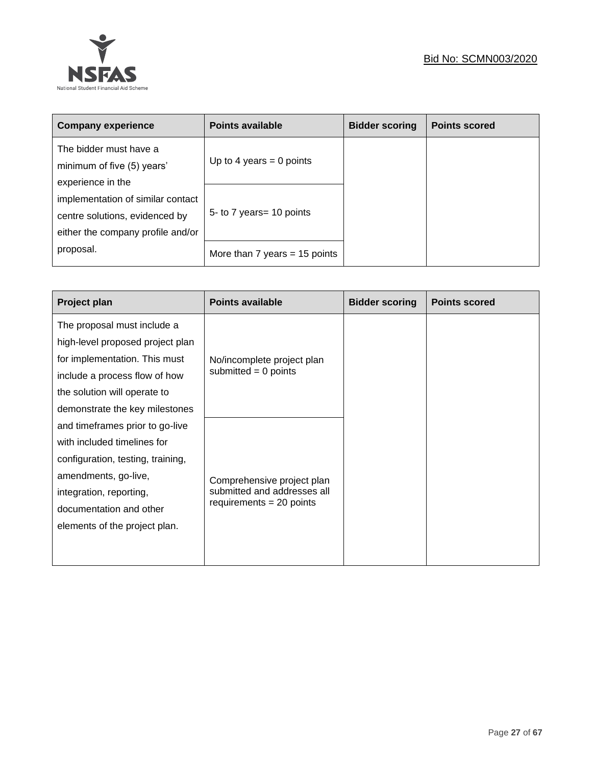| Company experience | Points available | Bidder scoring | Points scored |
|---|---|---|---|
| The bidder must have a minimum of five (5) years' experience in the implementation of similar contact centre solutions, evidenced by either the company profile and/or proposal. | Up to 4 years = 0 points | | |
| | 5- to 7 years= 10 points | | |
| | More than 7 years = 15 points | | |

| Project plan | Points available | Bidder scoring | Points scored |
|---|---|---|---|
| The proposal must include a high-level proposed project plan for implementation. This must include a process flow of how the solution will operate to demonstrate the key milestones and timeframes prior to go-live with included timelines for configuration, testing, training, amendments, go-live, integration, reporting, documentation and other elements of the project plan. | No/incomplete project plan submitted = 0 points | | |
| | Comprehensive project plan submitted and addresses all requirements = 20 points | | |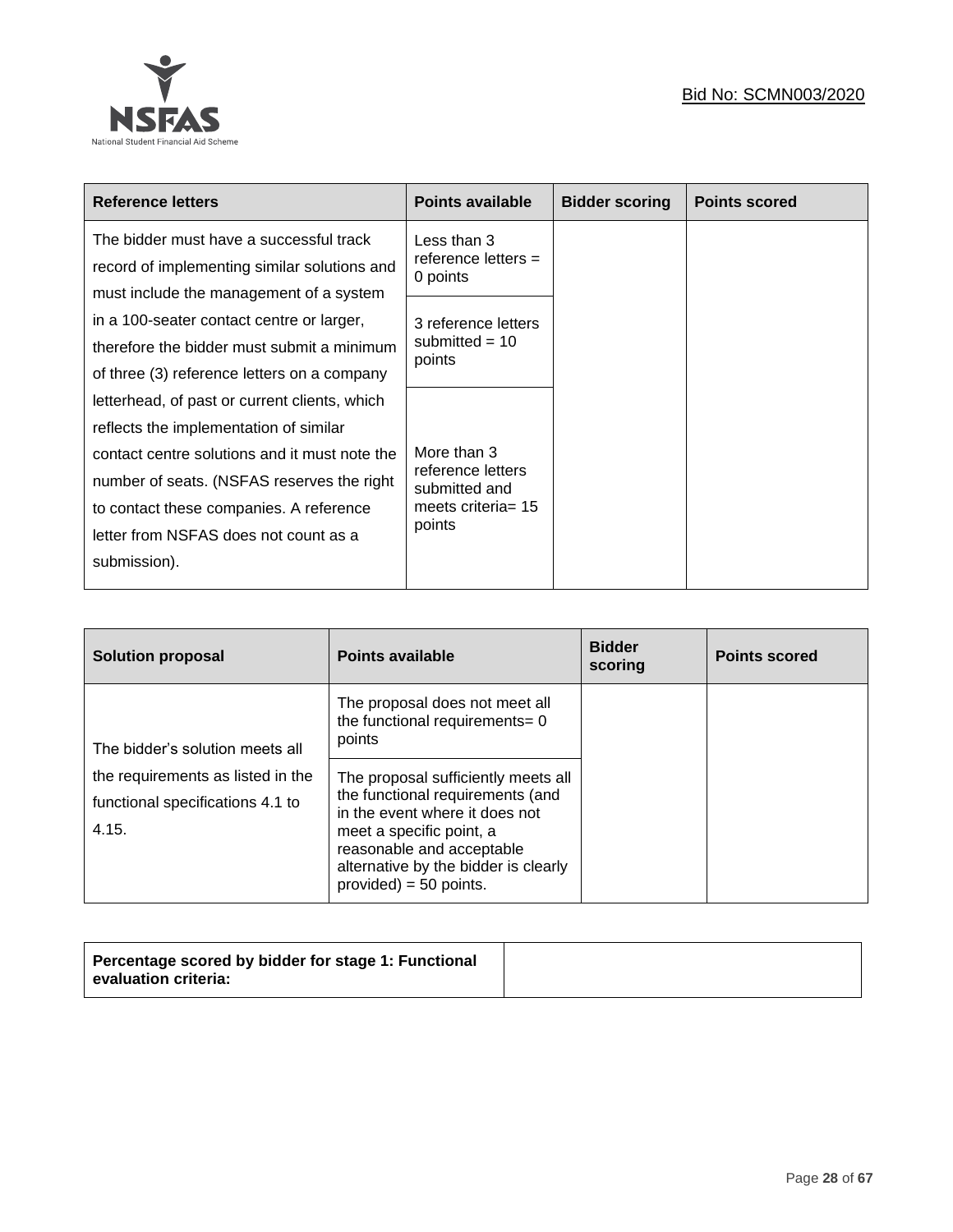| Reference letters | Points available | Bidder scoring | Points scored |
|---|---|---|---|
| The bidder must have a successful track record of implementing similar solutions and must include the management of a system in a 100-seater contact centre or larger, therefore the bidder must submit a minimum of three (3) reference letters on a company letterhead, of past or current clients, which reflects the implementation of similar contact centre solutions and it must note the number of seats. (NSFAS reserves the right to contact these companies. A reference letter from NSFAS does not count as a submission). | Less than 3 reference letters = 0 points | | |
| | 3 reference letters submitted = 10 points | | |
| | More than 3 reference letters submitted and meets criteria= 15 points | | |

| Solution proposal | Points available | Bidder scoring | Points scored |
|---|---|---|---|
| The bidder's solution meets all the requirements as listed in the functional specifications 4.1 to 4.15. | The proposal does not meet all the functional requirements= 0 points | | |
| | The proposal sufficiently meets all the functional requirements (and in the event where it does not meet a specific point, a reasonable and acceptable alternative by the bidder is clearly provided) = 50 points. | | |

| Percentage scored by bidder for stage 1: Functional evaluation criteria: | |
|---|---|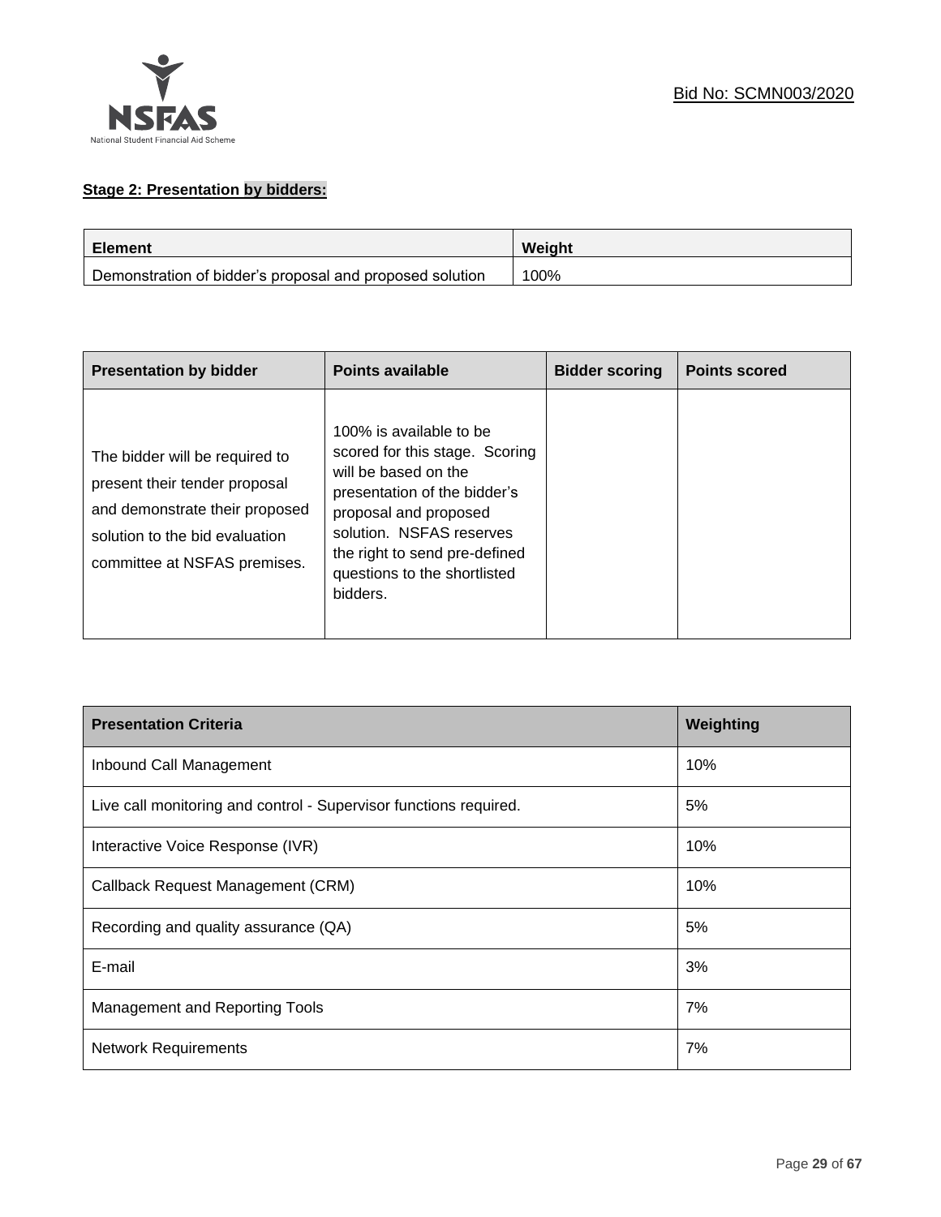**Stage 2: Presentation by bidders:**

| Element | Weight |
|---|---|
| Demonstration of bidder's proposal and proposed solution | 100% |

| Presentation by bidder | Points available | Bidder scoring | Points scored |
|---|---|---|---|
| The bidder will be required to present their tender proposal and demonstrate their proposed solution to the bid evaluation committee at NSFAS premises. | 100% is available to be scored for this stage. Scoring will be based on the presentation of the bidder's proposal and proposed solution. NSFAS reserves the right to send pre-defined questions to the shortlisted bidders. | | |

| Presentation Criteria | Weighting |
|---|---|
| Inbound Call Management | 10% |
| Live call monitoring and control - Supervisor functions required. | 5% |
| Interactive Voice Response (IVR) | 10% |
| Callback Request Management (CRM) | 10% |
| Recording and quality assurance (QA) | 5% |
| E-mail | 3% |
| Management and Reporting Tools | 7% |
| Network Requirements | 7% |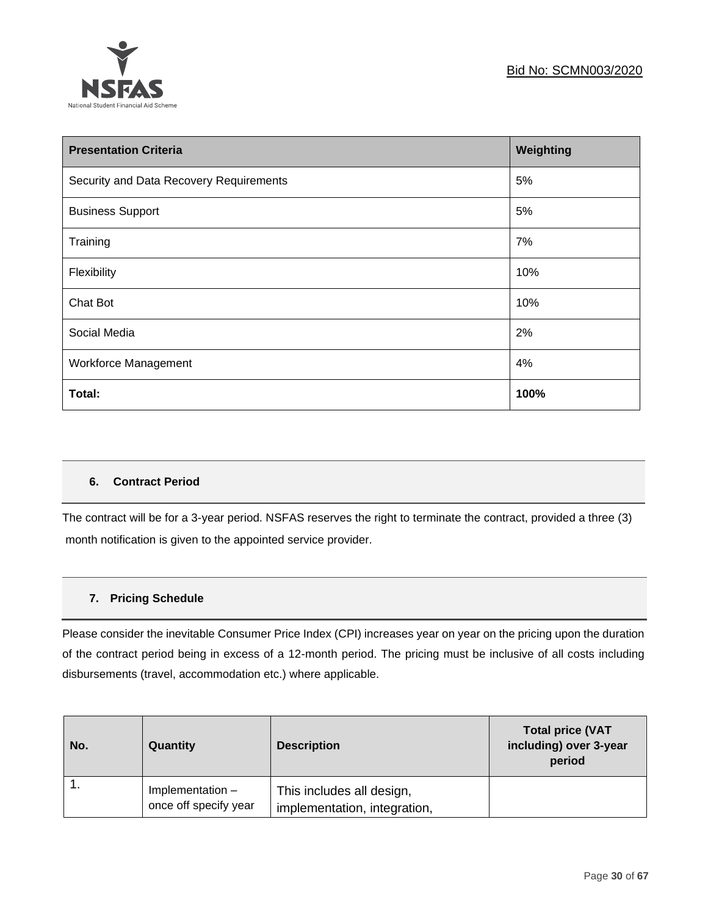| Presentation Criteria | Weighting |
|---|---|
| Security and Data Recovery Requirements | 5% |
| Business Support | 5% |
| Training | 7% |
| Flexibility | 10% |
| Chat Bot | 10% |
| Social Media | 2% |
| Workforce Management | 4% |
| **Total:** | **100%** |

## 6. Contract Period

The contract will be for a 3-year period. NSFAS reserves the right to terminate the contract, provided a three (3) month notification is given to the appointed service provider.

## 7. Pricing Schedule

Please consider the inevitable Consumer Price Index (CPI) increases year on year on the pricing upon the duration of the contract period being in excess of a 12-month period. The pricing must be inclusive of all costs including disbursements (travel, accommodation etc.) where applicable.

| No. | Quantity | Description | Total price (VAT including) over 3-year period |
|---|---|---|---|
| 1. | Implementation – once off specify year | This includes all design, implementation, integration, | |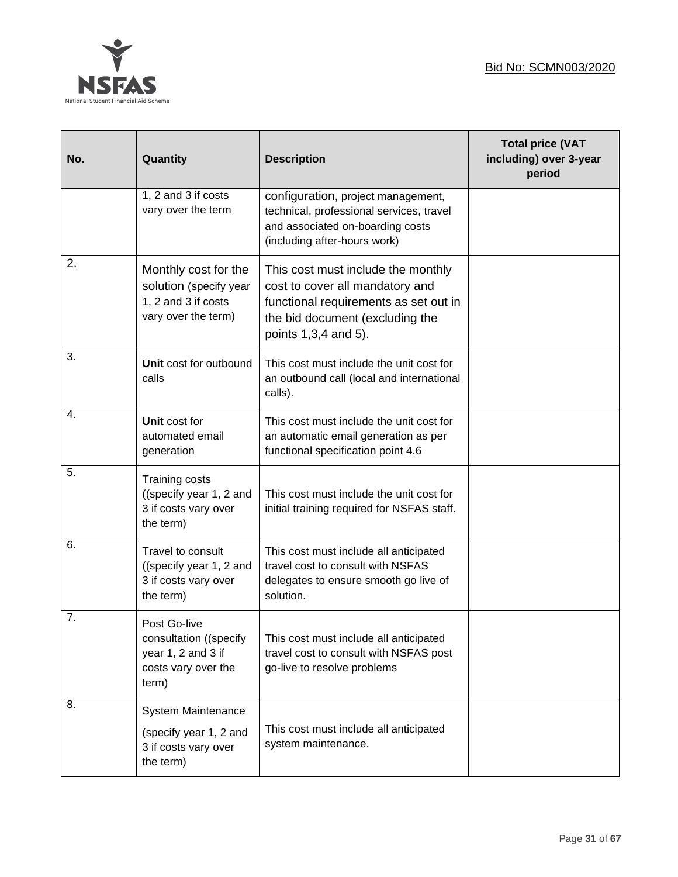| No. | Quantity | Description | Total price (VAT including) over 3-year period |
|---|---|---|---|
| | 1, 2 and 3 if costs vary over the term | configuration, project management, technical, professional services, travel and associated on-boarding costs (including after-hours work) | |
| 2. | Monthly cost for the solution (specify year 1, 2 and 3 if costs vary over the term) | This cost must include the monthly cost to cover all mandatory and functional requirements as set out in the bid document (excluding the points 1,3,4 and 5). | |
| 3. | **Unit** cost for outbound calls | This cost must include the unit cost for an outbound call (local and international calls). | |
| 4. | **Unit** cost for automated email generation | This cost must include the unit cost for an automatic email generation as per functional specification point 4.6 | |
| 5. | Training costs ((specify year 1, 2 and 3 if costs vary over the term) | This cost must include the unit cost for initial training required for NSFAS staff. | |
| 6. | Travel to consult ((specify year 1, 2 and 3 if costs vary over the term) | This cost must include all anticipated travel cost to consult with NSFAS delegates to ensure smooth go live of solution. | |
| 7. | Post Go-live consultation ((specify year 1, 2 and 3 if costs vary over the term) | This cost must include all anticipated travel cost to consult with NSFAS post go-live to resolve problems | |
| 8. | System Maintenance (specify year 1, 2 and 3 if costs vary over the term) | This cost must include all anticipated system maintenance. | |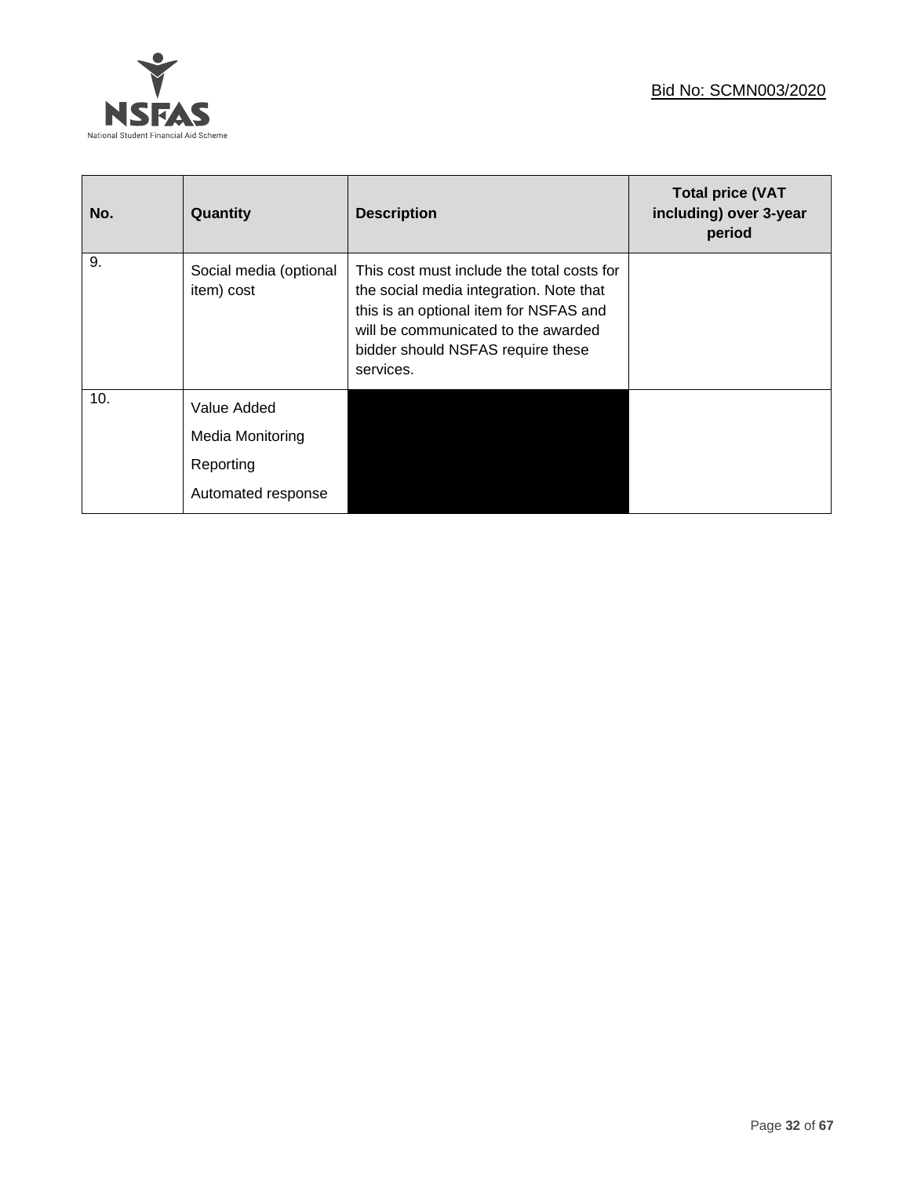| No. | Quantity | Description | Total price (VAT including) over 3-year period |
| --- | --- | --- | --- |
| 9. | Social media (optional item) cost | This cost must include the total costs for the social media integration. Note that this is an optional item for NSFAS and will be communicated to the awarded bidder should NSFAS require these services. | |
| 10. | Value Added<br>Media Monitoring<br>Reporting<br>Automated response | | |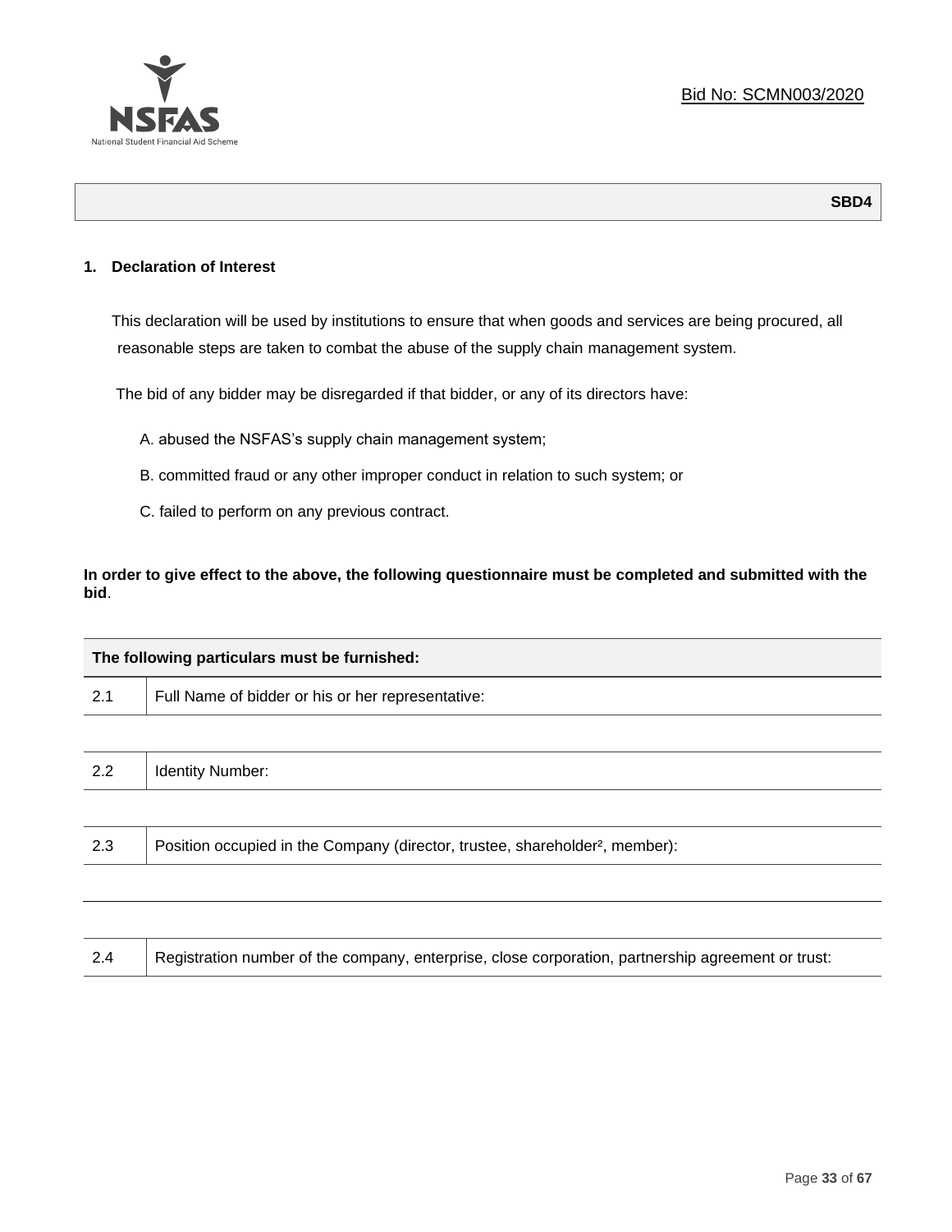Bid No: SCMN003/2020

**SBD4**

**1. Declaration of Interest**

This declaration will be used by institutions to ensure that when goods and services are being procured, all reasonable steps are taken to combat the abuse of the supply chain management system.

The bid of any bidder may be disregarded if that bidder, or any of its directors have:

A. abused the NSFAS's supply chain management system;

B. committed fraud or any other improper conduct in relation to such system; or

C. failed to perform on any previous contract.

**In order to give effect to the above, the following questionnaire must be completed and submitted with the bid**.

| **The following particulars must be furnished:** | |
|---|---|
| 2.1 | Full Name of bidder or his or her representative: |
| | |
| 2.2 | Identity Number: |
| | |
| 2.3 | Position occupied in the Company (director, trustee, shareholder², member): |
| | |
| | |
| 2.4 | Registration number of the company, enterprise, close corporation, partnership agreement or trust: |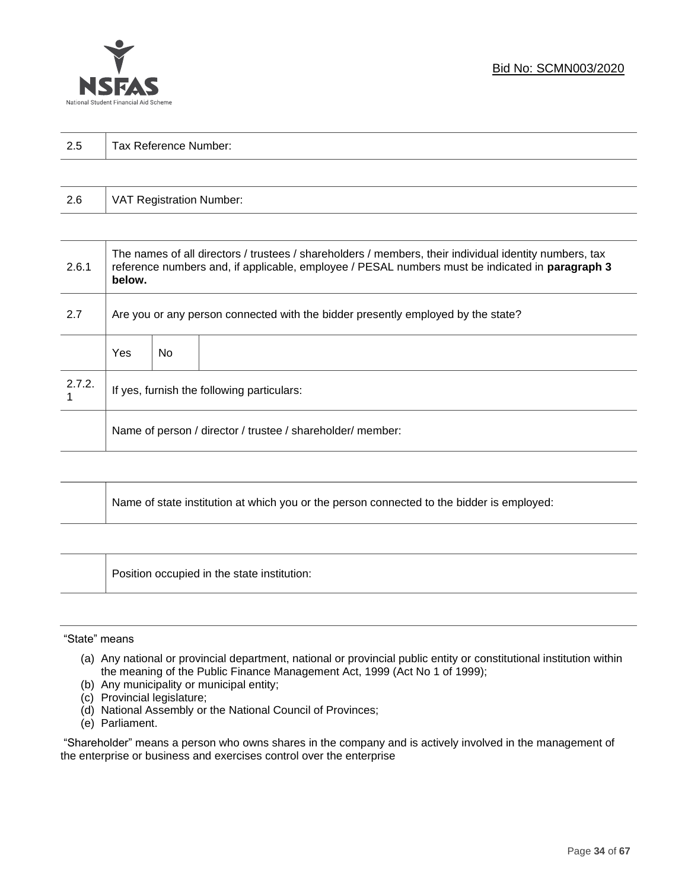Bid No: SCMN003/2020

| 2.5 | Tax Reference Number: |
|---|---|

| 2.6 | VAT Registration Number: |
|---|---|

| | | | |
|---|---|---|---|
| 2.6.1 | The names of all directors / trustees / shareholders / members, their individual identity numbers, tax reference numbers and, if applicable, employee / PESAL numbers must be indicated in **paragraph 3 below.** | | |
| 2.7 | Are you or any person connected with the bidder presently employed by the state? | | |
| | Yes | No | |
| 2.7.2.1 | If yes, furnish the following particulars: | | |
| | Name of person / director / trustee / shareholder/ member: | | |

| | Name of state institution at which you or the person connected to the bidder is employed: |
|---|---|

| | Position occupied in the state institution: |
|---|---|

"State" means

(a) Any national or provincial department, national or provincial public entity or constitutional institution within the meaning of the Public Finance Management Act, 1999 (Act No 1 of 1999);
(b) Any municipality or municipal entity;
(c) Provincial legislature;
(d) National Assembly or the National Council of Provinces;
(e) Parliament.

"Shareholder" means a person who owns shares in the company and is actively involved in the management of the enterprise or business and exercises control over the enterprise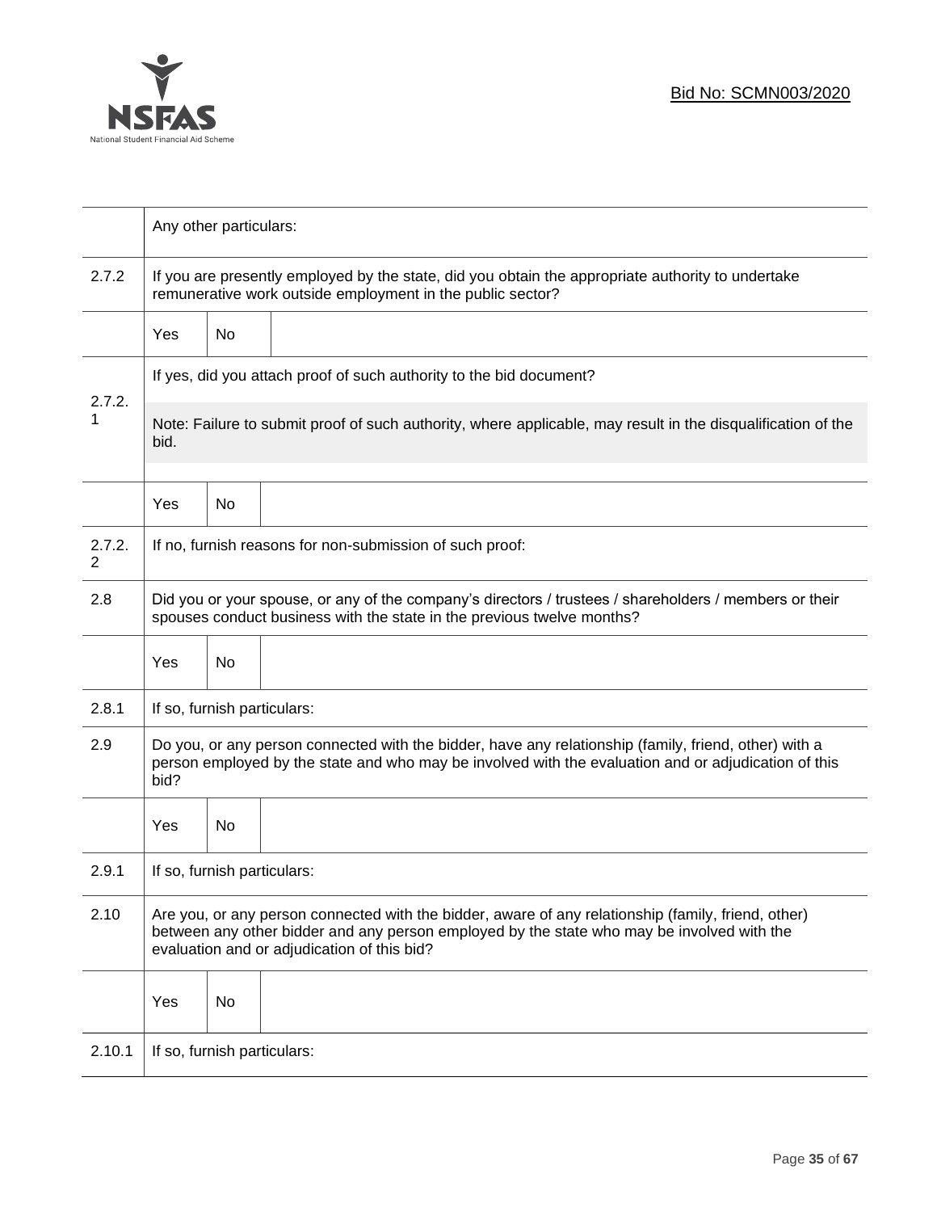| | |
|---|---|
| | Any other particulars: |
| 2.7.2 | If you are presently employed by the state, did you obtain the appropriate authority to undertake remunerative work outside employment in the public sector? |
| | Yes / No |
| 2.7.2.1 | If yes, did you attach proof of such authority to the bid document? |
| | Note: Failure to submit proof of such authority, where applicable, may result in the disqualification of the bid. |
| | Yes / No |
| 2.7.2.2 | If no, furnish reasons for non-submission of such proof: |
| 2.8 | Did you or your spouse, or any of the company's directors / trustees / shareholders / members or their spouses conduct business with the state in the previous twelve months? |
| | Yes / No |
| 2.8.1 | If so, furnish particulars: |
| 2.9 | Do you, or any person connected with the bidder, have any relationship (family, friend, other) with a person employed by the state and who may be involved with the evaluation and or adjudication of this bid? |
| | Yes / No |
| 2.9.1 | If so, furnish particulars: |
| 2.10 | Are you, or any person connected with the bidder, aware of any relationship (family, friend, other) between any other bidder and any person employed by the state who may be involved with the evaluation and or adjudication of this bid? |
| | Yes / No |
| 2.10.1 | If so, furnish particulars: |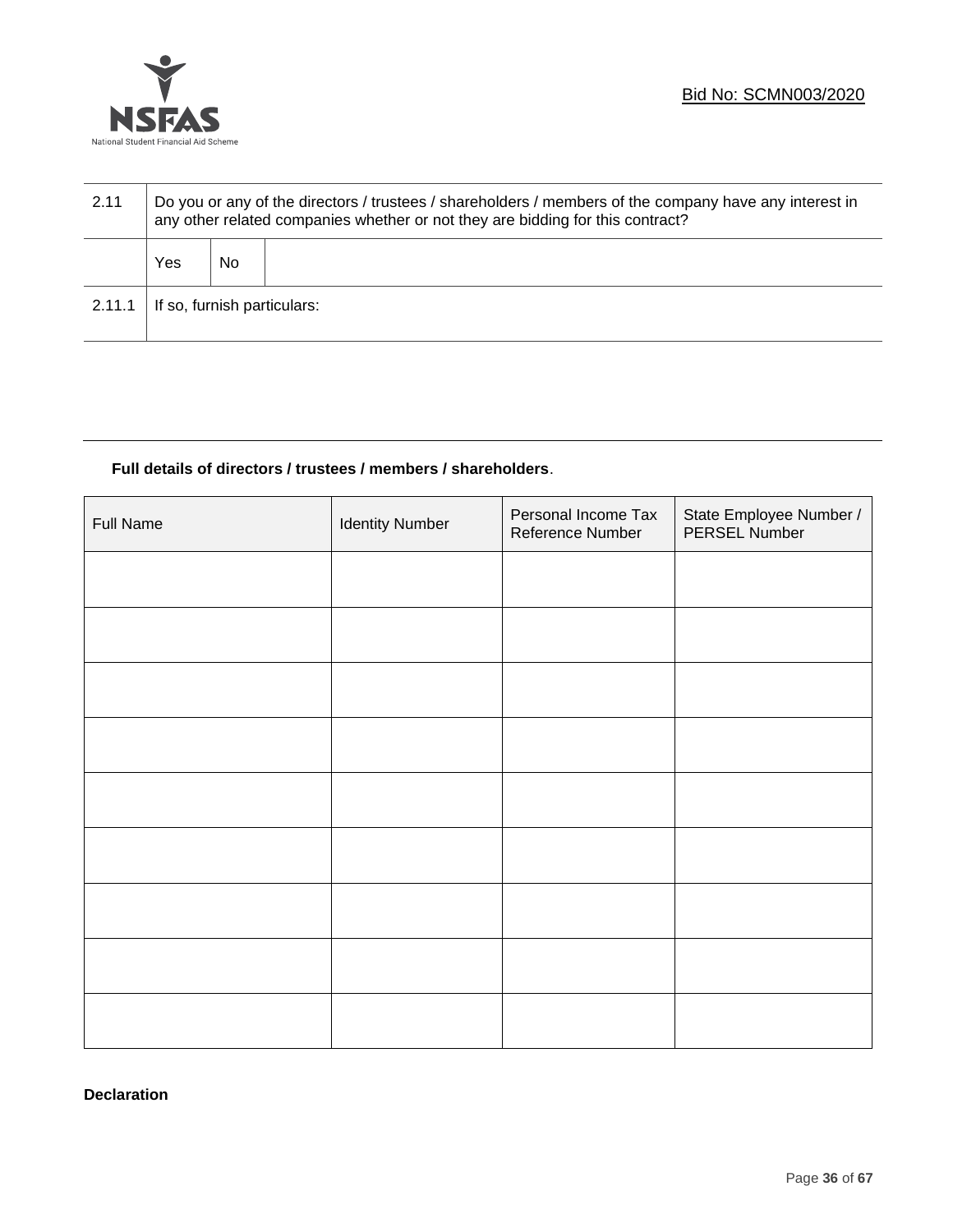| 2.11 | Do you or any of the directors / trustees / shareholders / members of the company have any interest in any other related companies whether or not they are bidding for this contract? | | |
|---|---|---|---|
| | Yes | No | |
| 2.11.1 | If so, furnish particulars: | | |

**Full details of directors / trustees / members / shareholders**.

| Full Name | Identity Number | Personal Income Tax Reference Number | State Employee Number / PERSEL Number |
|---|---|---|---|
| | | | |
| | | | |
| | | | |
| | | | |
| | | | |
| | | | |
| | | | |
| | | | |
| | | | |

**Declaration**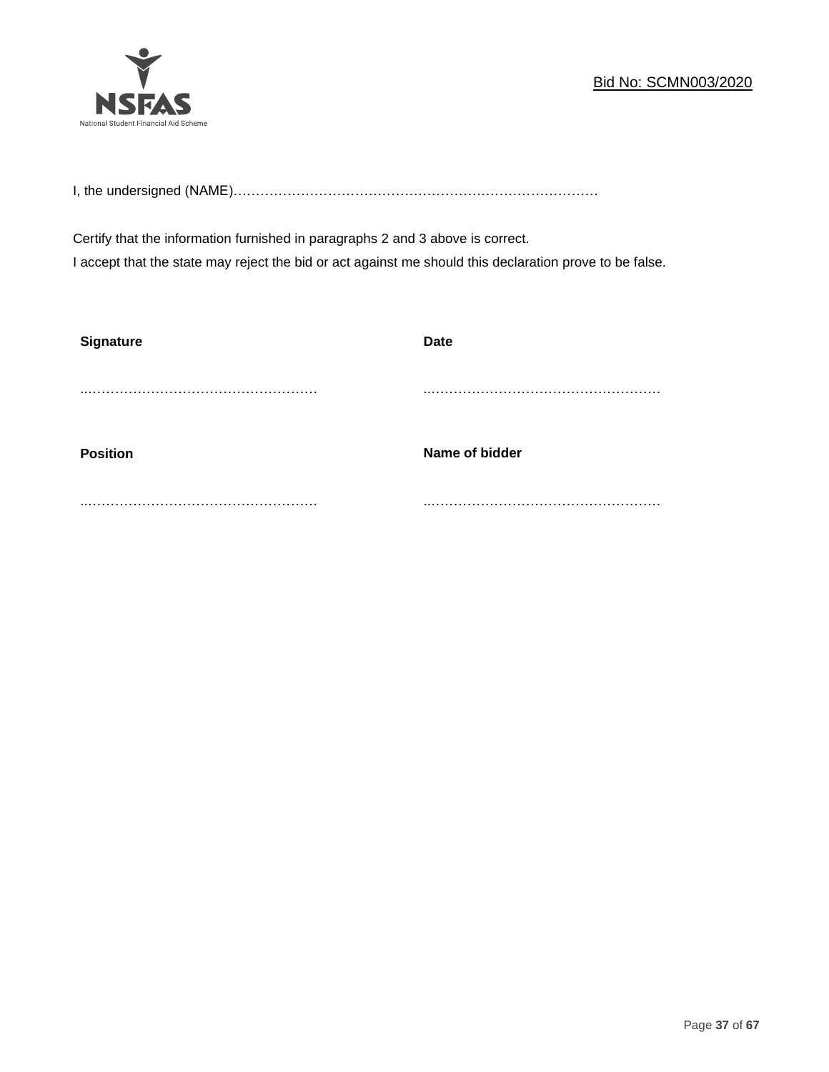I, the undersigned (NAME)……………………………………………………………………….

Certify that the information furnished in paragraphs 2 and 3 above is correct.
I accept that the state may reject the bid or act against me should this declaration prove to be false.

| **Signature** | **Date** |
|---|---|
| ..……………………………………………. | ..……………………………………………. |
| **Position** | **Name of bidder** |
| ..……………………………………………. | ..……………………………………………. |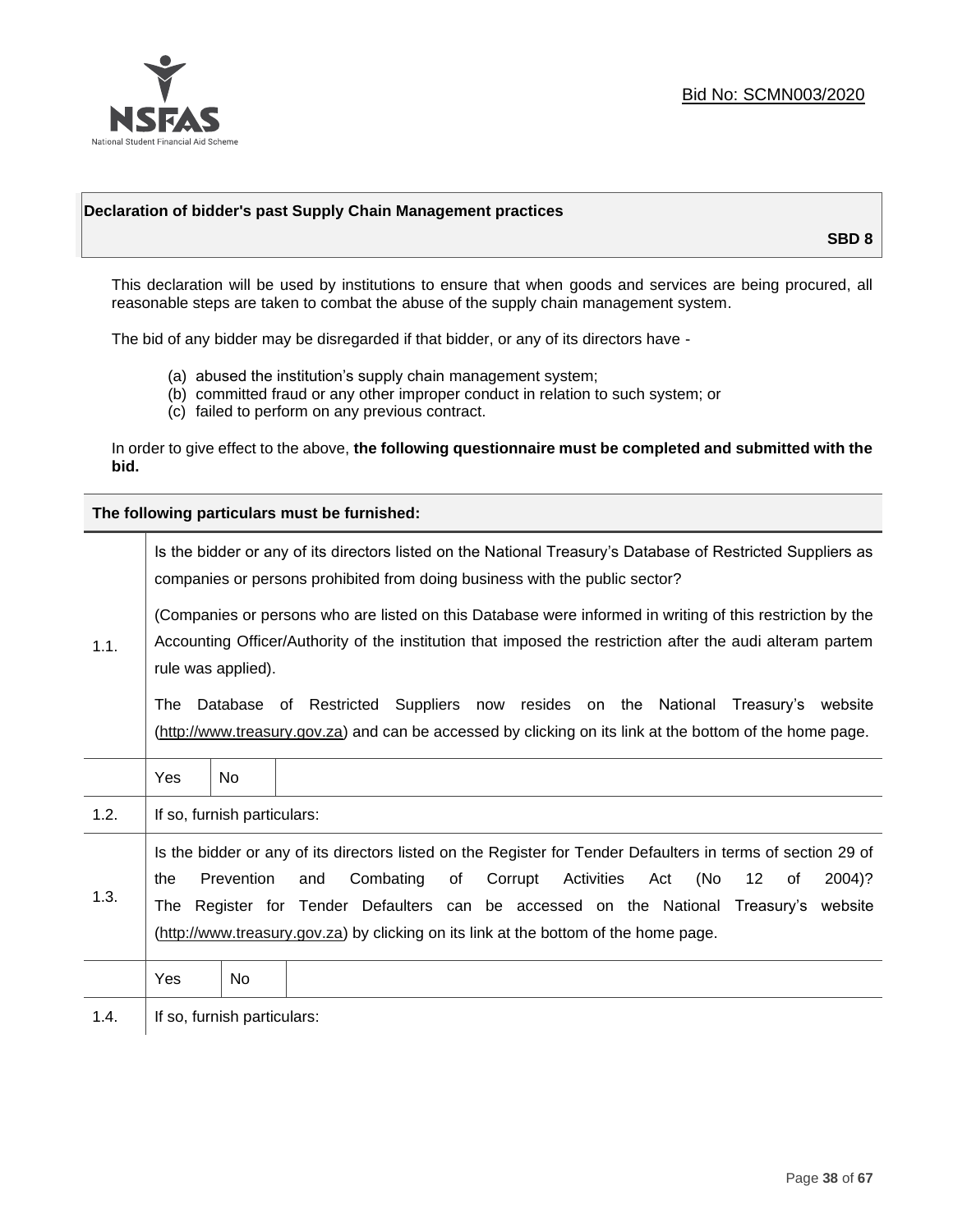Bid No: SCMN003/2020

**Declaration of bidder's past Supply Chain Management practices**

**SBD 8**

This declaration will be used by institutions to ensure that when goods and services are being procured, all reasonable steps are taken to combat the abuse of the supply chain management system.

The bid of any bidder may be disregarded if that bidder, or any of its directors have -

(a) abused the institution's supply chain management system;
(b) committed fraud or any other improper conduct in relation to such system; or
(c) failed to perform on any previous contract.

In order to give effect to the above, **the following questionnaire must be completed and submitted with the bid.**

| **The following particulars must be furnished:** | | | |
|---|---|---|---|
| 1.1. | Is the bidder or any of its directors listed on the National Treasury's Database of Restricted Suppliers as companies or persons prohibited from doing business with the public sector?<br><br>(Companies or persons who are listed on this Database were informed in writing of this restriction by the Accounting Officer/Authority of the institution that imposed the restriction after the audi alteram partem rule was applied).<br><br>The Database of Restricted Suppliers now resides on the National Treasury's website (http://www.treasury.gov.za) and can be accessed by clicking on its link at the bottom of the home page. | | |
| | Yes | No | |
| 1.2. | If so, furnish particulars: | | |
| 1.3. | Is the bidder or any of its directors listed on the Register for Tender Defaulters in terms of section 29 of the Prevention and Combating of Corrupt Activities Act (No 12 of 2004)? The Register for Tender Defaulters can be accessed on the National Treasury's website (http://www.treasury.gov.za) by clicking on its link at the bottom of the home page. | | |
| | Yes | No | |
| 1.4. | If so, furnish particulars: | | |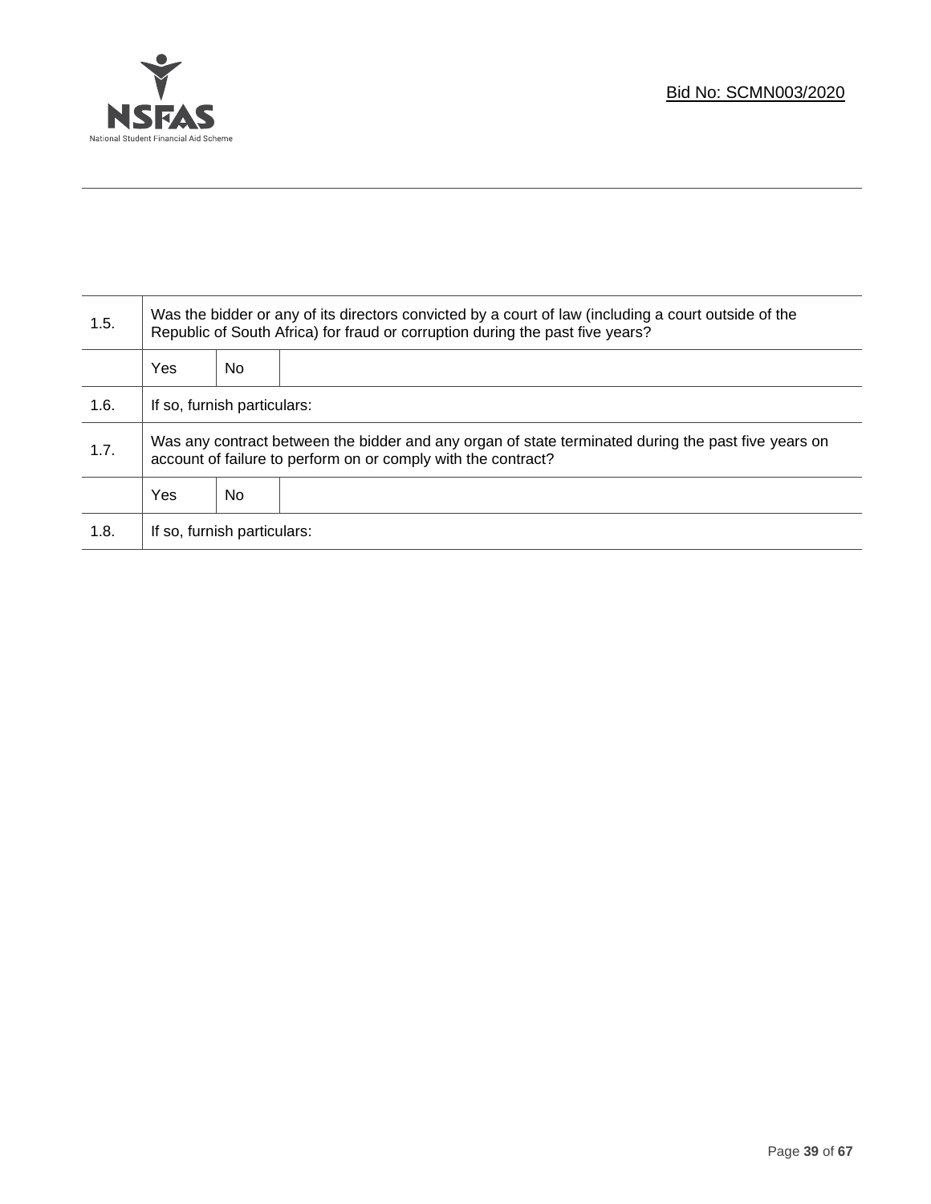| | | | |
|---|---|---|---|
| 1.5. | Was the bidder or any of its directors convicted by a court of law (including a court outside of the Republic of South Africa) for fraud or corruption during the past five years? | | |
| | Yes | No | |
| 1.6. | If so, furnish particulars: | | |
| 1.7. | Was any contract between the bidder and any organ of state terminated during the past five years on account of failure to perform on or comply with the contract? | | |
| | Yes | No | |
| 1.8. | If so, furnish particulars: | | |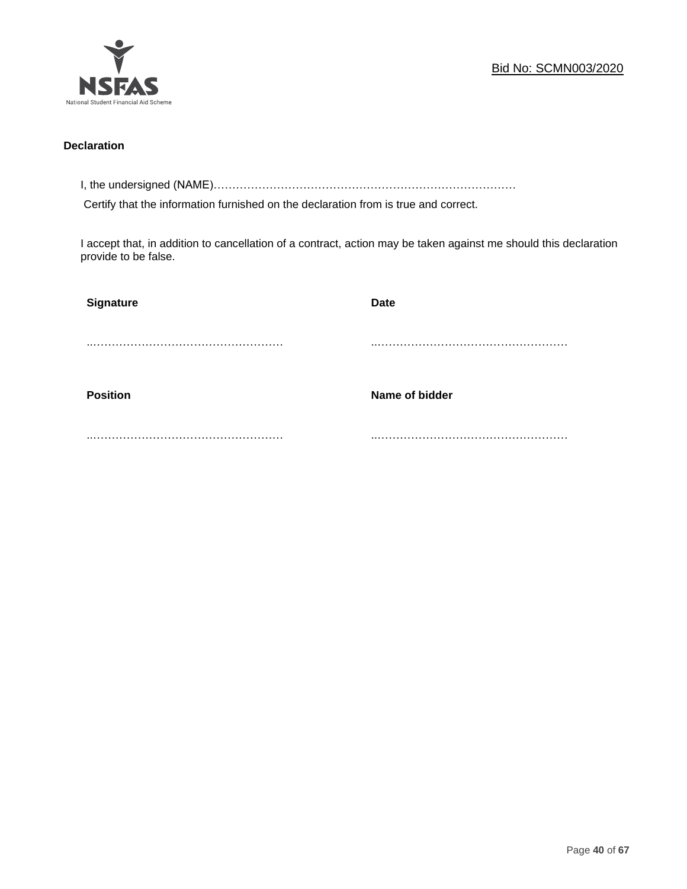Bid No: SCMN003/2020

**Declaration**

I, the undersigned (NAME)……………………………………………………………………………

Certify that the information furnished on the declaration from is true and correct.

I accept that, in addition to cancellation of a contract, action may be taken against me should this declaration provide to be false.

| **Signature** | **Date** |
|---|---|
| ……………………………………………… | ……………………………………………… |
| **Position** | **Name of bidder** |
| ……………………………………………… | ……………………………………………… |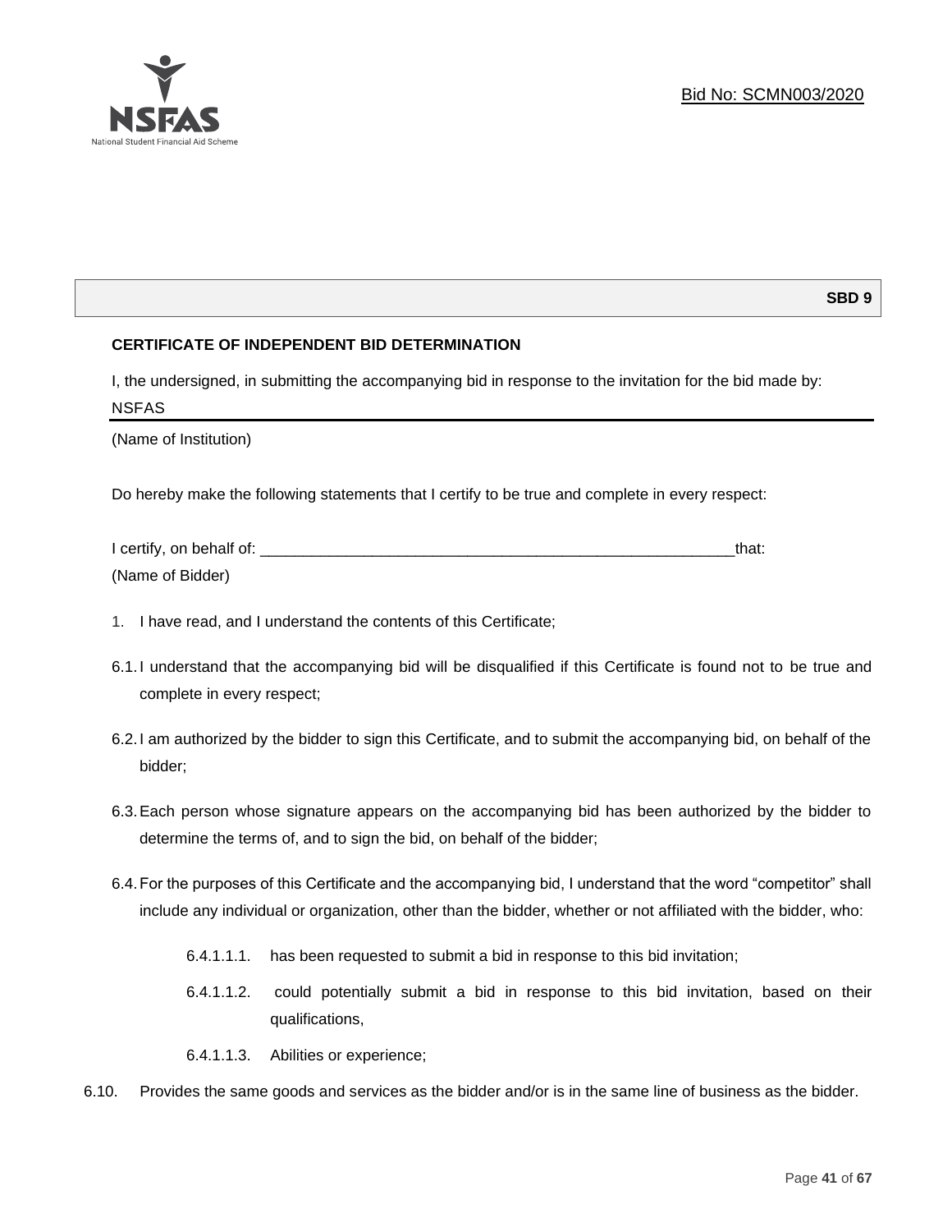Bid No: SCMN003/2020

**SBD 9**

**CERTIFICATE OF INDEPENDENT BID DETERMINATION**

I, the undersigned, in submitting the accompanying bid in response to the invitation for the bid made by:

NSFAS

(Name of Institution)

Do hereby make the following statements that I certify to be true and complete in every respect:

I certify, on behalf of: ___________________________________________________________that:

(Name of Bidder)

1. I have read, and I understand the contents of this Certificate;

6.1. I understand that the accompanying bid will be disqualified if this Certificate is found not to be true and complete in every respect;

6.2. I am authorized by the bidder to sign this Certificate, and to submit the accompanying bid, on behalf of the bidder;

6.3. Each person whose signature appears on the accompanying bid has been authorized by the bidder to determine the terms of, and to sign the bid, on behalf of the bidder;

6.4. For the purposes of this Certificate and the accompanying bid, I understand that the word "competitor" shall include any individual or organization, other than the bidder, whether or not affiliated with the bidder, who:

6.4.1.1.1. has been requested to submit a bid in response to this bid invitation;

6.4.1.1.2. could potentially submit a bid in response to this bid invitation, based on their qualifications,

6.4.1.1.3. Abilities or experience;

6.10. Provides the same goods and services as the bidder and/or is in the same line of business as the bidder.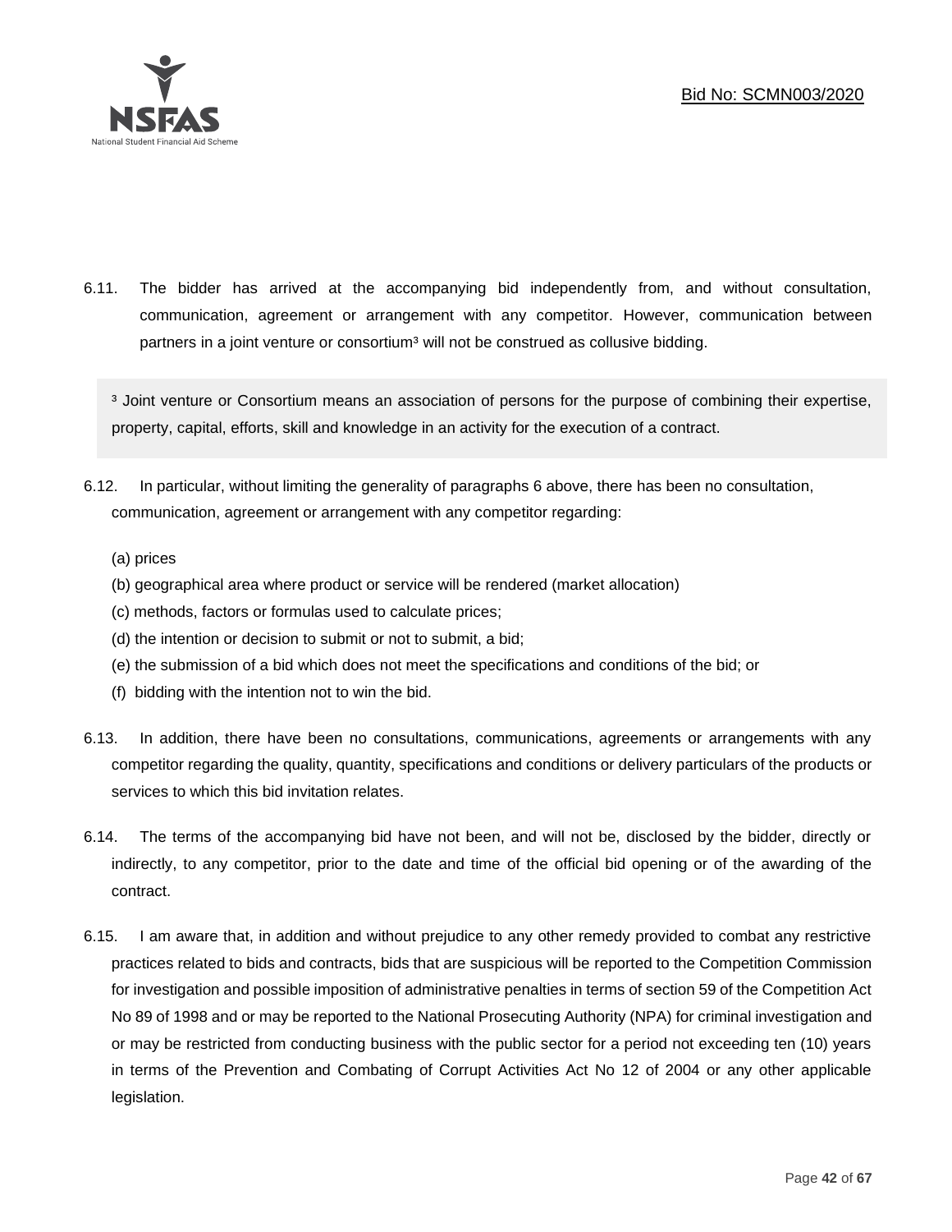6.11. The bidder has arrived at the accompanying bid independently from, and without consultation, communication, agreement or arrangement with any competitor. However, communication between partners in a joint venture or consortium[3] will not be construed as collusive bidding.

> [3] Joint venture or Consortium means an association of persons for the purpose of combining their expertise, property, capital, efforts, skill and knowledge in an activity for the execution of a contract.

6.12. In particular, without limiting the generality of paragraphs 6 above, there has been no consultation, communication, agreement or arrangement with any competitor regarding:

(a) prices
(b) geographical area where product or service will be rendered (market allocation)
(c) methods, factors or formulas used to calculate prices;
(d) the intention or decision to submit or not to submit, a bid;
(e) the submission of a bid which does not meet the specifications and conditions of the bid; or
(f) bidding with the intention not to win the bid.

6.13. In addition, there have been no consultations, communications, agreements or arrangements with any competitor regarding the quality, quantity, specifications and conditions or delivery particulars of the products or services to which this bid invitation relates.

6.14. The terms of the accompanying bid have not been, and will not be, disclosed by the bidder, directly or indirectly, to any competitor, prior to the date and time of the official bid opening or of the awarding of the contract.

6.15. I am aware that, in addition and without prejudice to any other remedy provided to combat any restrictive practices related to bids and contracts, bids that are suspicious will be reported to the Competition Commission for investigation and possible imposition of administrative penalties in terms of section 59 of the Competition Act No 89 of 1998 and or may be reported to the National Prosecuting Authority (NPA) for criminal investigation and or may be restricted from conducting business with the public sector for a period not exceeding ten (10) years in terms of the Prevention and Combating of Corrupt Activities Act No 12 of 2004 or any other applicable legislation.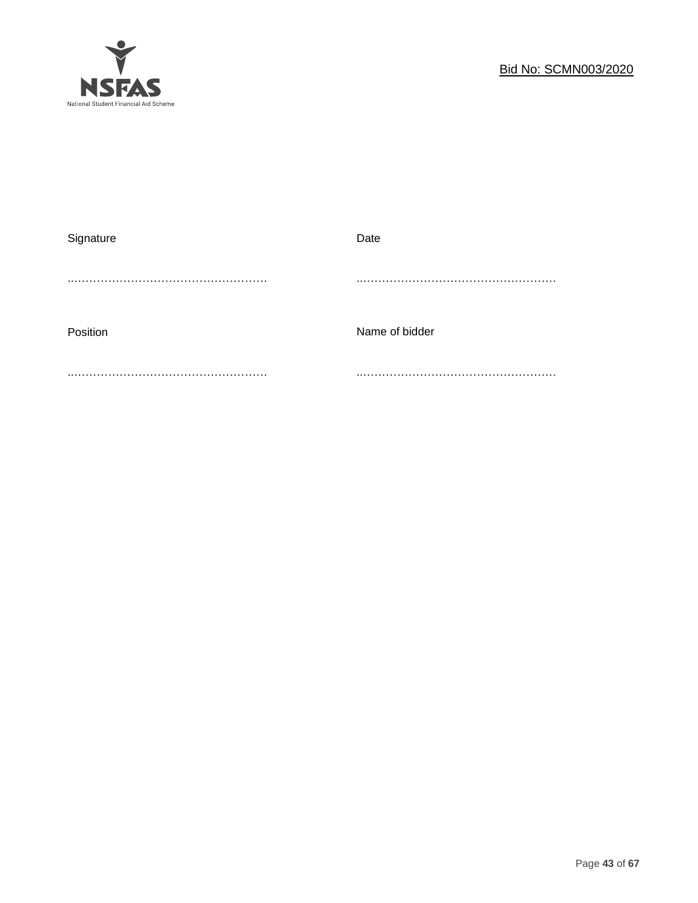| Signature | Date |
| --- | --- |
| ……………………………………………… | ……………………………………………… |
| Position | Name of bidder |
| ……………………………………………… | ……………………………………………… |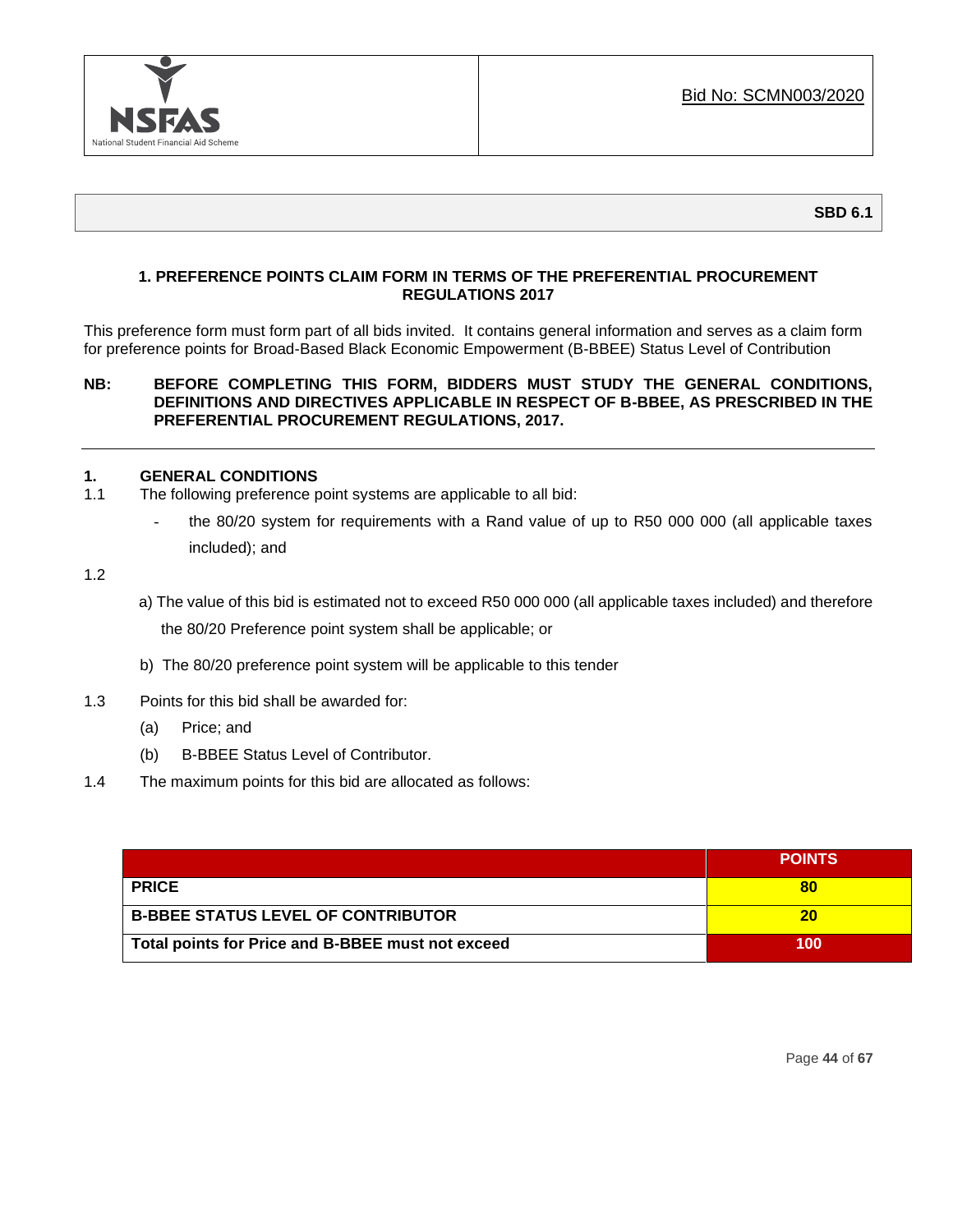NSFAS
National Student Financial Aid Scheme

Bid No: SCMN003/2020

**SBD 6.1**

**1. PREFERENCE POINTS CLAIM FORM IN TERMS OF THE PREFERENTIAL PROCUREMENT REGULATIONS 2017**

This preference form must form part of all bids invited. It contains general information and serves as a claim form for preference points for Broad-Based Black Economic Empowerment (B-BBEE) Status Level of Contribution

**NB: BEFORE COMPLETING THIS FORM, BIDDERS MUST STUDY THE GENERAL CONDITIONS, DEFINITIONS AND DIRECTIVES APPLICABLE IN RESPECT OF B-BBEE, AS PRESCRIBED IN THE PREFERENTIAL PROCUREMENT REGULATIONS, 2017.**

---

**1. GENERAL CONDITIONS**

1.1 The following preference point systems are applicable to all bid:

- the 80/20 system for requirements with a Rand value of up to R50 000 000 (all applicable taxes included); and

1.2

a) The value of this bid is estimated not to exceed R50 000 000 (all applicable taxes included) and therefore the 80/20 Preference point system shall be applicable; or

b) The 80/20 preference point system will be applicable to this tender

1.3 Points for this bid shall be awarded for:

(a) Price; and

(b) B-BBEE Status Level of Contributor.

1.4 The maximum points for this bid are allocated as follows:

| | POINTS |
|---|---|
| **PRICE** | **80** |
| **B-BBEE STATUS LEVEL OF CONTRIBUTOR** | **20** |
| **Total points for Price and B-BBEE must not exceed** | **100** |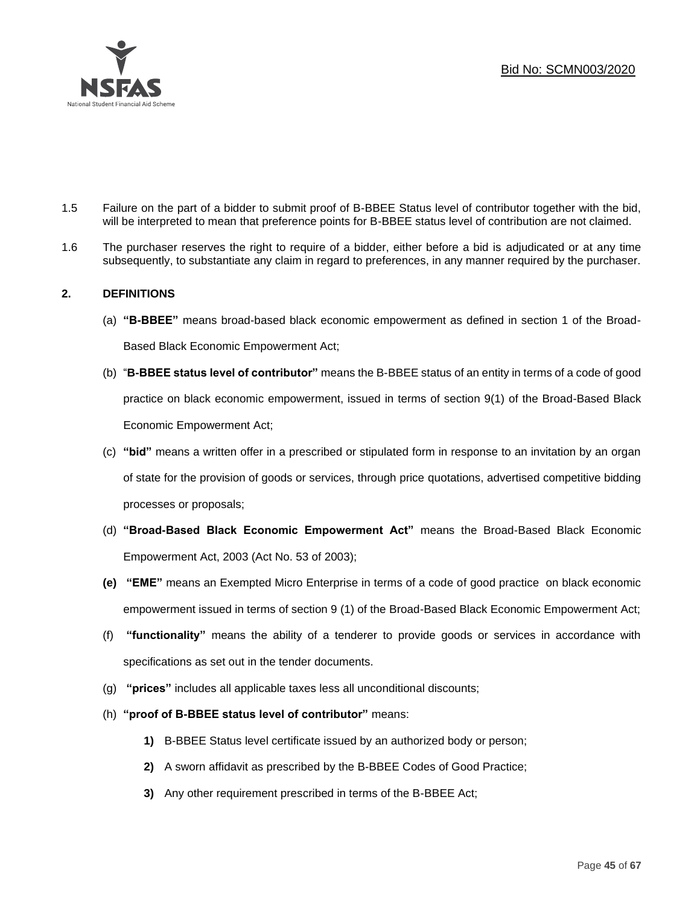1.5 Failure on the part of a bidder to submit proof of B-BBEE Status level of contributor together with the bid, will be interpreted to mean that preference points for B-BBEE status level of contribution are not claimed.

1.6 The purchaser reserves the right to require of a bidder, either before a bid is adjudicated or at any time subsequently, to substantiate any claim in regard to preferences, in any manner required by the purchaser.

## 2. DEFINITIONS

(a) **"B-BBEE"** means broad-based black economic empowerment as defined in section 1 of the Broad-Based Black Economic Empowerment Act;

(b) "**B-BBEE status level of contributor"** means the B-BBEE status of an entity in terms of a code of good practice on black economic empowerment, issued in terms of section 9(1) of the Broad-Based Black Economic Empowerment Act;

(c) **"bid"** means a written offer in a prescribed or stipulated form in response to an invitation by an organ of state for the provision of goods or services, through price quotations, advertised competitive bidding processes or proposals;

(d) **"Broad-Based Black Economic Empowerment Act"** means the Broad-Based Black Economic Empowerment Act, 2003 (Act No. 53 of 2003);

**(e)** **"EME"** means an Exempted Micro Enterprise in terms of a code of good practice on black economic empowerment issued in terms of section 9 (1) of the Broad-Based Black Economic Empowerment Act;

(f) **"functionality"** means the ability of a tenderer to provide goods or services in accordance with specifications as set out in the tender documents.

(g) **"prices"** includes all applicable taxes less all unconditional discounts;

(h) **"proof of B-BBEE status level of contributor"** means:

**1)** B-BBEE Status level certificate issued by an authorized body or person;

**2)** A sworn affidavit as prescribed by the B-BBEE Codes of Good Practice;

**3)** Any other requirement prescribed in terms of the B-BBEE Act;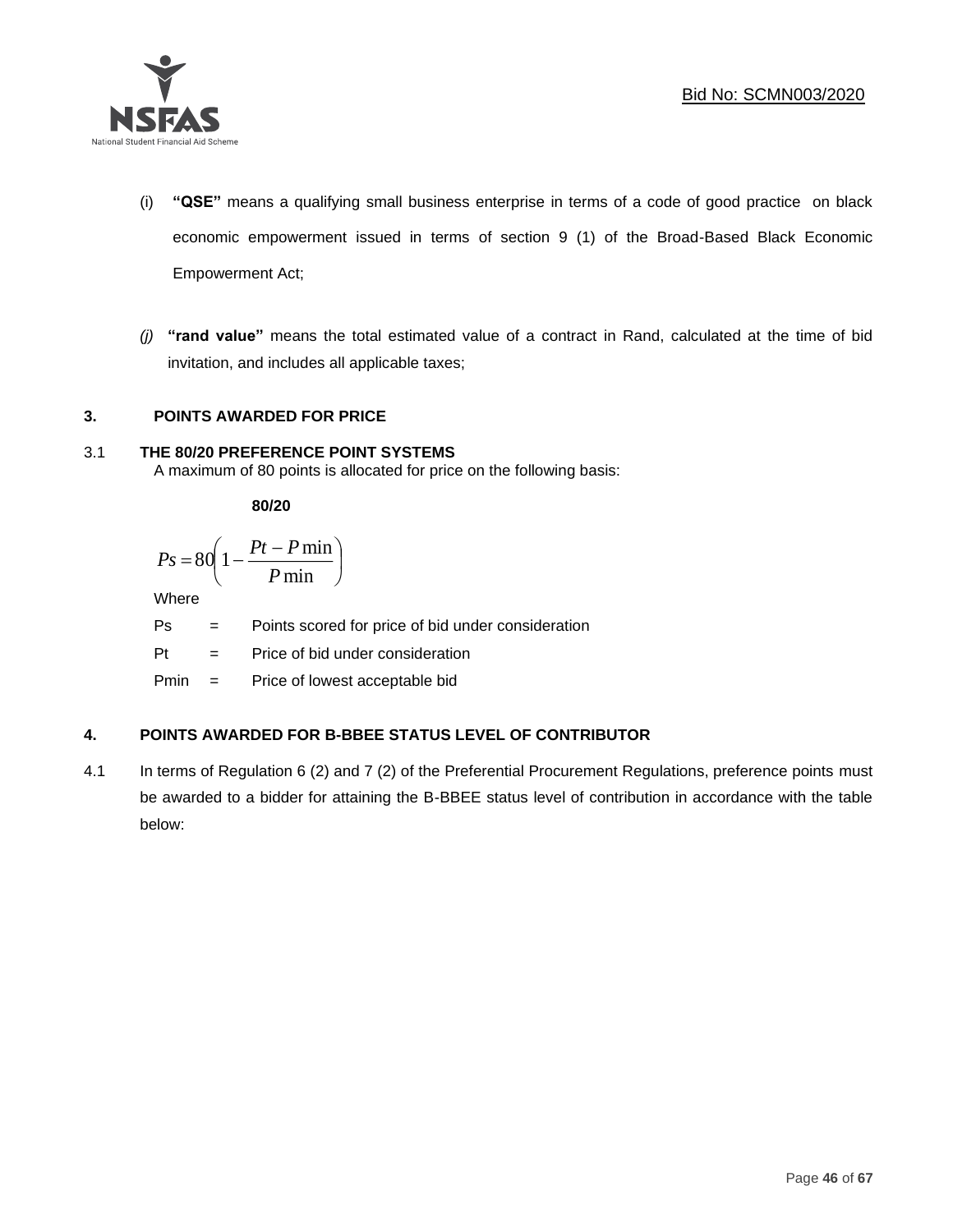(i) **"QSE"** means a qualifying small business enterprise in terms of a code of good practice on black economic empowerment issued in terms of section 9 (1) of the Broad-Based Black Economic Empowerment Act;

*(j)* **"rand value"** means the total estimated value of a contract in Rand, calculated at the time of bid invitation, and includes all applicable taxes;

## 3. POINTS AWARDED FOR PRICE

### 3.1 THE 80/20 PREFERENCE POINT SYSTEMS

A maximum of 80 points is allocated for price on the following basis:

**80/20**

$$Ps = 80\left(1 - \frac{Pt - P\min}{P\min}\right)$$

Where

Ps = Points scored for price of bid under consideration

Pt = Price of bid under consideration

Pmin = Price of lowest acceptable bid

## 4. POINTS AWARDED FOR B-BBEE STATUS LEVEL OF CONTRIBUTOR

4.1 In terms of Regulation 6 (2) and 7 (2) of the Preferential Procurement Regulations, preference points must be awarded to a bidder for attaining the B-BBEE status level of contribution in accordance with the table below: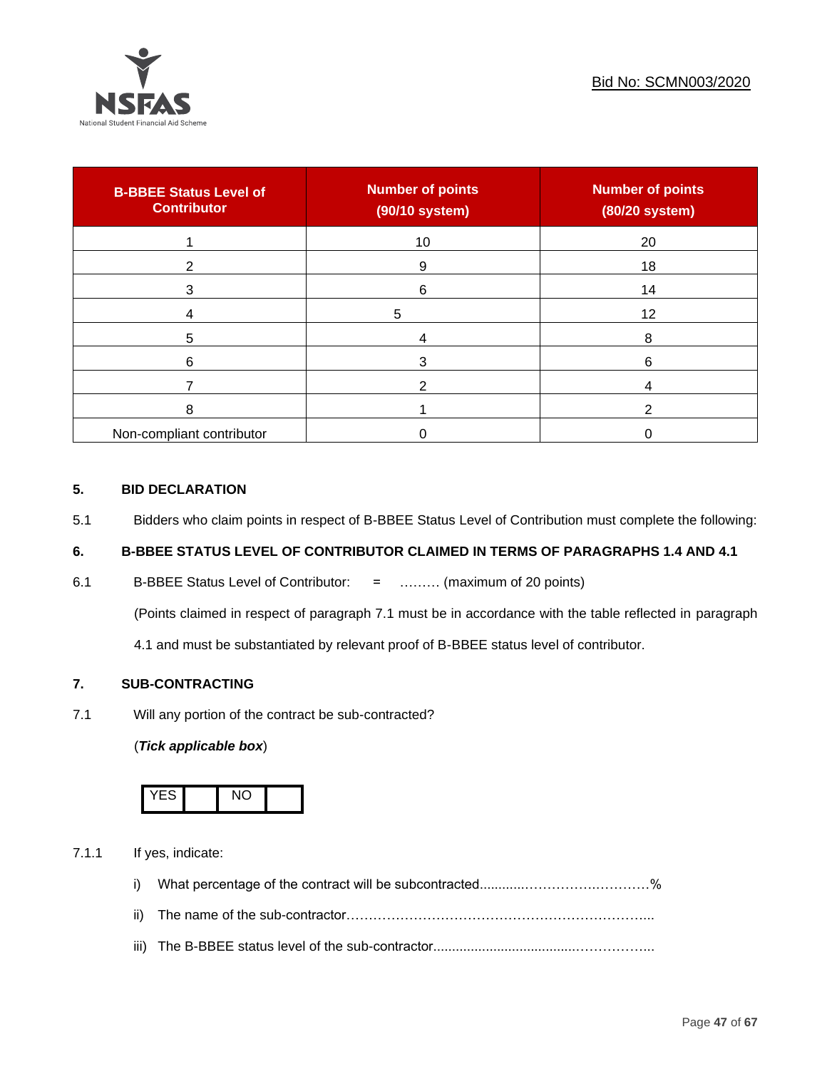| B-BBEE Status Level of Contributor | Number of points (90/10 system) | Number of points (80/20 system) |
| --- | --- | --- |
| 1 | 10 | 20 |
| 2 | 9 | 18 |
| 3 | 6 | 14 |
| 4 | 5 | 12 |
| 5 | 4 | 8 |
| 6 | 3 | 6 |
| 7 | 2 | 4 |
| 8 | 1 | 2 |
| Non-compliant contributor | 0 | 0 |

## 5. BID DECLARATION

5.1 Bidders who claim points in respect of B-BBEE Status Level of Contribution must complete the following:

## 6. B-BBEE STATUS LEVEL OF CONTRIBUTOR CLAIMED IN TERMS OF PARAGRAPHS 1.4 AND 4.1

6.1 B-BBEE Status Level of Contributor: = ……… (maximum of 20 points)

(Points claimed in respect of paragraph 7.1 must be in accordance with the table reflected in paragraph 4.1 and must be substantiated by relevant proof of B-BBEE status level of contributor.

## 7. SUB-CONTRACTING

7.1 Will any portion of the contract be sub-contracted?

(***Tick applicable box***)

| YES | | NO | |
| --- | --- | --- | --- |

7.1.1 If yes, indicate:

i) What percentage of the contract will be subcontracted............…………….…………%

ii) The name of the sub-contractor…………………………………………………………..

iii) The B-BBEE status level of the sub-contractor......................................……………..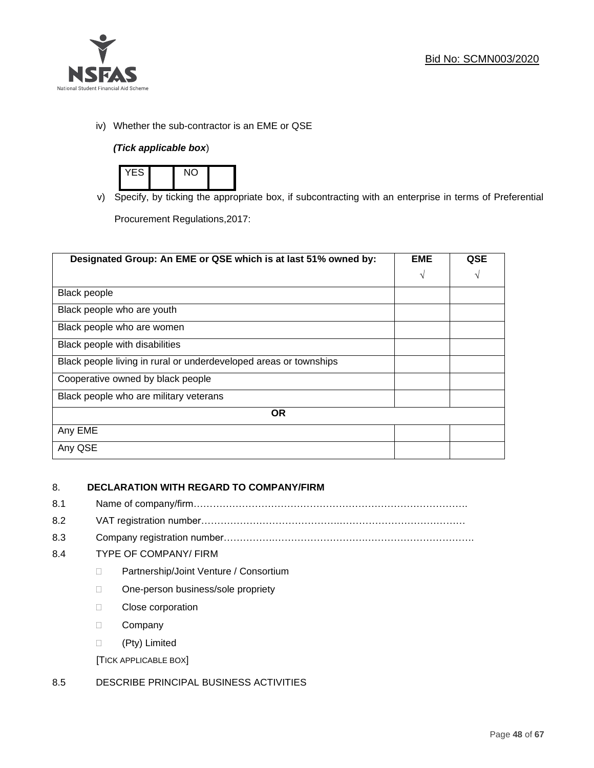iv) Whether the sub-contractor is an EME or QSE

*(Tick applicable box*)

| YES | | NO | |
|---|---|---|---|

v) Specify, by ticking the appropriate box, if subcontracting with an enterprise in terms of Preferential Procurement Regulations,2017:

| Designated Group: An EME or QSE which is at last 51% owned by: | EME<br>√ | QSE<br>√ |
|---|---|---|
| Black people | | |
| Black people who are youth | | |
| Black people who are women | | |
| Black people with disabilities | | |
| Black people living in rural or underdeveloped areas or townships | | |
| Cooperative owned by black people | | |
| Black people who are military veterans | | |
| **OR** | | |
| Any EME | | |
| Any QSE | | |

8. **DECLARATION WITH REGARD TO COMPANY/FIRM**

8.1 Name of company/firm…………………………………………………………………………….

8.2 VAT registration number……………………………………………………………………….…

8.3 Company registration number…………….……………………….…………………………….

8.4 TYPE OF COMPANY/ FIRM

- Partnership/Joint Venture / Consortium
- One-person business/sole propriety
- Close corporation
- Company
- (Pty) Limited

[TICK APPLICABLE BOX]

8.5 DESCRIBE PRINCIPAL BUSINESS ACTIVITIES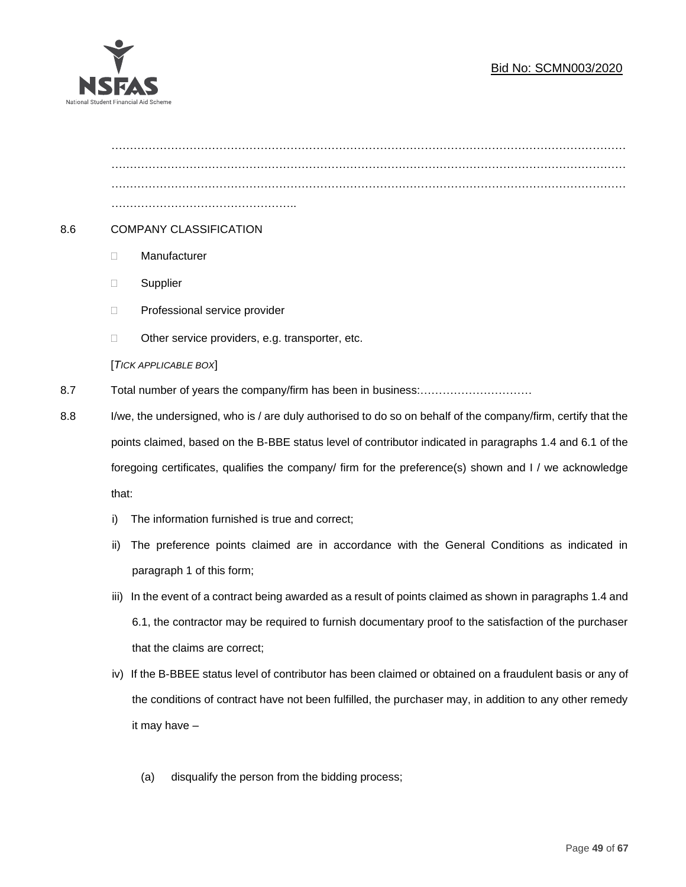……………………………………………………………………………………………………………………………………………………………………………………………………………………………………………………………………………………………………………………………………………………………………………………………

8.6 COMPANY CLASSIFICATION

- ☐ Manufacturer
- ☐ Supplier
- ☐ Professional service provider
- ☐ Other service providers, e.g. transporter, etc.

[*TICK APPLICABLE BOX*]

8.7 Total number of years the company/firm has been in business:…………………………

8.8 I/we, the undersigned, who is / are duly authorised to do so on behalf of the company/firm, certify that the points claimed, based on the B-BBE status level of contributor indicated in paragraphs 1.4 and 6.1 of the foregoing certificates, qualifies the company/ firm for the preference(s) shown and I / we acknowledge that:

i) The information furnished is true and correct;

ii) The preference points claimed are in accordance with the General Conditions as indicated in paragraph 1 of this form;

iii) In the event of a contract being awarded as a result of points claimed as shown in paragraphs 1.4 and 6.1, the contractor may be required to furnish documentary proof to the satisfaction of the purchaser that the claims are correct;

iv) If the B-BBEE status level of contributor has been claimed or obtained on a fraudulent basis or any of the conditions of contract have not been fulfilled, the purchaser may, in addition to any other remedy it may have –

(a) disqualify the person from the bidding process;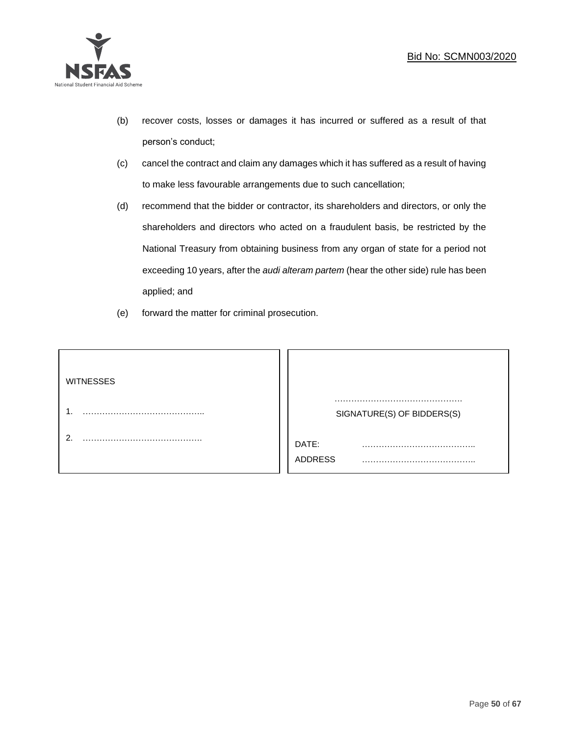(b) recover costs, losses or damages it has incurred or suffered as a result of that person's conduct;

(c) cancel the contract and claim any damages which it has suffered as a result of having to make less favourable arrangements due to such cancellation;

(d) recommend that the bidder or contractor, its shareholders and directors, or only the shareholders and directors who acted on a fraudulent basis, be restricted by the National Treasury from obtaining business from any organ of state for a period not exceeding 10 years, after the *audi alteram partem* (hear the other side) rule has been applied; and

(e) forward the matter for criminal prosecution.

| WITNESSES | |
|---|---|
| 1. …………………………………….. | ………………………………………<br>SIGNATURE(S) OF BIDDERS(S) |
| 2. ……………………………………. | DATE: ………………………………….. |
| | ADDRESS ………………………………….. |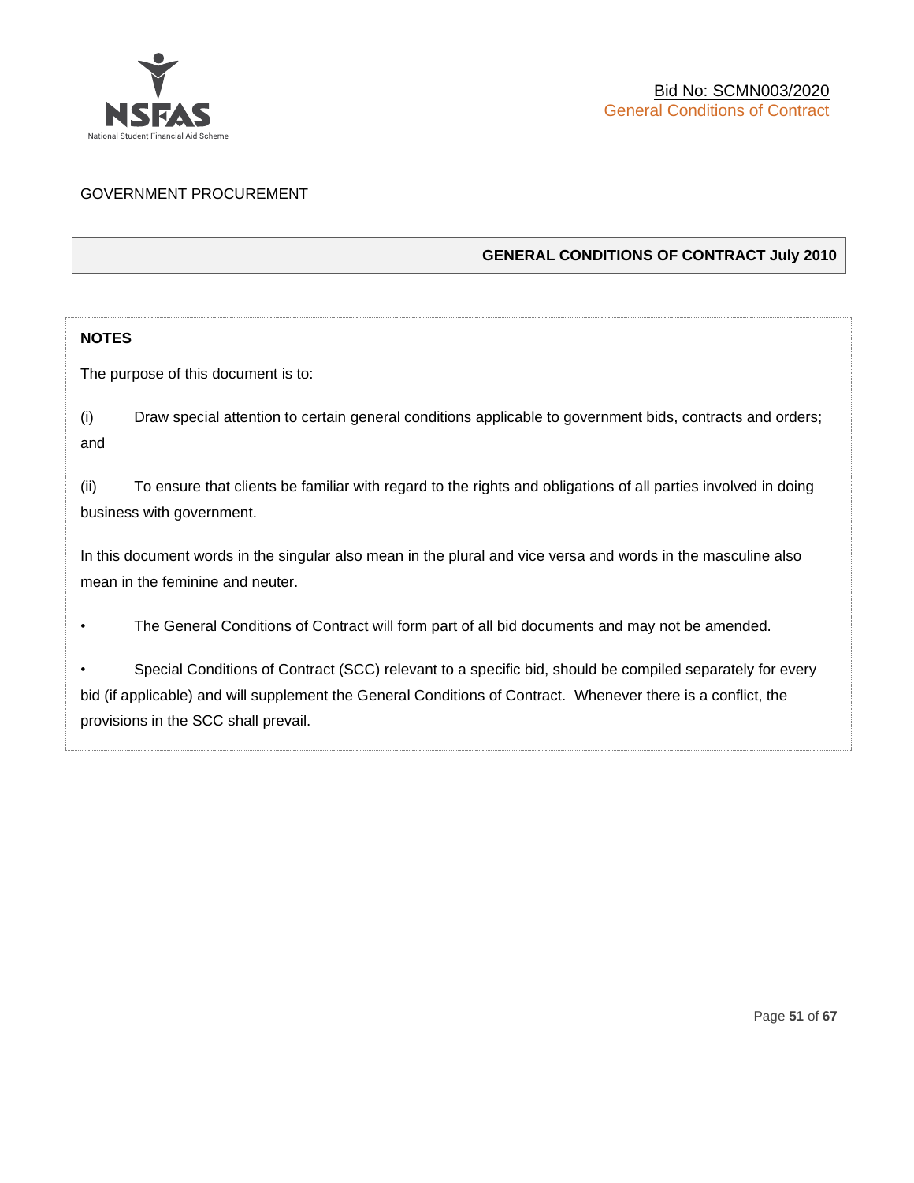GOVERNMENT PROCUREMENT

## GENERAL CONDITIONS OF CONTRACT July 2010

**NOTES**

The purpose of this document is to:

(i) Draw special attention to certain general conditions applicable to government bids, contracts and orders; and

(ii) To ensure that clients be familiar with regard to the rights and obligations of all parties involved in doing business with government.

In this document words in the singular also mean in the plural and vice versa and words in the masculine also mean in the feminine and neuter.

- The General Conditions of Contract will form part of all bid documents and may not be amended.
- Special Conditions of Contract (SCC) relevant to a specific bid, should be compiled separately for every bid (if applicable) and will supplement the General Conditions of Contract. Whenever there is a conflict, the provisions in the SCC shall prevail.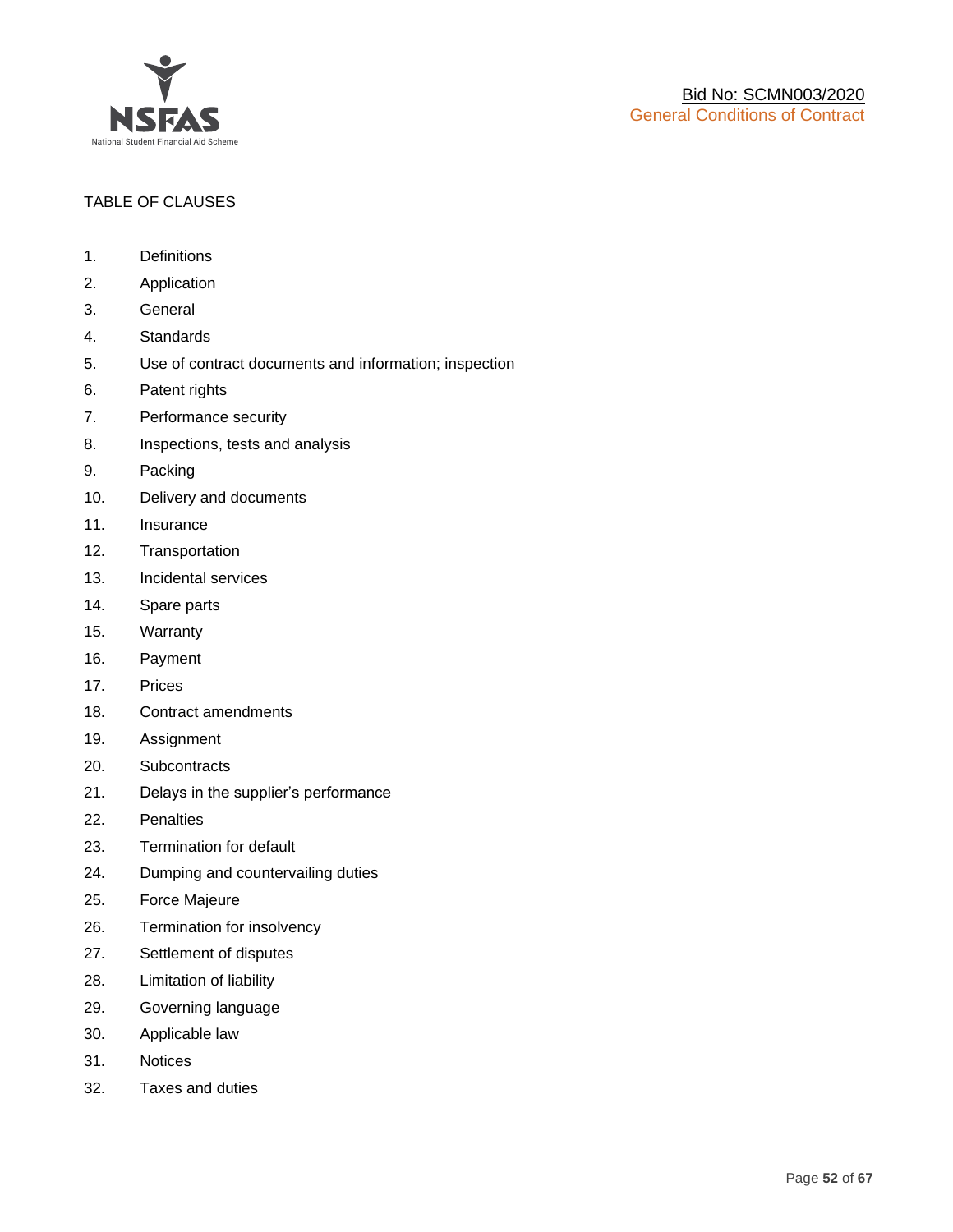TABLE OF CLAUSES

1. Definitions
2. Application
3. General
4. Standards
5. Use of contract documents and information; inspection
6. Patent rights
7. Performance security
8. Inspections, tests and analysis
9. Packing
10. Delivery and documents
11. Insurance
12. Transportation
13. Incidental services
14. Spare parts
15. Warranty
16. Payment
17. Prices
18. Contract amendments
19. Assignment
20. Subcontracts
21. Delays in the supplier's performance
22. Penalties
23. Termination for default
24. Dumping and countervailing duties
25. Force Majeure
26. Termination for insolvency
27. Settlement of disputes
28. Limitation of liability
29. Governing language
30. Applicable law
31. Notices
32. Taxes and duties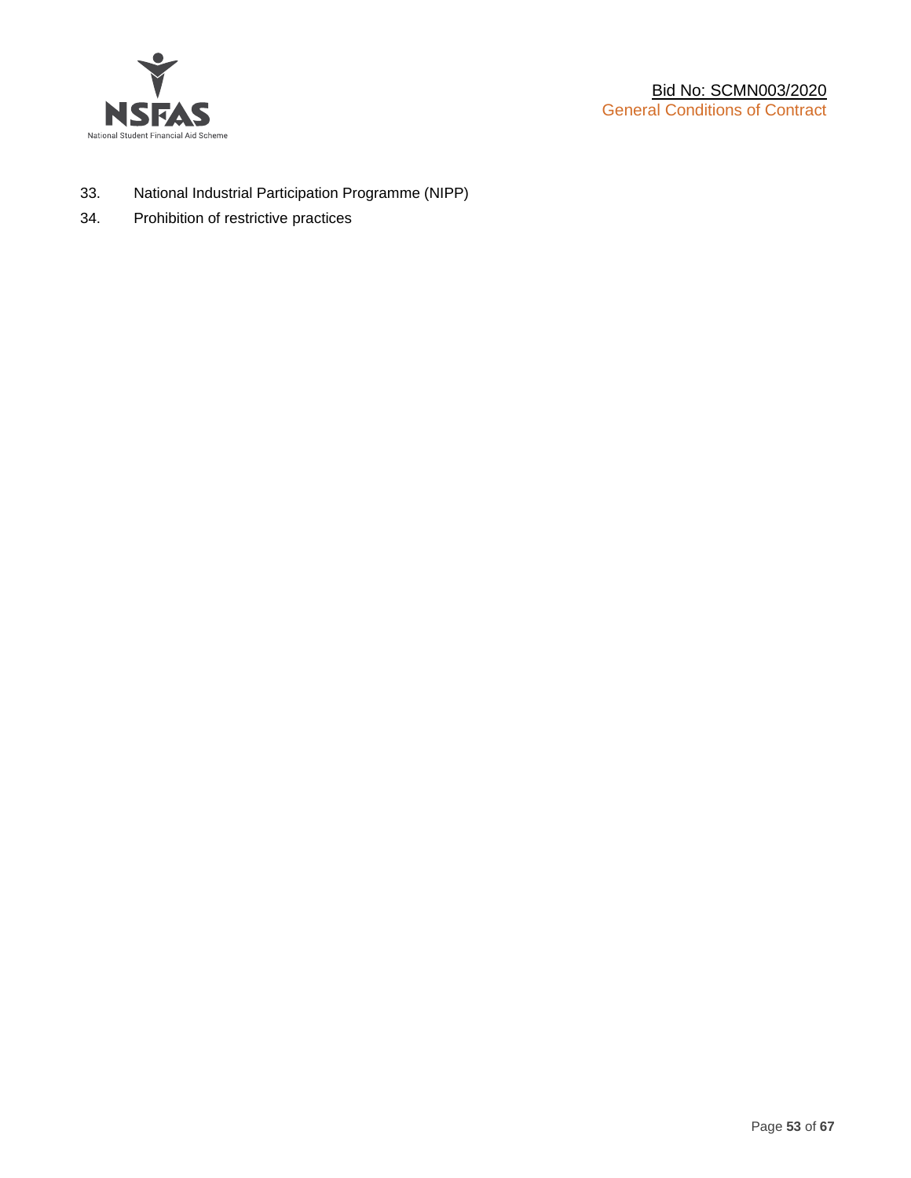33. National Industrial Participation Programme (NIPP)
34. Prohibition of restrictive practices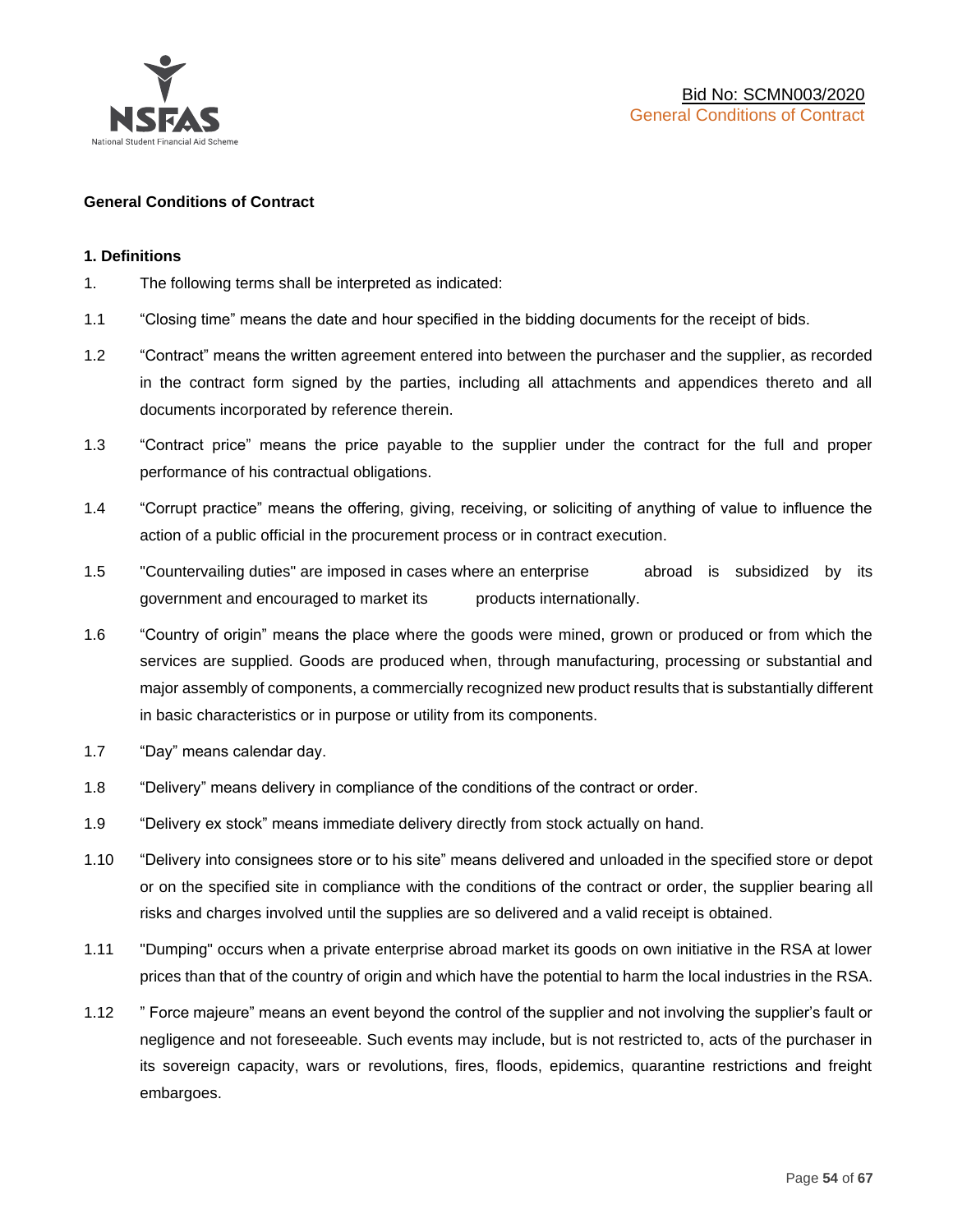## General Conditions of Contract

### 1. Definitions

1. The following terms shall be interpreted as indicated:

1.1 "Closing time" means the date and hour specified in the bidding documents for the receipt of bids.

1.2 "Contract" means the written agreement entered into between the purchaser and the supplier, as recorded in the contract form signed by the parties, including all attachments and appendices thereto and all documents incorporated by reference therein.

1.3 "Contract price" means the price payable to the supplier under the contract for the full and proper performance of his contractual obligations.

1.4 "Corrupt practice" means the offering, giving, receiving, or soliciting of anything of value to influence the action of a public official in the procurement process or in contract execution.

1.5 "Countervailing duties" are imposed in cases where an enterprise abroad is subsidized by its government and encouraged to market its products internationally.

1.6 "Country of origin" means the place where the goods were mined, grown or produced or from which the services are supplied. Goods are produced when, through manufacturing, processing or substantial and major assembly of components, a commercially recognized new product results that is substantially different in basic characteristics or in purpose or utility from its components.

1.7 "Day" means calendar day.

1.8 "Delivery" means delivery in compliance of the conditions of the contract or order.

1.9 "Delivery ex stock" means immediate delivery directly from stock actually on hand.

1.10 "Delivery into consignees store or to his site" means delivered and unloaded in the specified store or depot or on the specified site in compliance with the conditions of the contract or order, the supplier bearing all risks and charges involved until the supplies are so delivered and a valid receipt is obtained.

1.11 "Dumping" occurs when a private enterprise abroad market its goods on own initiative in the RSA at lower prices than that of the country of origin and which have the potential to harm the local industries in the RSA.

1.12 " Force majeure" means an event beyond the control of the supplier and not involving the supplier's fault or negligence and not foreseeable. Such events may include, but is not restricted to, acts of the purchaser in its sovereign capacity, wars or revolutions, fires, floods, epidemics, quarantine restrictions and freight embargoes.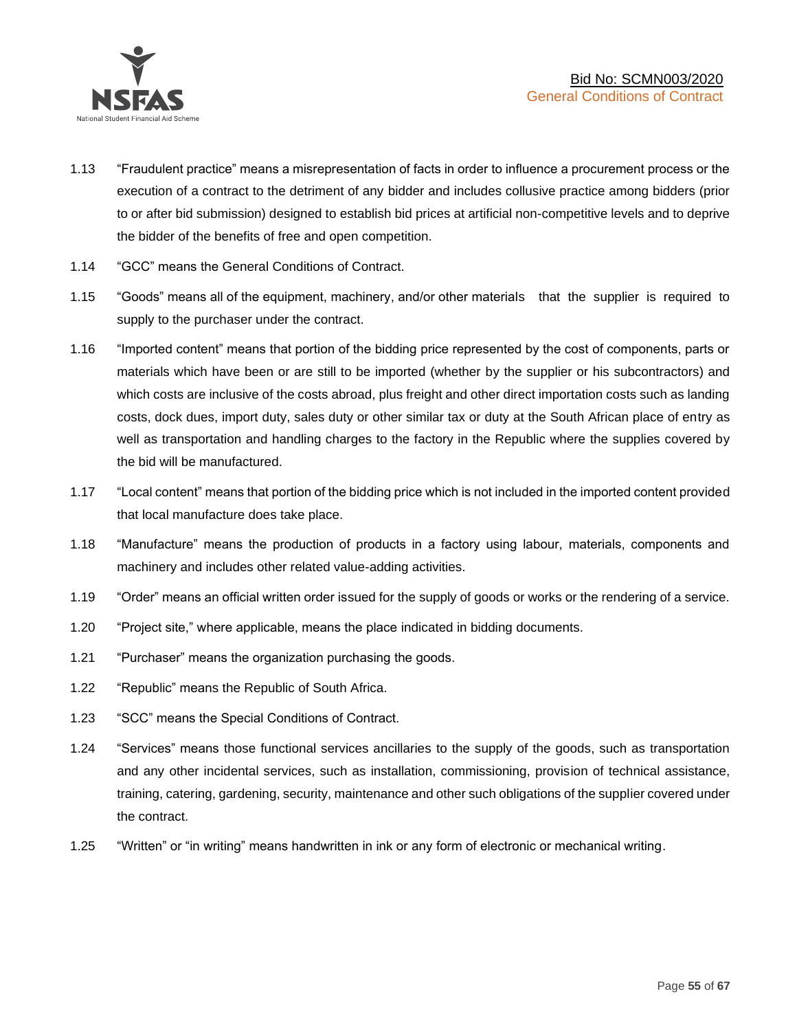1.13 "Fraudulent practice" means a misrepresentation of facts in order to influence a procurement process or the execution of a contract to the detriment of any bidder and includes collusive practice among bidders (prior to or after bid submission) designed to establish bid prices at artificial non-competitive levels and to deprive the bidder of the benefits of free and open competition.

1.14 "GCC" means the General Conditions of Contract.

1.15 "Goods" means all of the equipment, machinery, and/or other materials that the supplier is required to supply to the purchaser under the contract.

1.16 "Imported content" means that portion of the bidding price represented by the cost of components, parts or materials which have been or are still to be imported (whether by the supplier or his subcontractors) and which costs are inclusive of the costs abroad, plus freight and other direct importation costs such as landing costs, dock dues, import duty, sales duty or other similar tax or duty at the South African place of entry as well as transportation and handling charges to the factory in the Republic where the supplies covered by the bid will be manufactured.

1.17 "Local content" means that portion of the bidding price which is not included in the imported content provided that local manufacture does take place.

1.18 "Manufacture" means the production of products in a factory using labour, materials, components and machinery and includes other related value-adding activities.

1.19 "Order" means an official written order issued for the supply of goods or works or the rendering of a service.

1.20 "Project site," where applicable, means the place indicated in bidding documents.

1.21 "Purchaser" means the organization purchasing the goods.

1.22 "Republic" means the Republic of South Africa.

1.23 "SCC" means the Special Conditions of Contract.

1.24 "Services" means those functional services ancillaries to the supply of the goods, such as transportation and any other incidental services, such as installation, commissioning, provision of technical assistance, training, catering, gardening, security, maintenance and other such obligations of the supplier covered under the contract.

1.25 "Written" or "in writing" means handwritten in ink or any form of electronic or mechanical writing.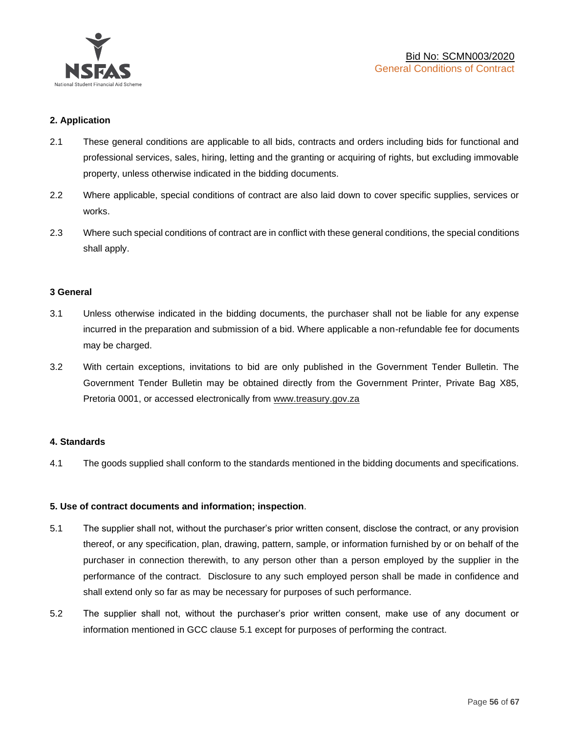## 2. Application

2.1 These general conditions are applicable to all bids, contracts and orders including bids for functional and professional services, sales, hiring, letting and the granting or acquiring of rights, but excluding immovable property, unless otherwise indicated in the bidding documents.

2.2 Where applicable, special conditions of contract are also laid down to cover specific supplies, services or works.

2.3 Where such special conditions of contract are in conflict with these general conditions, the special conditions shall apply.

## 3 General

3.1 Unless otherwise indicated in the bidding documents, the purchaser shall not be liable for any expense incurred in the preparation and submission of a bid. Where applicable a non-refundable fee for documents may be charged.

3.2 With certain exceptions, invitations to bid are only published in the Government Tender Bulletin. The Government Tender Bulletin may be obtained directly from the Government Printer, Private Bag X85, Pretoria 0001, or accessed electronically from www.treasury.gov.za

## 4. Standards

4.1 The goods supplied shall conform to the standards mentioned in the bidding documents and specifications.

## 5. Use of contract documents and information; inspection.

5.1 The supplier shall not, without the purchaser's prior written consent, disclose the contract, or any provision thereof, or any specification, plan, drawing, pattern, sample, or information furnished by or on behalf of the purchaser in connection therewith, to any person other than a person employed by the supplier in the performance of the contract. Disclosure to any such employed person shall be made in confidence and shall extend only so far as may be necessary for purposes of such performance.

5.2 The supplier shall not, without the purchaser's prior written consent, make use of any document or information mentioned in GCC clause 5.1 except for purposes of performing the contract.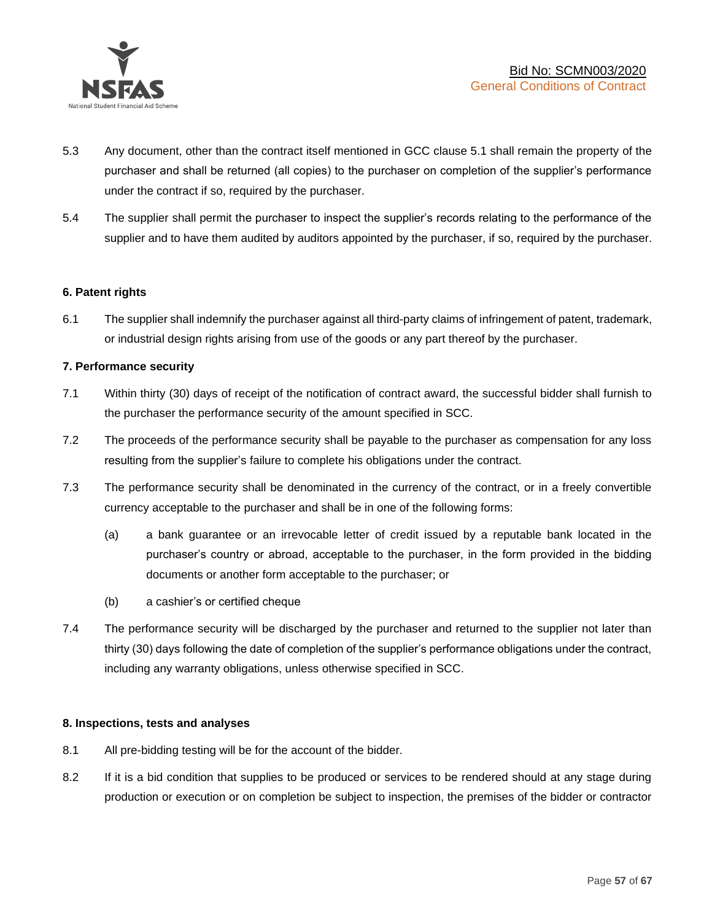5.3 Any document, other than the contract itself mentioned in GCC clause 5.1 shall remain the property of the purchaser and shall be returned (all copies) to the purchaser on completion of the supplier's performance under the contract if so, required by the purchaser.

5.4 The supplier shall permit the purchaser to inspect the supplier's records relating to the performance of the supplier and to have them audited by auditors appointed by the purchaser, if so, required by the purchaser.

**6. Patent rights**

6.1 The supplier shall indemnify the purchaser against all third-party claims of infringement of patent, trademark, or industrial design rights arising from use of the goods or any part thereof by the purchaser.

**7. Performance security**

7.1 Within thirty (30) days of receipt of the notification of contract award, the successful bidder shall furnish to the purchaser the performance security of the amount specified in SCC.

7.2 The proceeds of the performance security shall be payable to the purchaser as compensation for any loss resulting from the supplier's failure to complete his obligations under the contract.

7.3 The performance security shall be denominated in the currency of the contract, or in a freely convertible currency acceptable to the purchaser and shall be in one of the following forms:

(a) a bank guarantee or an irrevocable letter of credit issued by a reputable bank located in the purchaser's country or abroad, acceptable to the purchaser, in the form provided in the bidding documents or another form acceptable to the purchaser; or

(b) a cashier's or certified cheque

7.4 The performance security will be discharged by the purchaser and returned to the supplier not later than thirty (30) days following the date of completion of the supplier's performance obligations under the contract, including any warranty obligations, unless otherwise specified in SCC.

**8. Inspections, tests and analyses**

8.1 All pre-bidding testing will be for the account of the bidder.

8.2 If it is a bid condition that supplies to be produced or services to be rendered should at any stage during production or execution or on completion be subject to inspection, the premises of the bidder or contractor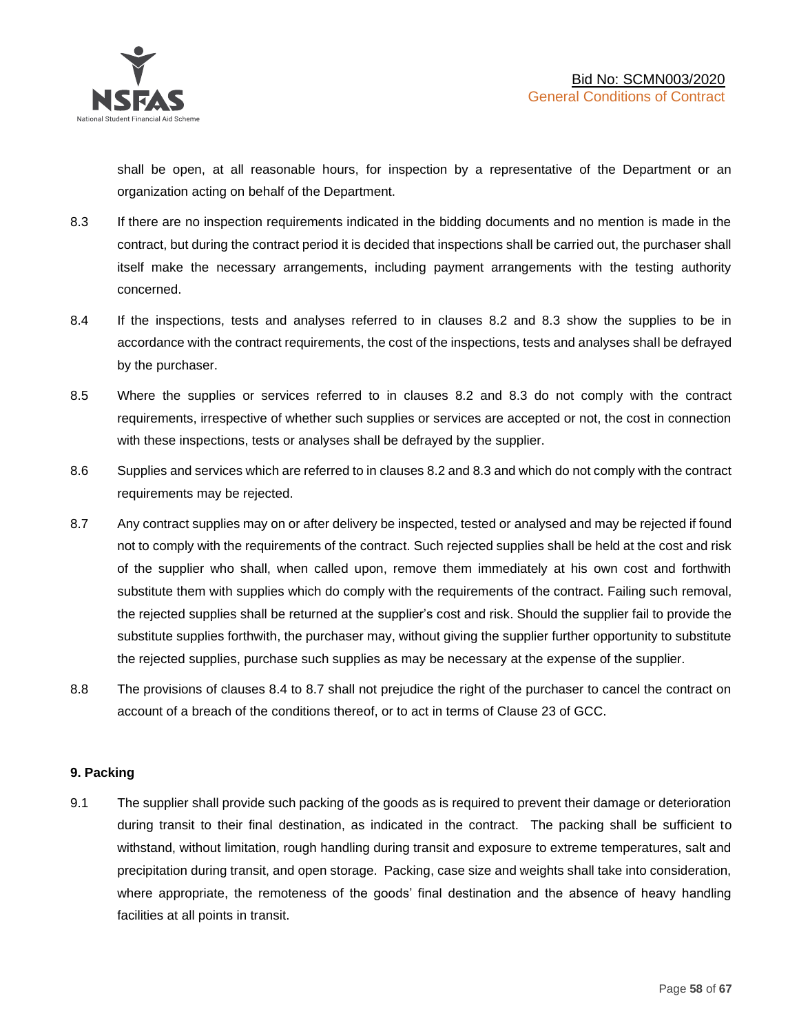shall be open, at all reasonable hours, for inspection by a representative of the Department or an organization acting on behalf of the Department.

8.3 If there are no inspection requirements indicated in the bidding documents and no mention is made in the contract, but during the contract period it is decided that inspections shall be carried out, the purchaser shall itself make the necessary arrangements, including payment arrangements with the testing authority concerned.

8.4 If the inspections, tests and analyses referred to in clauses 8.2 and 8.3 show the supplies to be in accordance with the contract requirements, the cost of the inspections, tests and analyses shall be defrayed by the purchaser.

8.5 Where the supplies or services referred to in clauses 8.2 and 8.3 do not comply with the contract requirements, irrespective of whether such supplies or services are accepted or not, the cost in connection with these inspections, tests or analyses shall be defrayed by the supplier.

8.6 Supplies and services which are referred to in clauses 8.2 and 8.3 and which do not comply with the contract requirements may be rejected.

8.7 Any contract supplies may on or after delivery be inspected, tested or analysed and may be rejected if found not to comply with the requirements of the contract. Such rejected supplies shall be held at the cost and risk of the supplier who shall, when called upon, remove them immediately at his own cost and forthwith substitute them with supplies which do comply with the requirements of the contract. Failing such removal, the rejected supplies shall be returned at the supplier's cost and risk. Should the supplier fail to provide the substitute supplies forthwith, the purchaser may, without giving the supplier further opportunity to substitute the rejected supplies, purchase such supplies as may be necessary at the expense of the supplier.

8.8 The provisions of clauses 8.4 to 8.7 shall not prejudice the right of the purchaser to cancel the contract on account of a breach of the conditions thereof, or to act in terms of Clause 23 of GCC.

**9. Packing**

9.1 The supplier shall provide such packing of the goods as is required to prevent their damage or deterioration during transit to their final destination, as indicated in the contract. The packing shall be sufficient to withstand, without limitation, rough handling during transit and exposure to extreme temperatures, salt and precipitation during transit, and open storage. Packing, case size and weights shall take into consideration, where appropriate, the remoteness of the goods' final destination and the absence of heavy handling facilities at all points in transit.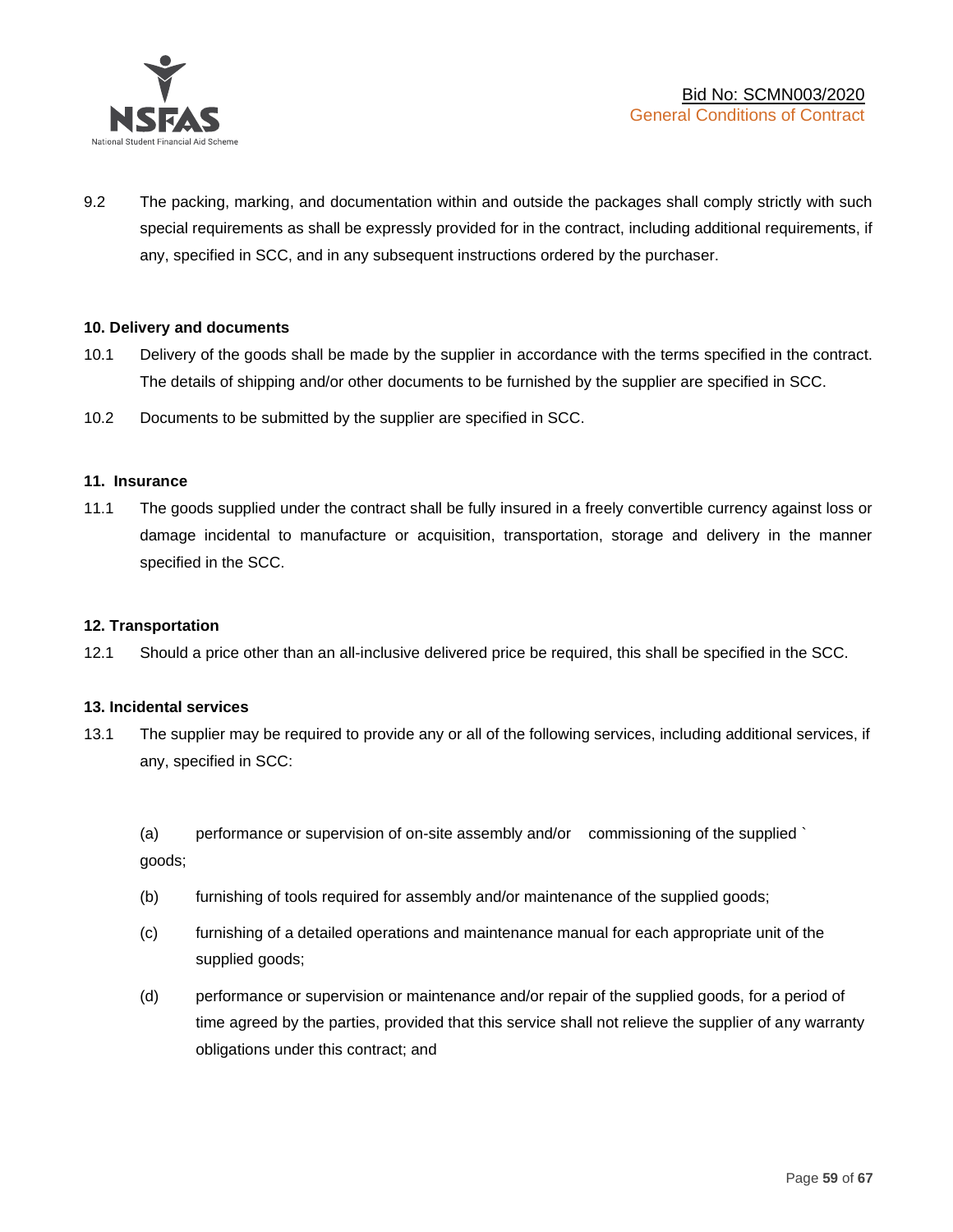9.2 The packing, marking, and documentation within and outside the packages shall comply strictly with such special requirements as shall be expressly provided for in the contract, including additional requirements, if any, specified in SCC, and in any subsequent instructions ordered by the purchaser.

**10. Delivery and documents**

10.1 Delivery of the goods shall be made by the supplier in accordance with the terms specified in the contract. The details of shipping and/or other documents to be furnished by the supplier are specified in SCC.

10.2 Documents to be submitted by the supplier are specified in SCC.

**11. Insurance**

11.1 The goods supplied under the contract shall be fully insured in a freely convertible currency against loss or damage incidental to manufacture or acquisition, transportation, storage and delivery in the manner specified in the SCC.

**12. Transportation**

12.1 Should a price other than an all-inclusive delivered price be required, this shall be specified in the SCC.

**13. Incidental services**

13.1 The supplier may be required to provide any or all of the following services, including additional services, if any, specified in SCC:

(a) performance or supervision of on-site assembly and/or commissioning of the supplied ` goods;

(b) furnishing of tools required for assembly and/or maintenance of the supplied goods;

(c) furnishing of a detailed operations and maintenance manual for each appropriate unit of the supplied goods;

(d) performance or supervision or maintenance and/or repair of the supplied goods, for a period of time agreed by the parties, provided that this service shall not relieve the supplier of any warranty obligations under this contract; and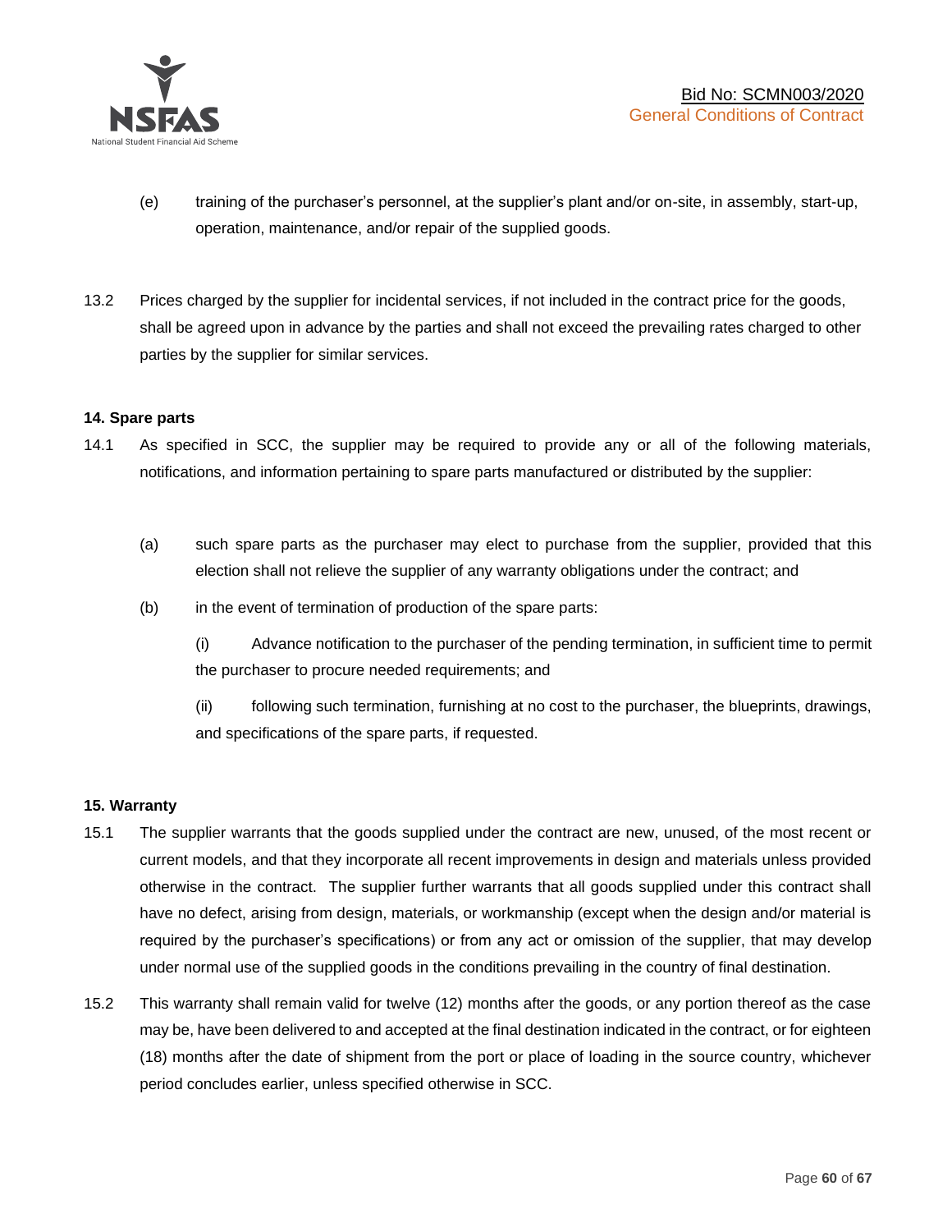(e) training of the purchaser's personnel, at the supplier's plant and/or on-site, in assembly, start-up, operation, maintenance, and/or repair of the supplied goods.

13.2 Prices charged by the supplier for incidental services, if not included in the contract price for the goods, shall be agreed upon in advance by the parties and shall not exceed the prevailing rates charged to other parties by the supplier for similar services.

**14. Spare parts**

14.1 As specified in SCC, the supplier may be required to provide any or all of the following materials, notifications, and information pertaining to spare parts manufactured or distributed by the supplier:

(a) such spare parts as the purchaser may elect to purchase from the supplier, provided that this election shall not relieve the supplier of any warranty obligations under the contract; and

(b) in the event of termination of production of the spare parts:

(i) Advance notification to the purchaser of the pending termination, in sufficient time to permit the purchaser to procure needed requirements; and

(ii) following such termination, furnishing at no cost to the purchaser, the blueprints, drawings, and specifications of the spare parts, if requested.

**15. Warranty**

15.1 The supplier warrants that the goods supplied under the contract are new, unused, of the most recent or current models, and that they incorporate all recent improvements in design and materials unless provided otherwise in the contract. The supplier further warrants that all goods supplied under this contract shall have no defect, arising from design, materials, or workmanship (except when the design and/or material is required by the purchaser's specifications) or from any act or omission of the supplier, that may develop under normal use of the supplied goods in the conditions prevailing in the country of final destination.

15.2 This warranty shall remain valid for twelve (12) months after the goods, or any portion thereof as the case may be, have been delivered to and accepted at the final destination indicated in the contract, or for eighteen (18) months after the date of shipment from the port or place of loading in the source country, whichever period concludes earlier, unless specified otherwise in SCC.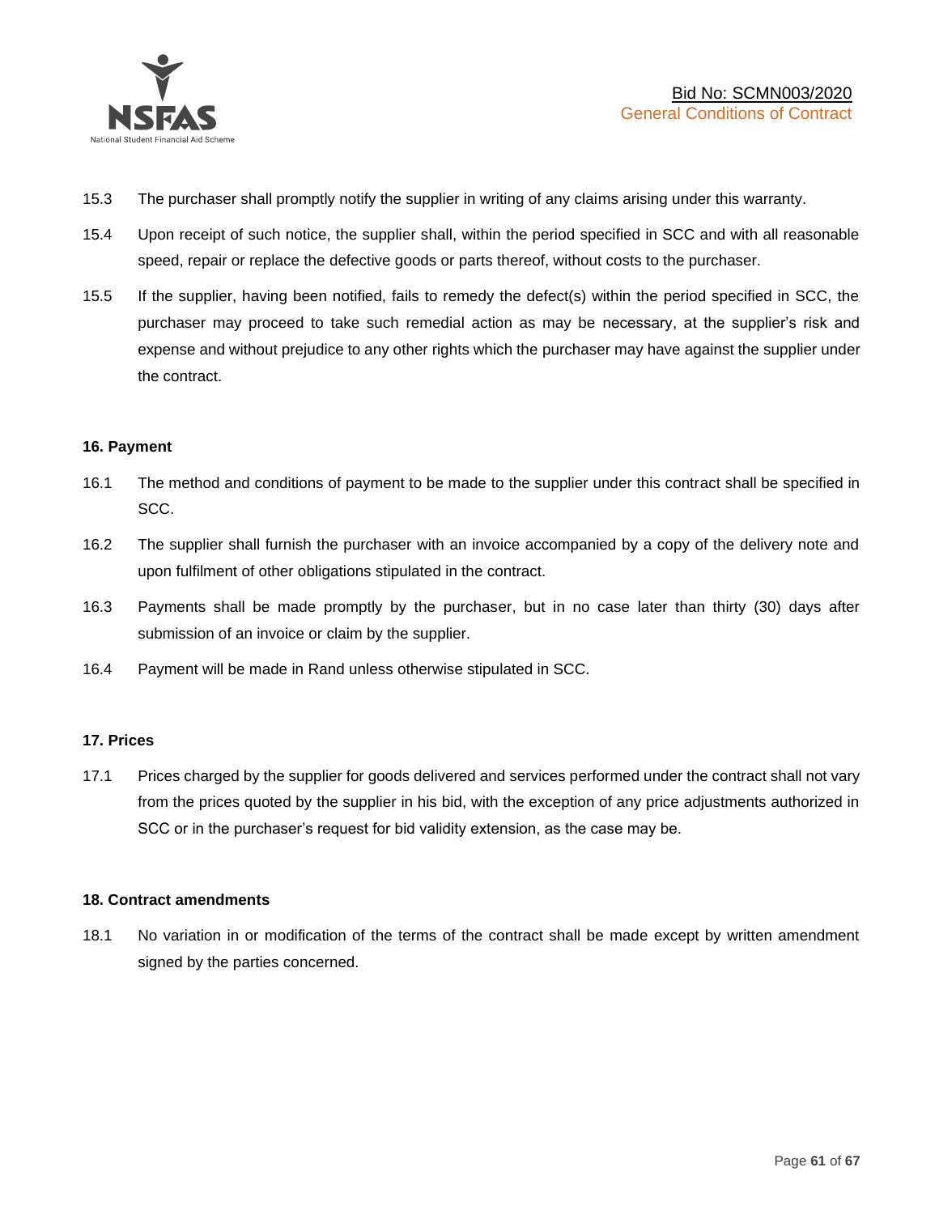15.3 The purchaser shall promptly notify the supplier in writing of any claims arising under this warranty.

15.4 Upon receipt of such notice, the supplier shall, within the period specified in SCC and with all reasonable speed, repair or replace the defective goods or parts thereof, without costs to the purchaser.

15.5 If the supplier, having been notified, fails to remedy the defect(s) within the period specified in SCC, the purchaser may proceed to take such remedial action as may be necessary, at the supplier's risk and expense and without prejudice to any other rights which the purchaser may have against the supplier under the contract.

**16. Payment**

16.1 The method and conditions of payment to be made to the supplier under this contract shall be specified in SCC.

16.2 The supplier shall furnish the purchaser with an invoice accompanied by a copy of the delivery note and upon fulfilment of other obligations stipulated in the contract.

16.3 Payments shall be made promptly by the purchaser, but in no case later than thirty (30) days after submission of an invoice or claim by the supplier.

16.4 Payment will be made in Rand unless otherwise stipulated in SCC.

**17. Prices**

17.1 Prices charged by the supplier for goods delivered and services performed under the contract shall not vary from the prices quoted by the supplier in his bid, with the exception of any price adjustments authorized in SCC or in the purchaser's request for bid validity extension, as the case may be.

**18. Contract amendments**

18.1 No variation in or modification of the terms of the contract shall be made except by written amendment signed by the parties concerned.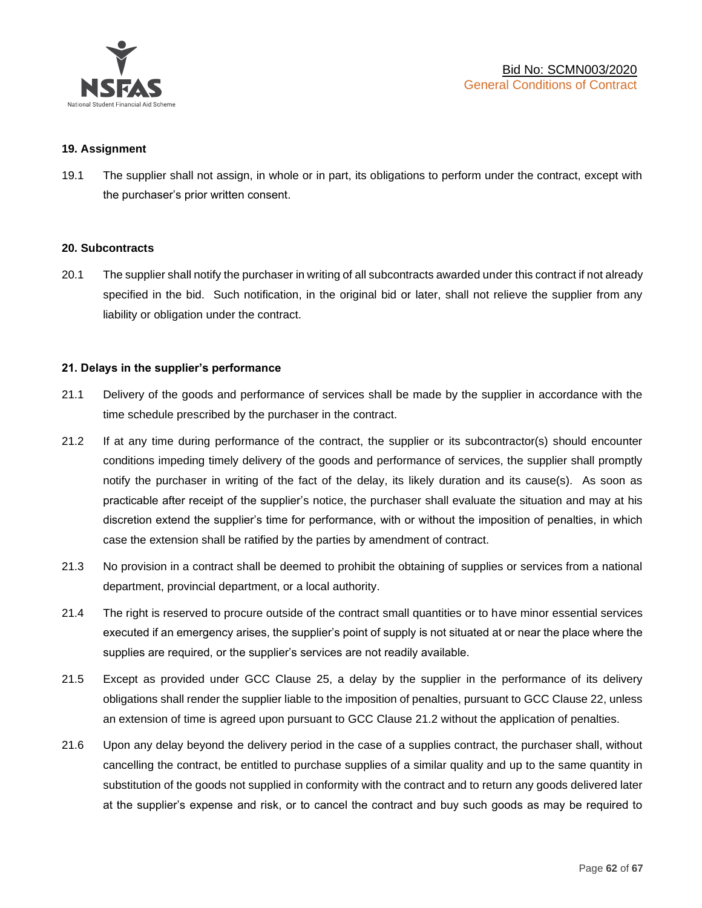## 19. Assignment

19.1 The supplier shall not assign, in whole or in part, its obligations to perform under the contract, except with the purchaser's prior written consent.

## 20. Subcontracts

20.1 The supplier shall notify the purchaser in writing of all subcontracts awarded under this contract if not already specified in the bid. Such notification, in the original bid or later, shall not relieve the supplier from any liability or obligation under the contract.

## 21. Delays in the supplier's performance

21.1 Delivery of the goods and performance of services shall be made by the supplier in accordance with the time schedule prescribed by the purchaser in the contract.

21.2 If at any time during performance of the contract, the supplier or its subcontractor(s) should encounter conditions impeding timely delivery of the goods and performance of services, the supplier shall promptly notify the purchaser in writing of the fact of the delay, its likely duration and its cause(s). As soon as practicable after receipt of the supplier's notice, the purchaser shall evaluate the situation and may at his discretion extend the supplier's time for performance, with or without the imposition of penalties, in which case the extension shall be ratified by the parties by amendment of contract.

21.3 No provision in a contract shall be deemed to prohibit the obtaining of supplies or services from a national department, provincial department, or a local authority.

21.4 The right is reserved to procure outside of the contract small quantities or to have minor essential services executed if an emergency arises, the supplier's point of supply is not situated at or near the place where the supplies are required, or the supplier's services are not readily available.

21.5 Except as provided under GCC Clause 25, a delay by the supplier in the performance of its delivery obligations shall render the supplier liable to the imposition of penalties, pursuant to GCC Clause 22, unless an extension of time is agreed upon pursuant to GCC Clause 21.2 without the application of penalties.

21.6 Upon any delay beyond the delivery period in the case of a supplies contract, the purchaser shall, without cancelling the contract, be entitled to purchase supplies of a similar quality and up to the same quantity in substitution of the goods not supplied in conformity with the contract and to return any goods delivered later at the supplier's expense and risk, or to cancel the contract and buy such goods as may be required to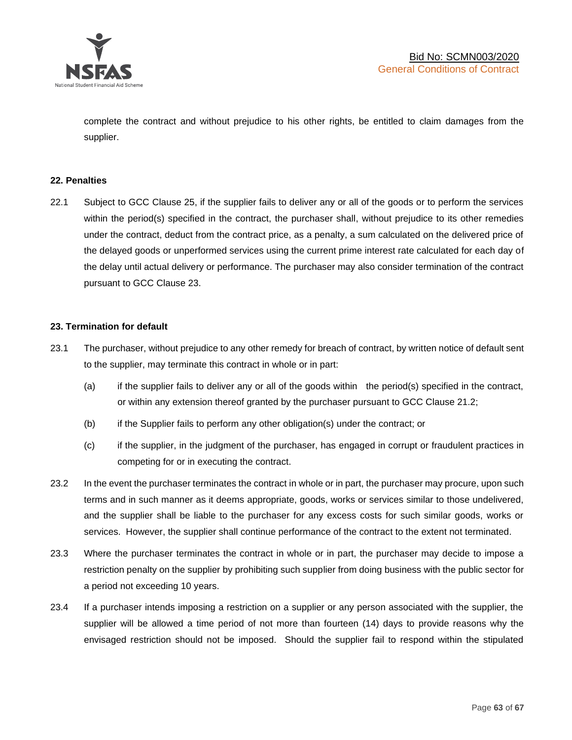complete the contract and without prejudice to his other rights, be entitled to claim damages from the supplier.

**22. Penalties**

22.1 Subject to GCC Clause 25, if the supplier fails to deliver any or all of the goods or to perform the services within the period(s) specified in the contract, the purchaser shall, without prejudice to its other remedies under the contract, deduct from the contract price, as a penalty, a sum calculated on the delivered price of the delayed goods or unperformed services using the current prime interest rate calculated for each day of the delay until actual delivery or performance. The purchaser may also consider termination of the contract pursuant to GCC Clause 23.

**23. Termination for default**

23.1 The purchaser, without prejudice to any other remedy for breach of contract, by written notice of default sent to the supplier, may terminate this contract in whole or in part:

(a) if the supplier fails to deliver any or all of the goods within the period(s) specified in the contract, or within any extension thereof granted by the purchaser pursuant to GCC Clause 21.2;

(b) if the Supplier fails to perform any other obligation(s) under the contract; or

(c) if the supplier, in the judgment of the purchaser, has engaged in corrupt or fraudulent practices in competing for or in executing the contract.

23.2 In the event the purchaser terminates the contract in whole or in part, the purchaser may procure, upon such terms and in such manner as it deems appropriate, goods, works or services similar to those undelivered, and the supplier shall be liable to the purchaser for any excess costs for such similar goods, works or services. However, the supplier shall continue performance of the contract to the extent not terminated.

23.3 Where the purchaser terminates the contract in whole or in part, the purchaser may decide to impose a restriction penalty on the supplier by prohibiting such supplier from doing business with the public sector for a period not exceeding 10 years.

23.4 If a purchaser intends imposing a restriction on a supplier or any person associated with the supplier, the supplier will be allowed a time period of not more than fourteen (14) days to provide reasons why the envisaged restriction should not be imposed. Should the supplier fail to respond within the stipulated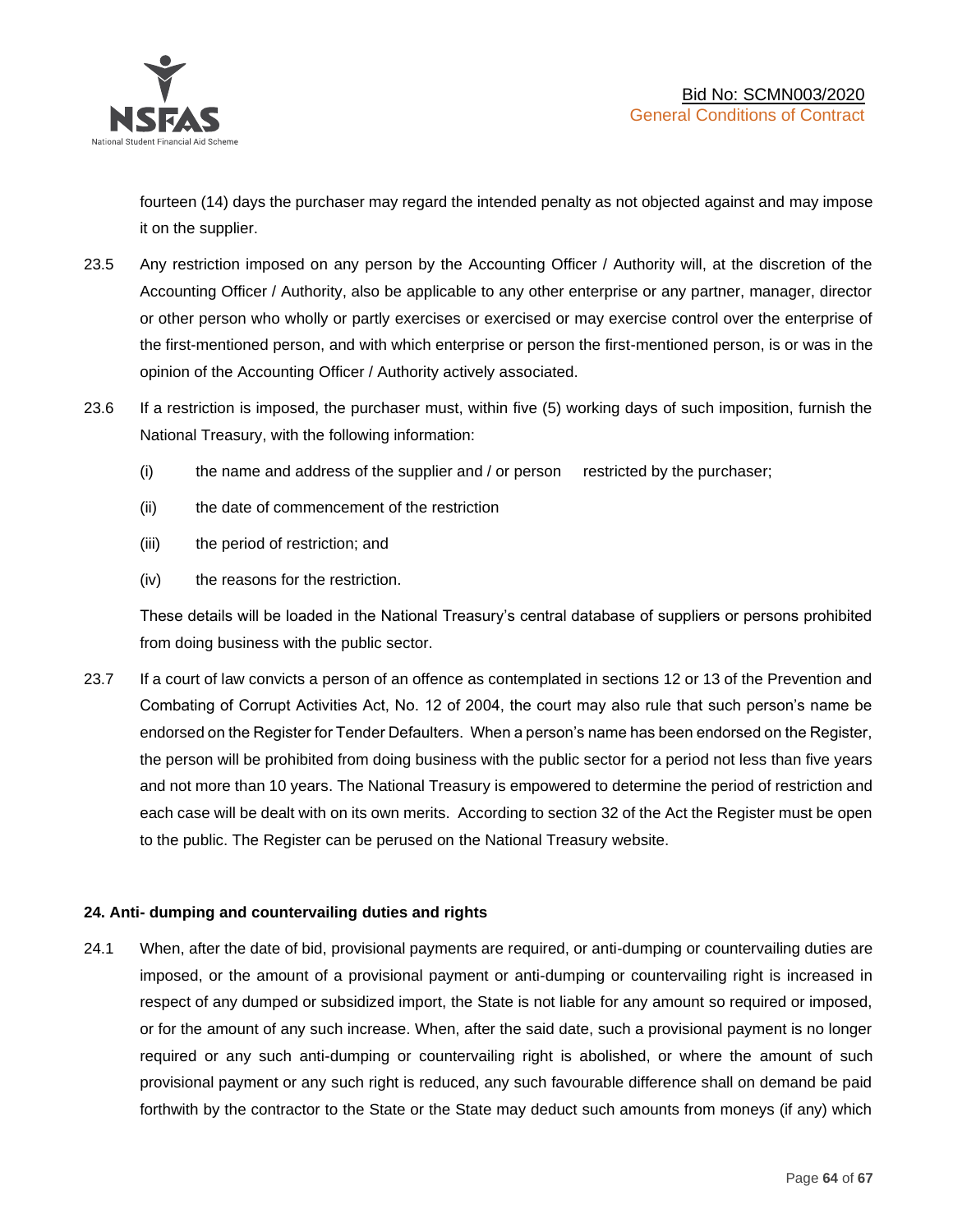fourteen (14) days the purchaser may regard the intended penalty as not objected against and may impose it on the supplier.

23.5 Any restriction imposed on any person by the Accounting Officer / Authority will, at the discretion of the Accounting Officer / Authority, also be applicable to any other enterprise or any partner, manager, director or other person who wholly or partly exercises or exercised or may exercise control over the enterprise of the first-mentioned person, and with which enterprise or person the first-mentioned person, is or was in the opinion of the Accounting Officer / Authority actively associated.

23.6 If a restriction is imposed, the purchaser must, within five (5) working days of such imposition, furnish the National Treasury, with the following information:

(i) the name and address of the supplier and / or person restricted by the purchaser;

(ii) the date of commencement of the restriction

(iii) the period of restriction; and

(iv) the reasons for the restriction.

These details will be loaded in the National Treasury's central database of suppliers or persons prohibited from doing business with the public sector.

23.7 If a court of law convicts a person of an offence as contemplated in sections 12 or 13 of the Prevention and Combating of Corrupt Activities Act, No. 12 of 2004, the court may also rule that such person's name be endorsed on the Register for Tender Defaulters. When a person's name has been endorsed on the Register, the person will be prohibited from doing business with the public sector for a period not less than five years and not more than 10 years. The National Treasury is empowered to determine the period of restriction and each case will be dealt with on its own merits. According to section 32 of the Act the Register must be open to the public. The Register can be perused on the National Treasury website.

**24. Anti- dumping and countervailing duties and rights**

24.1 When, after the date of bid, provisional payments are required, or anti-dumping or countervailing duties are imposed, or the amount of a provisional payment or anti-dumping or countervailing right is increased in respect of any dumped or subsidized import, the State is not liable for any amount so required or imposed, or for the amount of any such increase. When, after the said date, such a provisional payment is no longer required or any such anti-dumping or countervailing right is abolished, or where the amount of such provisional payment or any such right is reduced, any such favourable difference shall on demand be paid forthwith by the contractor to the State or the State may deduct such amounts from moneys (if any) which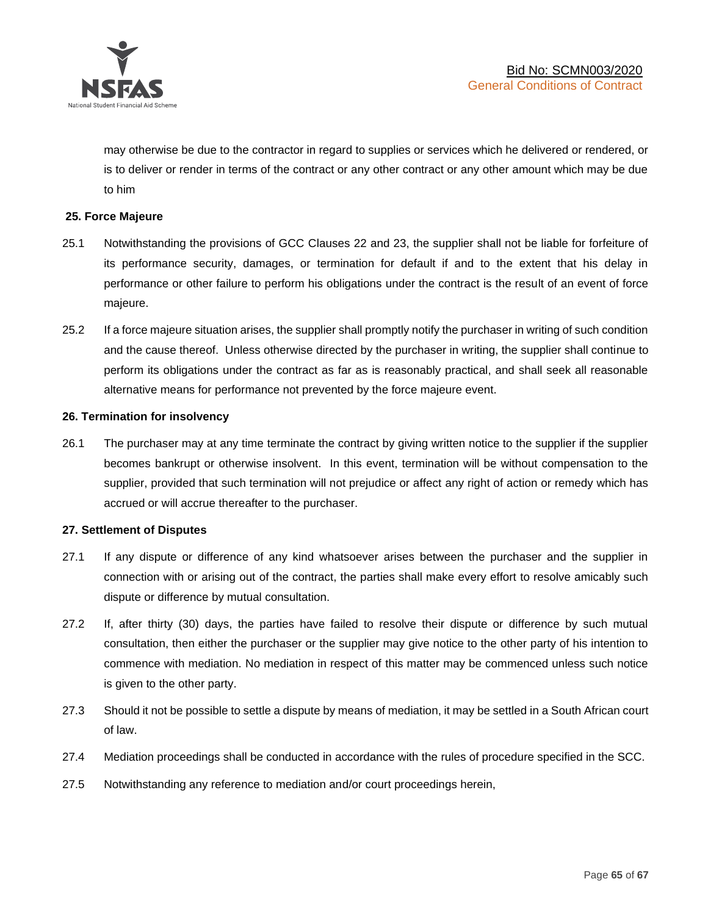may otherwise be due to the contractor in regard to supplies or services which he delivered or rendered, or is to deliver or render in terms of the contract or any other contract or any other amount which may be due to him

**25. Force Majeure**

25.1 Notwithstanding the provisions of GCC Clauses 22 and 23, the supplier shall not be liable for forfeiture of its performance security, damages, or termination for default if and to the extent that his delay in performance or other failure to perform his obligations under the contract is the result of an event of force majeure.

25.2 If a force majeure situation arises, the supplier shall promptly notify the purchaser in writing of such condition and the cause thereof. Unless otherwise directed by the purchaser in writing, the supplier shall continue to perform its obligations under the contract as far as is reasonably practical, and shall seek all reasonable alternative means for performance not prevented by the force majeure event.

**26. Termination for insolvency**

26.1 The purchaser may at any time terminate the contract by giving written notice to the supplier if the supplier becomes bankrupt or otherwise insolvent. In this event, termination will be without compensation to the supplier, provided that such termination will not prejudice or affect any right of action or remedy which has accrued or will accrue thereafter to the purchaser.

**27. Settlement of Disputes**

27.1 If any dispute or difference of any kind whatsoever arises between the purchaser and the supplier in connection with or arising out of the contract, the parties shall make every effort to resolve amicably such dispute or difference by mutual consultation.

27.2 If, after thirty (30) days, the parties have failed to resolve their dispute or difference by such mutual consultation, then either the purchaser or the supplier may give notice to the other party of his intention to commence with mediation. No mediation in respect of this matter may be commenced unless such notice is given to the other party.

27.3 Should it not be possible to settle a dispute by means of mediation, it may be settled in a South African court of law.

27.4 Mediation proceedings shall be conducted in accordance with the rules of procedure specified in the SCC.

27.5 Notwithstanding any reference to mediation and/or court proceedings herein,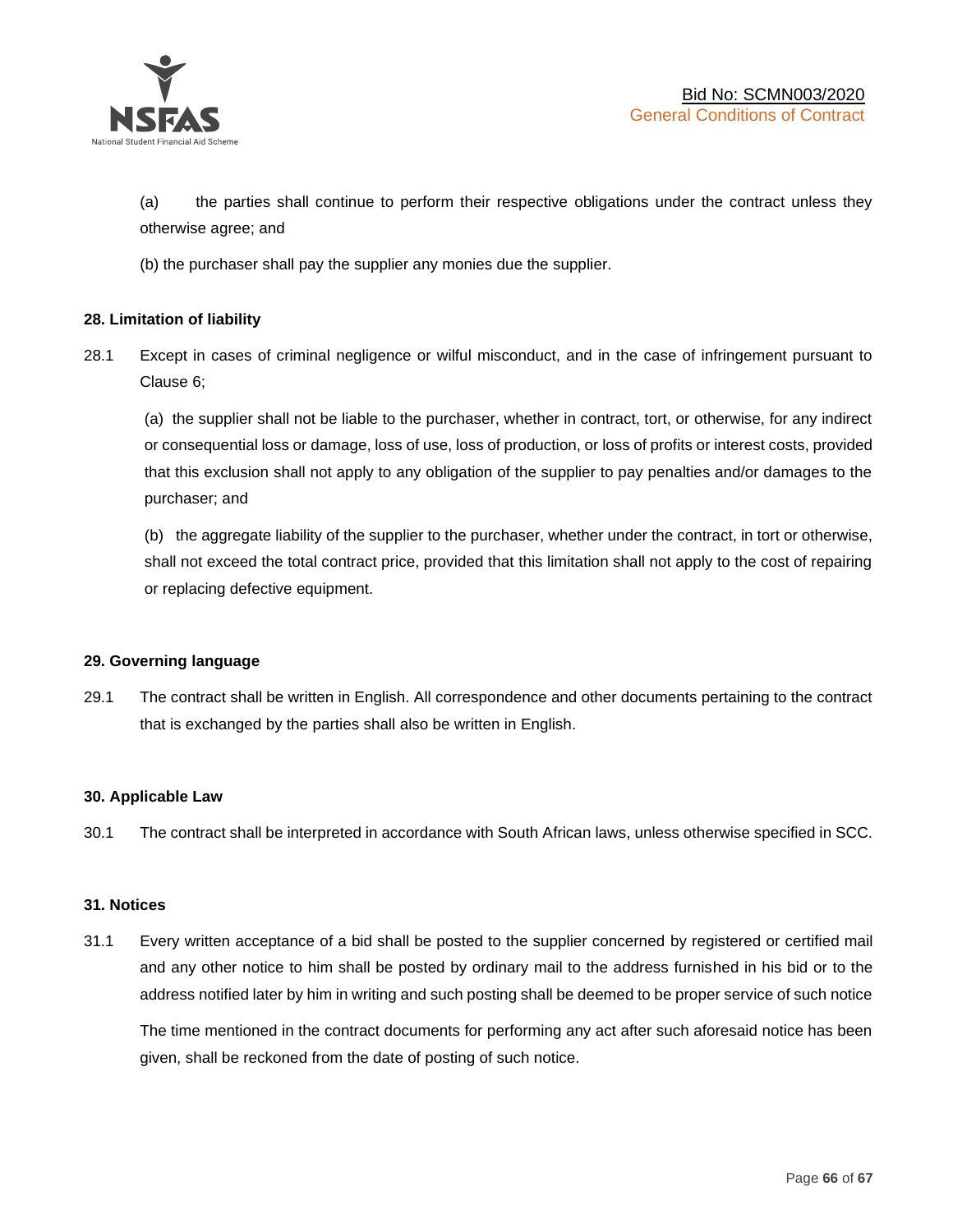(a) the parties shall continue to perform their respective obligations under the contract unless they otherwise agree; and

(b) the purchaser shall pay the supplier any monies due the supplier.

**28. Limitation of liability**

28.1 Except in cases of criminal negligence or wilful misconduct, and in the case of infringement pursuant to Clause 6;

(a) the supplier shall not be liable to the purchaser, whether in contract, tort, or otherwise, for any indirect or consequential loss or damage, loss of use, loss of production, or loss of profits or interest costs, provided that this exclusion shall not apply to any obligation of the supplier to pay penalties and/or damages to the purchaser; and

(b) the aggregate liability of the supplier to the purchaser, whether under the contract, in tort or otherwise, shall not exceed the total contract price, provided that this limitation shall not apply to the cost of repairing or replacing defective equipment.

**29. Governing language**

29.1 The contract shall be written in English. All correspondence and other documents pertaining to the contract that is exchanged by the parties shall also be written in English.

**30. Applicable Law**

30.1 The contract shall be interpreted in accordance with South African laws, unless otherwise specified in SCC.

**31. Notices**

31.1 Every written acceptance of a bid shall be posted to the supplier concerned by registered or certified mail and any other notice to him shall be posted by ordinary mail to the address furnished in his bid or to the address notified later by him in writing and such posting shall be deemed to be proper service of such notice

The time mentioned in the contract documents for performing any act after such aforesaid notice has been given, shall be reckoned from the date of posting of such notice.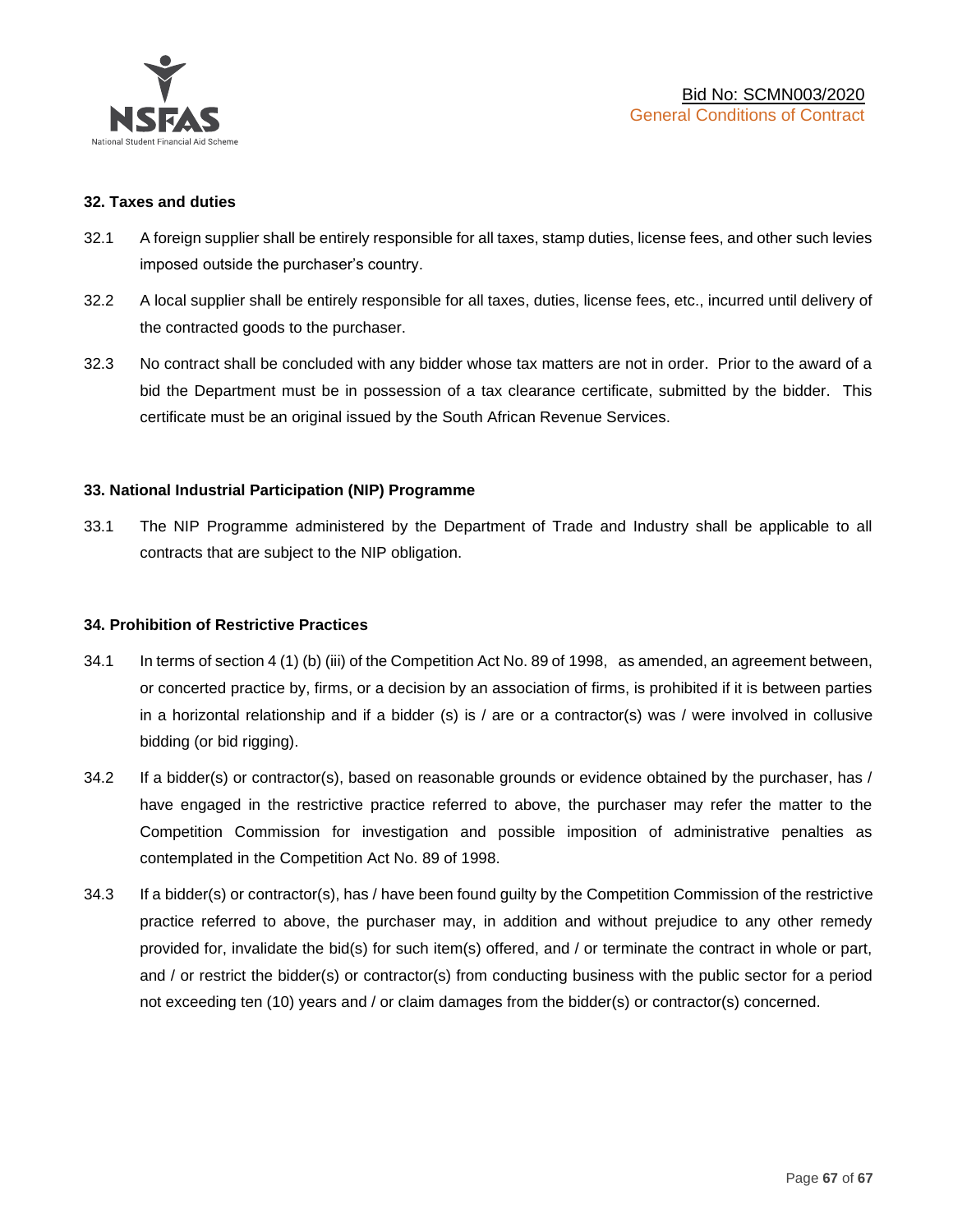### 32. Taxes and duties

32.1 A foreign supplier shall be entirely responsible for all taxes, stamp duties, license fees, and other such levies imposed outside the purchaser's country.

32.2 A local supplier shall be entirely responsible for all taxes, duties, license fees, etc., incurred until delivery of the contracted goods to the purchaser.

32.3 No contract shall be concluded with any bidder whose tax matters are not in order. Prior to the award of a bid the Department must be in possession of a tax clearance certificate, submitted by the bidder. This certificate must be an original issued by the South African Revenue Services.

### 33. National Industrial Participation (NIP) Programme

33.1 The NIP Programme administered by the Department of Trade and Industry shall be applicable to all contracts that are subject to the NIP obligation.

### 34. Prohibition of Restrictive Practices

34.1 In terms of section 4 (1) (b) (iii) of the Competition Act No. 89 of 1998, as amended, an agreement between, or concerted practice by, firms, or a decision by an association of firms, is prohibited if it is between parties in a horizontal relationship and if a bidder (s) is / are or a contractor(s) was / were involved in collusive bidding (or bid rigging).

34.2 If a bidder(s) or contractor(s), based on reasonable grounds or evidence obtained by the purchaser, has / have engaged in the restrictive practice referred to above, the purchaser may refer the matter to the Competition Commission for investigation and possible imposition of administrative penalties as contemplated in the Competition Act No. 89 of 1998.

34.3 If a bidder(s) or contractor(s), has / have been found guilty by the Competition Commission of the restrictive practice referred to above, the purchaser may, in addition and without prejudice to any other remedy provided for, invalidate the bid(s) for such item(s) offered, and / or terminate the contract in whole or part, and / or restrict the bidder(s) or contractor(s) from conducting business with the public sector for a period not exceeding ten (10) years and / or claim damages from the bidder(s) or contractor(s) concerned.